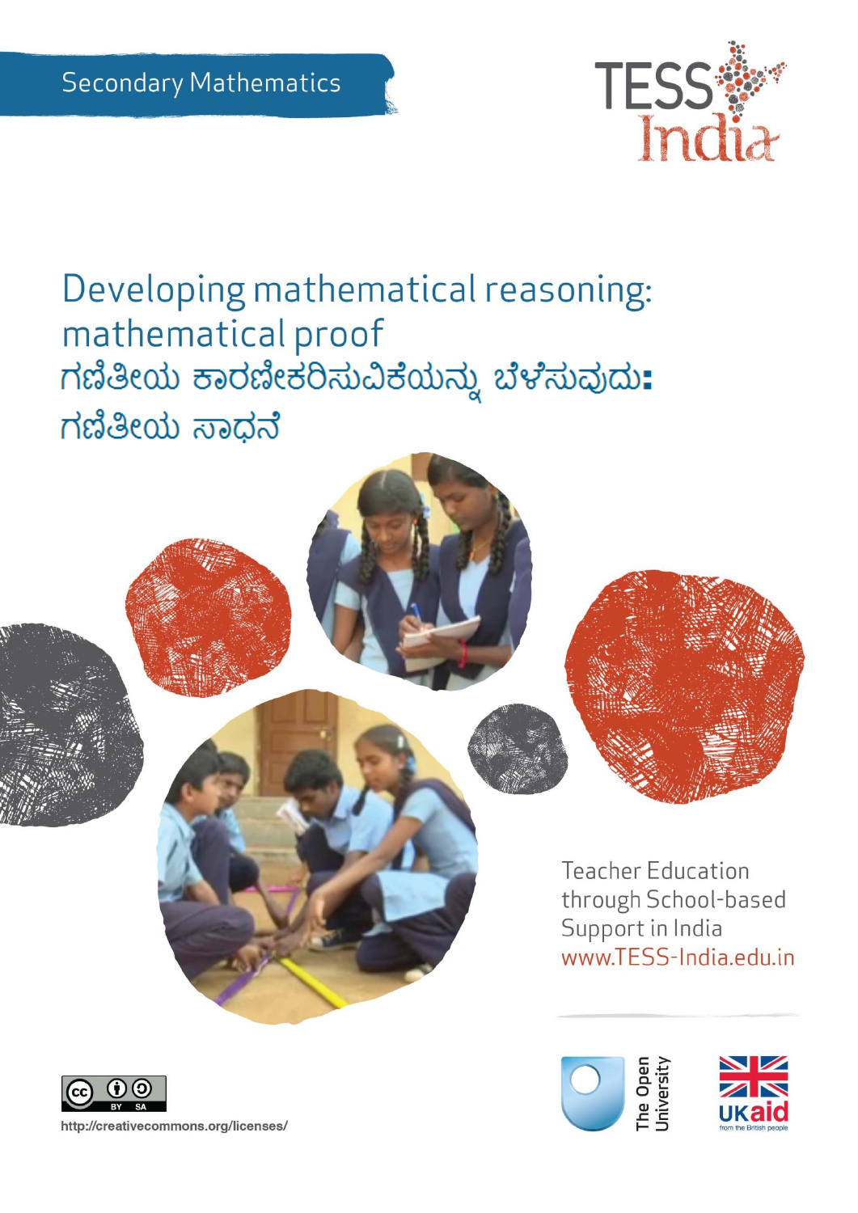Secondary Mathematics

TESS India

# Developing mathematical reasoning: mathematical proof

# ಗಣಿತೀಯ ಕಾರಣೀಕರಿಸುವಿಕೆಯನ್ನು ಬೆಳೆಸುವುದು: ಗಣಿತೀಯ ಸಾಧನೆ

Teacher Education through School-based Support in India

www.TESS-India.edu.in

http://creativecommons.org/licenses/

The Open University

UKaid from the British people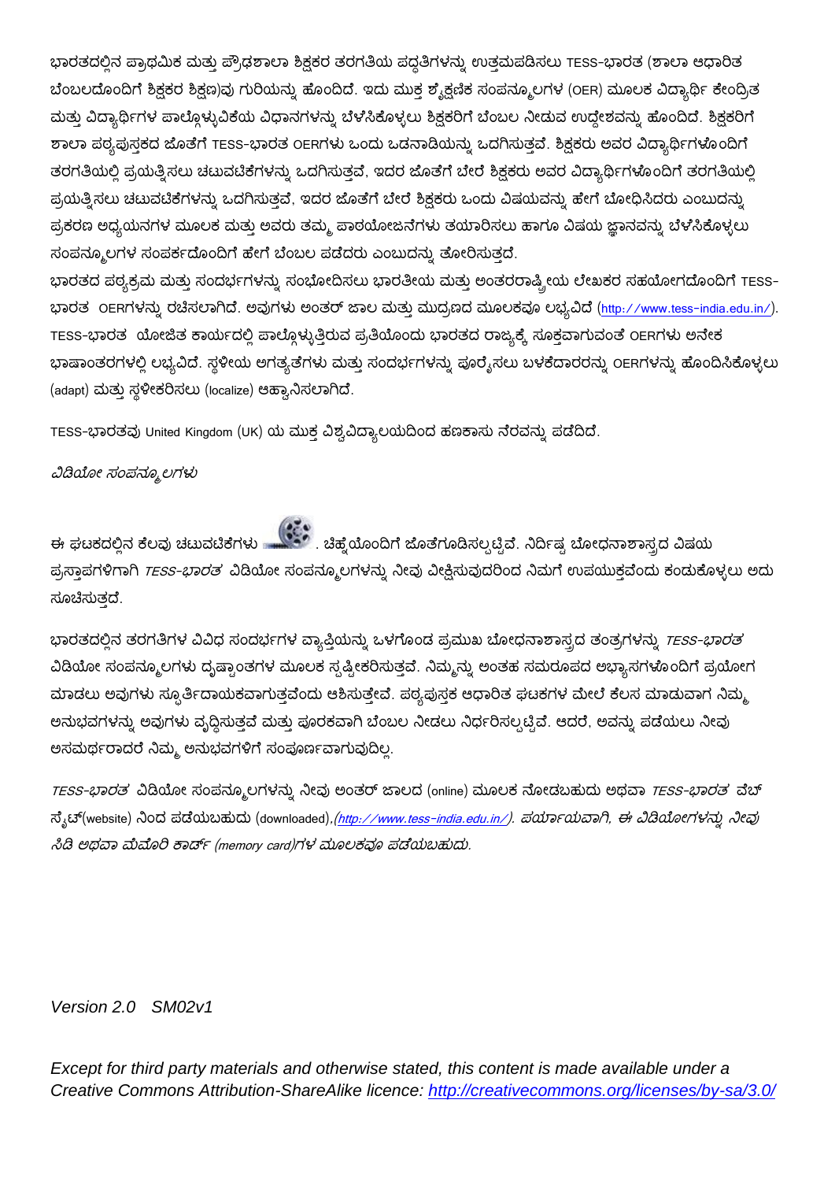ಭಾರತದಲ್ಲಿನ ಪ್ರಾಥಮಿಕ ಮತ್ತು ಪ್ರೌಢಶಾಲಾ ಶಿಕ್ಷಕರ ತರಗತಿಯ ಪದ್ಧತಿಗಳನ್ನು ಉತ್ತಮಪಡಿಸಲು TESS-ಭಾರತ (ಶಾಲಾ ಆಧಾರಿತ ಬೆಂಬಲದೊಂದಿಗೆ ಶಿಕ್ಷಕರ ಶಿಕ್ಷಣ)ವು ಗುರಿಯನ್ನು ಹೊಂದಿದೆ. ಇದು ಮುಕ್ತ ಶೈಕ್ಷಣಿಕ ಸಂಪನ್ಮೂಲಗಳ (OER) ಮೂಲಕ ವಿದ್ಯಾರ್ಥಿ ಕೇಂದ್ರಿತ ಮತ್ತು ವಿದ್ಯಾರ್ಥಿಗಳ ಪಾಲ್ಗೊಳ್ಳುವಿಕೆಯ ವಿಧಾನಗಳನ್ನು ಬೆಳೆಸಿಕೊಳ್ಳಲು ಶಿಕ್ಷಕರಿಗೆ ಬೆಂಬಲ ನೀಡುವ ಉದ್ದೇಶವನ್ನು ಹೊಂದಿದೆ. ಶಿಕ್ಷಕರಿಗೆ ಶಾಲಾ ಪಠ್ಯಪುಸ್ತಕದ ಜೊತೆಗೆ TESS-ಭಾರತ OERಗಳು ಒಂದು ಒಡನಾಡಿಯನ್ನು ಒದಗಿಸುತ್ತವೆ. ಶಿಕ್ಷಕರು ಅವರ ವಿದ್ಯಾರ್ಥಿಗಳೊಂದಿಗೆ ತರಗತಿಯಲ್ಲಿ ಪ್ರಯತ್ನಿಸಲು ಚಟುವಟಿಕೆಗಳನ್ನು ಒದಗಿಸುತ್ತವೆ, ಇದರ ಜೊತೆಗೆ ಬೇರೆ ಶಿಕ್ಷಕರು ಅವರ ವಿದ್ಯಾರ್ಥಿಗಳೊಂದಿಗೆ ತರಗತಿಯಲ್ಲಿ ಪ್ರಯತ್ನಿಸಲು ಚಟುವಟಿಕೆಗಳನ್ನು ಒದಗಿಸುತ್ತವೆ, ಇದರ ಜೊತೆಗೆ ಬೇರೆ ಶಿಕ್ಷಕರು ಒಂದು ವಿಷಯವನ್ನು ಹೇಗೆ ಬೋಧಿಸಿದರು ಎಂಬುದನ್ನು ಪ್ರಕರಣ ಅಧ್ಯಯನಗಳ ಮೂಲಕ ಮತ್ತು ಅವರು ತಮ್ಮ ಪಾಠಯೋಜನೆಗಳು ತಯಾರಿಸಲು ಹಾಗೂ ವಿಷಯ ಜ್ಞಾನವನ್ನು ಬೆಳೆಸಿಕೊಳ್ಳಲು ಸಂಪನ್ಮೂಲಗಳ ಸಂಪರ್ಕದೊಂದಿಗೆ ಹೇಗೆ ಬೆಂಬಲ ಪಡೆದರು ಎಂಬುದನ್ನು ತೋರಿಸುತ್ತದೆ.

ಭಾರತದ ಪಠ್ಯಕ್ರಮ ಮತ್ತು ಸಂದರ್ಭಗಳನ್ನು ಸಂಭೋದಿಸಲು ಭಾರತೀಯ ಮತ್ತು ಅಂತರರಾಷ್ಟ್ರೀಯ ಲೇಖಕರ ಸಹಯೋಗದೊಂದಿಗೆ TESS-ಭಾರತ OERಗಳನ್ನು ರಚಿಸಲಾಗಿದೆ. ಅವುಗಳು ಅಂತರ್ ಜಾಲ ಮತ್ತು ಮುದ್ರಣದ ಮೂಲಕವೂ ಲಭ್ಯವಿದೆ (http://www.tess-india.edu.in/). TESS-ಭಾರತ ಯೋಜಿತ ಕಾರ್ಯದಲ್ಲಿ ಪಾಲ್ಗೊಳ್ಳುತ್ತಿರುವ ಪ್ರತಿಯೊಂದು ಭಾರತದ ರಾಜ್ಯಕ್ಕೆ ಸೂಕ್ತವಾಗುವಂತೆ OERಗಳು ಅನೇಕ ಭಾಷಾಂತರಗಳಲ್ಲಿ ಲಭ್ಯವಿದೆ. ಸ್ಥಳೀಯ ಅಗತ್ಯತೆಗಳು ಮತ್ತು ಸಂದರ್ಭಗಳನ್ನು ಪೂರೈಸಲು ಬಳಕೆದಾರರನ್ನು OERಗಳನ್ನು ಹೊಂದಿಸಿಕೊಳ್ಳಲು (adapt) ಮತ್ತು ಸ್ಥಳೀಕರಿಸಲು (localize) ಆಹ್ವಾನಿಸಲಾಗಿದೆ.

TESS-ಭಾರತವು United Kingdom (UK) ಯ ಮುಕ್ತ ವಿಶ್ವವಿದ್ಯಾಲಯದಿಂದ ಹಣಕಾಸು ನೆರವನ್ನು ಪಡೆದಿದೆ.

*ವಿಡಿಯೋ ಸಂಪನ್ಮೂಲಗಳು*

ಈ ಘಟಕದಲ್ಲಿನ ಕೆಲವು ಚಟುವಟಿಕೆಗಳು . ಚಿಹ್ನೆಯೊಂದಿಗೆ ಜೊತೆಗೂಡಿಸಲ್ಪಟ್ಟಿವೆ. ನಿರ್ದಿಷ್ಟ ಬೋಧನಾಶಾಸ್ತ್ರದ ವಿಷಯ ಪ್ರಸ್ತಾಪಗಳಿಗಾಗಿ *TESS-ಭಾರತ* ವಿಡಿಯೋ ಸಂಪನ್ಮೂಲಗಳನ್ನು ನೀವು ವೀಕ್ಷಿಸುವುದರಿಂದ ನಿಮಗೆ ಉಪಯುಕ್ತವೆಂದು ಕಂಡುಕೊಳ್ಳಲು ಅದು ಸೂಚಿಸುತ್ತದೆ.

ಭಾರತದಲ್ಲಿನ ತರಗತಿಗಳ ವಿವಿಧ ಸಂದರ್ಭಗಳ ವ್ಯಾಪ್ತಿಯನ್ನು ಒಳಗೊಂಡ ಪ್ರಮುಖ ಬೋಧನಾಶಾಸ್ತ್ರದ ತಂತ್ರಗಳನ್ನು *TESS-ಭಾರತ* ವಿಡಿಯೋ ಸಂಪನ್ಮೂಲಗಳು ದೃಷ್ಟಾಂತಗಳ ಮೂಲಕ ಸ್ಪಷ್ಟೀಕರಿಸುತ್ತವೆ. ನಿಮ್ಮನ್ನು ಅಂತಹ ಸಮರೂಪದ ಅಭ್ಯಾಸಗಳೊಂದಿಗೆ ಪ್ರಯೋಗ ಮಾಡಲು ಅವುಗಳು ಸ್ಫೂರ್ತಿದಾಯಕವಾಗುತ್ತವೆಂದು ಆಶಿಸುತ್ತೇವೆ. ಪಠ್ಯಪುಸ್ತಕ ಆಧಾರಿತ ಘಟಕಗಳ ಮೇಲೆ ಕೆಲಸ ಮಾಡುವಾಗ ನಿಮ್ಮ ಅನುಭವಗಳನ್ನು ಅವುಗಳು ವೃದ್ಧಿಸುತ್ತವೆ ಮತ್ತು ಪೂರಕವಾಗಿ ಬೆಂಬಲ ನೀಡಲು ನಿರ್ಧರಿಸಲ್ಪಟ್ಟಿವೆ. ಆದರೆ, ಅವನ್ನು ಪಡೆಯಲು ನೀವು ಅಸಮರ್ಥರಾದರೆ ನಿಮ್ಮ ಅನುಭವಗಳಿಗೆ ಸಂಪೂರ್ಣವಾಗುವುದಿಲ್ಲ.

*TESS-ಭಾರತ* ವಿಡಿಯೋ ಸಂಪನ್ಮೂಲಗಳನ್ನು ನೀವು ಅಂತರ್ ಜಾಲದ (online) ಮೂಲಕ ನೋಡಬಹುದು ಅಥವಾ *TESS-ಭಾರತ* ವೆಬ್ ಸೈಟ್(website) ನಿಂದ ಪಡೆಯಬಹುದು (downloaded),*(http://www.tess-india.edu.in/). ಪರ್ಯಾಯವಾಗಿ, ಈ ವಿಡಿಯೋಗಳನ್ನು ನೀವು ಸಿಡಿ ಅಥವಾ ಮೆಮೊರಿ ಕಾರ್ಡ್ (memory card)ಗಳ ಮೂಲಕವೂ ಪಡೆಯಬಹುದು.*

*Version 2.0 SM02v1*

*Except for third party materials and otherwise stated, this content is made available under a Creative Commons Attribution-ShareAlike licence: http://creativecommons.org/licenses/by-sa/3.0/*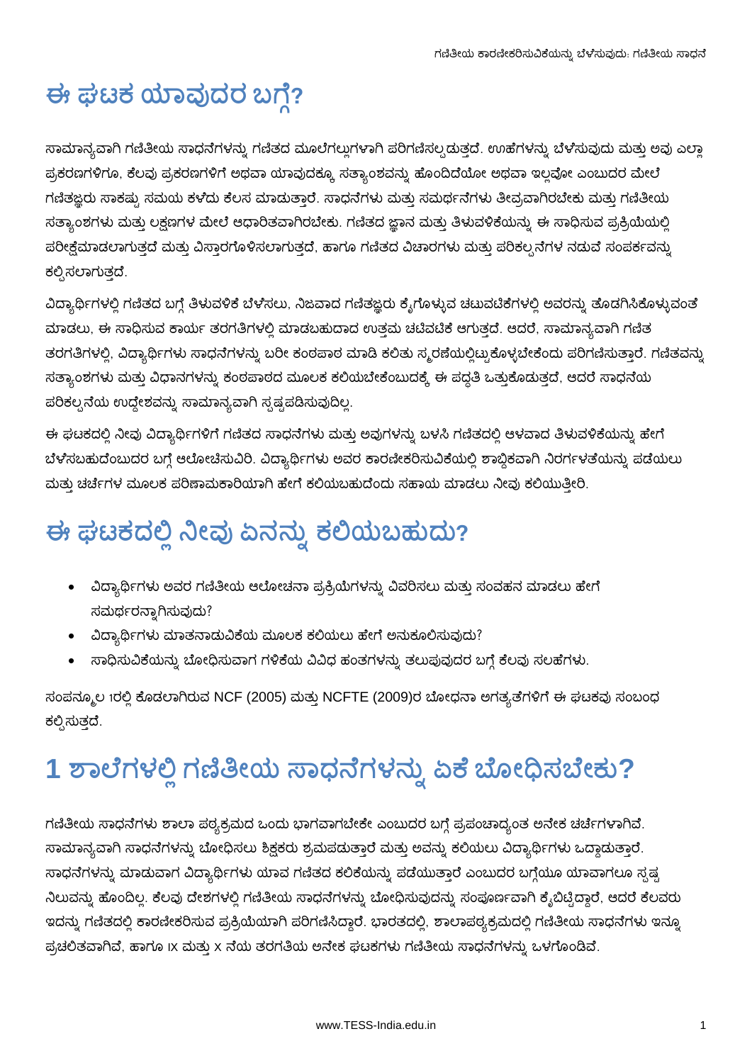# ಈ ಘಟಕ ಯಾವುದರ ಬಗ್ಗೆ?

ಸಾಮಾನ್ಯವಾಗಿ ಗಣಿತೀಯ ಸಾಧನೆಗಳನ್ನು ಗಣಿತದ ಮೂಲೆಗಲ್ಲುಗಳಾಗಿ ಪರಿಗಣಿಸಲ್ಪಡುತ್ತದೆ. ಊಹೆಗಳನ್ನು ಬೆಳೆಸುವುದು ಮತ್ತು ಅವು ಎಲ್ಲಾ ಪ್ರಕರಣಗಳಿಗೂ, ಕೆಲವು ಪ್ರಕರಣಗಳಿಗೆ ಅಥವಾ ಯಾವುದಕ್ಕೂ ಸತ್ಯಾಂಶವನ್ನು ಹೊಂದಿದೆಯೋ ಅಥವಾ ಇಲ್ಲವೋ ಎಂಬುದರ ಮೇಲೆ ಗಣಿತಜ್ಞರು ಸಾಕಷ್ಟು ಸಮಯ ಕಳೆದು ಕೆಲಸ ಮಾಡುತ್ತಾರೆ. ಸಾಧನೆಗಳು ಮತ್ತು ಸಮರ್ಥನೆಗಳು ತೀವ್ರವಾಗಿರಬೇಕು ಮತ್ತು ಗಣಿತೀಯ ಸತ್ಯಾಂಶಗಳು ಮತ್ತು ಲಕ್ಷಣಗಳ ಮೇಲೆ ಆಧಾರಿತವಾಗಿರಬೇಕು. ಗಣಿತದ ಜ್ಞಾನ ಮತ್ತು ತಿಳುವಳಿಕೆಯನ್ನು ಈ ಸಾಧಿಸುವ ಪ್ರಕ್ರಿಯೆಯಲ್ಲಿ ಪರೀಕ್ಷೆಮಾಡಲಾಗುತ್ತದೆ ಮತ್ತು ವಿಸ್ತಾರಗೊಳಿಸಲಾಗುತ್ತದೆ, ಹಾಗೂ ಗಣಿತದ ವಿಚಾರಗಳು ಮತ್ತು ಪರಿಕಲ್ಪನೆಗಳ ನಡುವೆ ಸಂಪರ್ಕವನ್ನು ಕಲ್ಪಿಸಲಾಗುತ್ತದೆ.

ವಿದ್ಯಾರ್ಥಿಗಳಲ್ಲಿ ಗಣಿತದ ಬಗ್ಗೆ ತಿಳುವಳಿಕೆ ಬೆಳೆಸಲು, ನಿಜವಾದ ಗಣಿತಜ್ಞರು ಕೈಗೊಳ್ಳುವ ಚಟುವಟಿಕೆಗಳಲ್ಲಿ ಅವರನ್ನು ತೊಡಗಿಸಿಕೊಳ್ಳುವಂತೆ ಮಾಡಲು, ಈ ಸಾಧಿಸುವ ಕಾರ್ಯ ತರಗತಿಗಳಲ್ಲಿ ಮಾಡಬಹುದಾದ ಉತ್ತಮ ಚಟಿವಟಿಕೆ ಆಗುತ್ತದೆ. ಆದರೆ, ಸಾಮಾನ್ಯವಾಗಿ ಗಣಿತ ತರಗತಿಗಳಲ್ಲಿ, ವಿದ್ಯಾರ್ಥಿಗಳು ಸಾಧನೆಗಳನ್ನು ಬರೀ ಕಂಠಪಾಠ ಮಾಡಿ ಕಲಿತು ಸ್ಮರಣೆಯಲ್ಲಿಟ್ಟುಕೊಳ್ಳಬೇಕೆಂದು ಪರಿಗಣಿಸುತ್ತಾರೆ. ಗಣಿತವನ್ನು ಸತ್ಯಾಂಶಗಳು ಮತ್ತು ವಿಧಾನಗಳನ್ನು ಕಂಠಪಾಠದ ಮೂಲಕ ಕಲಿಯಬೇಕೆಂಬುದಕ್ಕೆ ಈ ಪದ್ಧತಿ ಒತ್ತುಕೊಡುತ್ತದೆ, ಆದರೆ ಸಾಧನೆಯ ಪರಿಕಲ್ಪನೆಯ ಉದ್ದೇಶವನ್ನು ಸಾಮಾನ್ಯವಾಗಿ ಸ್ಪಷ್ಟಪಡಿಸುವುದಿಲ್ಲ.

ಈ ಘಟಕದಲ್ಲಿ ನೀವು ವಿದ್ಯಾರ್ಥಿಗಳಿಗೆ ಗಣಿತದ ಸಾಧನೆಗಳು ಮತ್ತು ಅವುಗಳನ್ನು ಬಳಸಿ ಗಣಿತದಲ್ಲಿ ಆಳವಾದ ತಿಳುವಳಿಕೆಯನ್ನು ಹೇಗೆ ಬೆಳೆಸಬಹುದೆಂಬುದರ ಬಗ್ಗೆ ಆಲೋಚಿಸುವಿರಿ. ವಿದ್ಯಾರ್ಥಿಗಳು ಅವರ ಕಾರಣೀಕರಿಸುವಿಕೆಯಲ್ಲಿ ಶಾಬ್ದಿಕವಾಗಿ ನಿರರ್ಗಳತೆಯನ್ನು ಪಡೆಯಲು ಮತ್ತು ಚರ್ಚೆಗಳ ಮೂಲಕ ಪರಿಣಾಮಕಾರಿಯಾಗಿ ಹೇಗೆ ಕಲಿಯಬಹುದೆಂದು ಸಹಾಯ ಮಾಡಲು ನೀವು ಕಲಿಯುತ್ತೀರಿ.

# ಈ ಘಟಕದಲ್ಲಿ ನೀವು ಏನನ್ನು ಕಲಿಯಬಹುದು?

- ವಿದ್ಯಾರ್ಥಿಗಳು ಅವರ ಗಣಿತೀಯ ಆಲೋಚನಾ ಪ್ರಕ್ರಿಯೆಗಳನ್ನು ವಿವರಿಸಲು ಮತ್ತು ಸಂವಹನ ಮಾಡಲು ಹೇಗೆ ಸಮರ್ಥರನ್ನಾಗಿಸುವುದು?
- ವಿದ್ಯಾರ್ಥಿಗಳು ಮಾತನಾಡುವಿಕೆಯ ಮೂಲಕ ಕಲಿಯಲು ಹೇಗೆ ಅನುಕೂಲಿಸುವುದು?
- ಸಾಧಿಸುವಿಕೆಯನ್ನು ಬೋಧಿಸುವಾಗ ಗಳಿಕೆಯ ವಿವಿಧ ಹಂತಗಳನ್ನು ತಲುಪುವುದರ ಬಗ್ಗೆ ಕೆಲವು ಸಲಹೆಗಳು.

ಸಂಪನ್ಮೂಲ 1ರಲ್ಲಿ ಕೊಡಲಾಗಿರುವ NCF (2005) ಮತ್ತು NCFTE (2009)ರ ಬೋಧನಾ ಅಗತ್ಯತೆಗಳಿಗೆ ಈ ಘಟಕವು ಸಂಬಂಧ ಕಲ್ಪಿಸುತ್ತದೆ.

# 1 ಶಾಲೆಗಳಲ್ಲಿ ಗಣಿತೀಯ ಸಾಧನೆಗಳನ್ನು ಏಕೆ ಬೋಧಿಸಬೇಕು?

ಗಣಿತೀಯ ಸಾಧನೆಗಳು ಶಾಲಾ ಪಠ್ಯಕ್ರಮದ ಒಂದು ಭಾಗವಾಗಬೇಕೇ ಎಂಬುದರ ಬಗ್ಗೆ ಪ್ರಪಂಚಾದ್ಯಂತ ಅನೇಕ ಚರ್ಚೆಗಳಾಗಿವೆ. ಸಾಮಾನ್ಯವಾಗಿ ಸಾಧನೆಗಳನ್ನು ಬೋಧಿಸಲು ಶಿಕ್ಷಕರು ಶ್ರಮಪಡುತ್ತಾರೆ ಮತ್ತು ಅವನ್ನು ಕಲಿಯಲು ವಿದ್ಯಾರ್ಥಿಗಳು ಒದ್ದಾಡುತ್ತಾರೆ. ಸಾಧನೆಗಳನ್ನು ಮಾಡುವಾಗ ವಿದ್ಯಾರ್ಥಿಗಳು ಯಾವ ಗಣಿತದ ಕಲಿಕೆಯನ್ನು ಪಡೆಯುತ್ತಾರೆ ಎಂಬುದರ ಬಗ್ಗೆಯೂ ಯಾವಾಗಲೂ ಸ್ಪಷ್ಟ ನಿಲುವನ್ನು ಹೊಂದಿಲ್ಲ. ಕೆಲವು ದೇಶಗಳಲ್ಲಿ ಗಣಿತೀಯ ಸಾಧನೆಗಳನ್ನು ಬೋಧಿಸುವುದನ್ನು ಸಂಪೂರ್ಣವಾಗಿ ಕೈಬಿಟ್ಟಿದ್ದಾರೆ, ಆದರೆ ಕೆಲವರು ಇದನ್ನು ಗಣಿತದಲ್ಲಿ ಕಾರಣೀಕರಿಸುವ ಪ್ರಕ್ರಿಯೆಯಾಗಿ ಪರಿಗಣಿಸಿದ್ದಾರೆ. ಭಾರತದಲ್ಲಿ, ಶಾಲಾಪಠ್ಯಕ್ರಮದಲ್ಲಿ ಗಣಿತೀಯ ಸಾಧನೆಗಳು ಇನ್ನೂ ಪ್ರಚಲಿತವಾಗಿವೆ, ಹಾಗೂ IX ಮತ್ತು X ನೆಯ ತರಗತಿಯ ಅನೇಕ ಘಟಕಗಳು ಗಣಿತೀಯ ಸಾಧನೆಗಳನ್ನು ಒಳಗೊಂಡಿವೆ.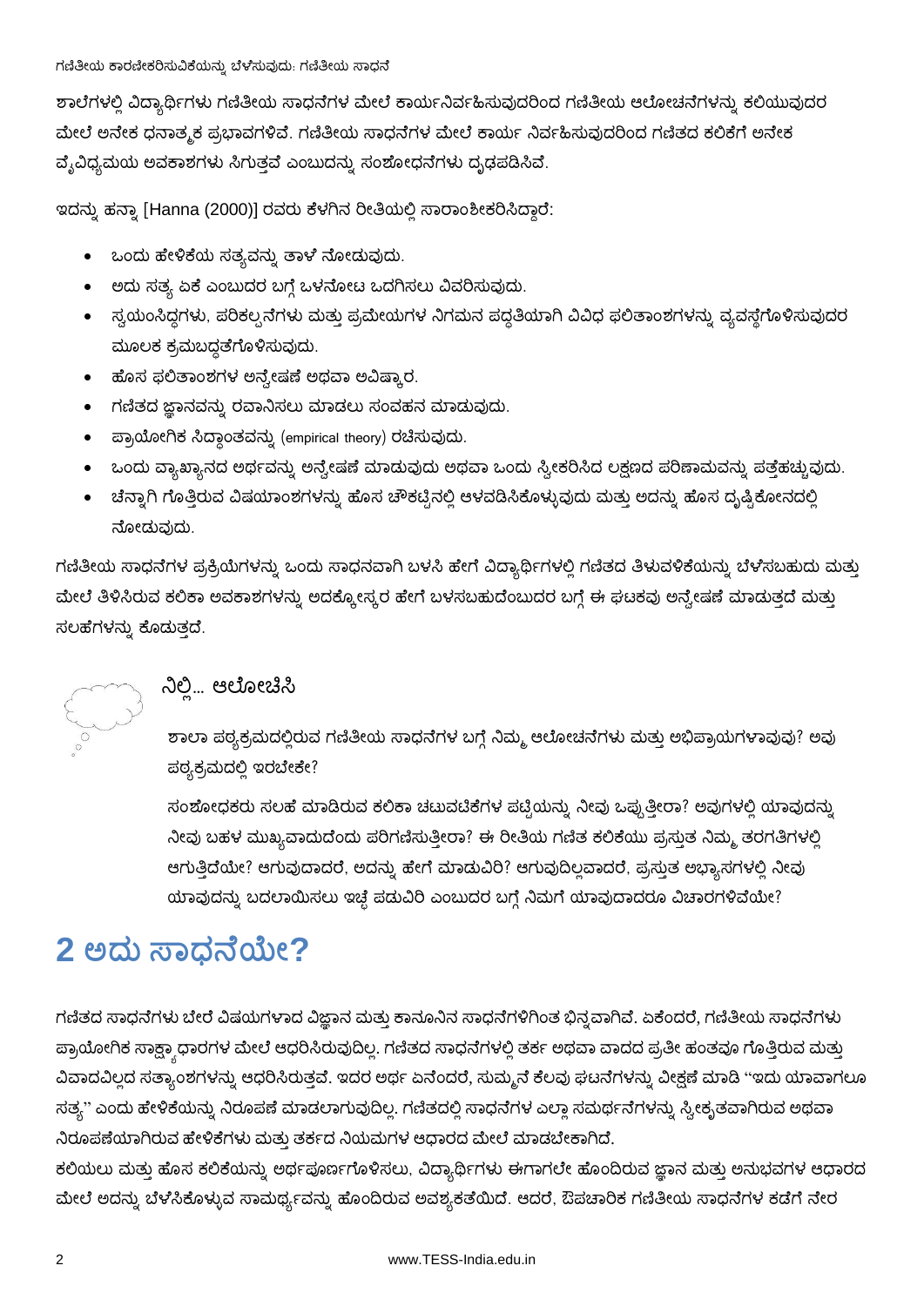ಶಾಲೆಗಳಲ್ಲಿ ವಿದ್ಯಾರ್ಥಿಗಳು ಗಣಿತೀಯ ಸಾಧನೆಗಳ ಮೇಲೆ ಕಾರ್ಯನಿರ್ವಹಿಸುವುದರಿಂದ ಗಣಿತೀಯ ಆಲೋಚನೆಗಳನ್ನು ಕಲಿಯುವುದರ ಮೇಲೆ ಅನೇಕ ಧನಾತ್ಮಕ ಪ್ರಭಾವಗಳಿವೆ. ಗಣಿತೀಯ ಸಾಧನೆಗಳ ಮೇಲೆ ಕಾರ್ಯ ನಿರ್ವಹಿಸುವುದರಿಂದ ಗಣಿತದ ಕಲಿಕೆಗೆ ಅನೇಕ ವೈವಿಧ್ಯಮಯ ಅವಕಾಶಗಳು ಸಿಗುತ್ತವೆ ಎಂಬುದನ್ನು ಸಂಶೋಧನೆಗಳು ದೃಢಪಡಿಸಿವೆ.

ಇದನ್ನು ಹನ್ನಾ [Hanna (2000)] ರವರು ಕೆಳಗಿನ ರೀತಿಯಲ್ಲಿ ಸಾರಾಂಶೀಕರಿಸಿದ್ದಾರೆ:

- ಒಂದು ಹೇಳಿಕೆಯ ಸತ್ಯವನ್ನು ತಾಳೆ ನೋಡುವುದು.
- ಅದು ಸತ್ಯ ಏಕೆ ಎಂಬುದರ ಬಗ್ಗೆ ಒಳನೋಟ ಒದಗಿಸಲು ವಿವರಿಸುವುದು.
- ಸ್ವಯಂಸಿದ್ಧಗಳು, ಪರಿಕಲ್ಪನೆಗಳು ಮತ್ತು ಪ್ರಮೇಯಗಳ ನಿಗಮನ ಪದ್ಧತಿಯಾಗಿ ವಿವಿಧ ಫಲಿತಾಂಶಗಳನ್ನು ವ್ಯವಸ್ಥೆಗೊಳಿಸುವುದರ ಮೂಲಕ ಕ್ರಮಬದ್ಧತೆಗೊಳಿಸುವುದು.
- ಹೊಸ ಫಲಿತಾಂಶಗಳ ಅನ್ವೇಷಣೆ ಅಥವಾ ಅವಿಷ್ಕಾರ.
- ಗಣಿತದ ಜ್ಞಾನವನ್ನು ರವಾನಿಸಲು ಮಾಡಲು ಸಂವಹನ ಮಾಡುವುದು.
- ಪ್ರಾಯೋಗಿಕ ಸಿದ್ಧಾಂತವನ್ನು (empirical theory) ರಚಿಸುವುದು.
- ಒಂದು ವ್ಯಾಖ್ಯಾನದ ಅರ್ಥವನ್ನು ಅನ್ವೇಷಣೆ ಮಾಡುವುದು ಅಥವಾ ಒಂದು ಸ್ವೀಕರಿಸಿದ ಲಕ್ಷಣದ ಪರಿಣಾಮವನ್ನು ಪತ್ತೆಹಚ್ಚುವುದು.
- ಚೆನ್ನಾಗಿ ಗೊತ್ತಿರುವ ವಿಷಯಾಂಶಗಳನ್ನು ಹೊಸ ಚೌಕಟ್ಟಿನಲ್ಲಿ ಅಳವಡಿಸಿಕೊಳ್ಳುವುದು ಮತ್ತು ಅದನ್ನು ಹೊಸ ದೃಷ್ಟಿಕೋನದಲ್ಲಿ ನೋಡುವುದು.

ಗಣಿತೀಯ ಸಾಧನೆಗಳ ಪ್ರಕ್ರಿಯೆಗಳನ್ನು ಒಂದು ಸಾಧನವಾಗಿ ಬಳಸಿ ಹೇಗೆ ವಿದ್ಯಾರ್ಥಿಗಳಲ್ಲಿ ಗಣಿತದ ತಿಳುವಳಿಕೆಯನ್ನು ಬೆಳೆಸಬಹುದು ಮತ್ತು ಮೇಲೆ ತಿಳಿಸಿರುವ ಕಲಿಕಾ ಅವಕಾಶಗಳನ್ನು ಅದಕ್ಕೋಸ್ಕರ ಹೇಗೆ ಬಳಸಬಹುದೆಂಬುದರ ಬಗ್ಗೆ ಈ ಘಟಕವು ಅನ್ವೇಷಣೆ ಮಾಡುತ್ತದೆ ಮತ್ತು ಸಲಹೆಗಳನ್ನು ಕೊಡುತ್ತದೆ.

### ನಿಲ್ಲಿ... ಆಲೋಚಿಸಿ

ಶಾಲಾ ಪಠ್ಯಕ್ರಮದಲ್ಲಿರುವ ಗಣಿತೀಯ ಸಾಧನೆಗಳ ಬಗ್ಗೆ ನಿಮ್ಮ ಆಲೋಚನೆಗಳು ಮತ್ತು ಅಭಿಪ್ರಾಯಗಳಾವುವು? ಅವು ಪಠ್ಯಕ್ರಮದಲ್ಲಿ ಇರಬೇಕೇ?

ಸಂಶೋಧಕರು ಸಲಹೆ ಮಾಡಿರುವ ಕಲಿಕಾ ಚಟುವಟಿಕೆಗಳ ಪಟ್ಟಿಯನ್ನು ನೀವು ಒಪ್ಪುತ್ತೀರಾ? ಅವುಗಳಲ್ಲಿ ಯಾವುದನ್ನು ನೀವು ಬಹಳ ಮುಖ್ಯವಾದುದೆಂದು ಪರಿಗಣಿಸುತ್ತೀರಾ? ಈ ರೀತಿಯ ಗಣಿತ ಕಲಿಕೆಯು ಪ್ರಸ್ತುತ ನಿಮ್ಮ ತರಗತಿಗಳಲ್ಲಿ ಆಗುತ್ತಿದೆಯೇ? ಆಗುವುದಾದರೆ, ಅದನ್ನು ಹೇಗೆ ಮಾಡುವಿರಿ? ಆಗುವುದಿಲ್ಲವಾದರೆ, ಪ್ರಸ್ತುತ ಅಭ್ಯಾಸಗಳಲ್ಲಿ ನೀವು ಯಾವುದನ್ನು ಬದಲಾಯಿಸಲು ಇಚ್ಛೆ ಪಡುವಿರಿ ಎಂಬುದರ ಬಗ್ಗೆ ನಿಮಗೆ ಯಾವುದಾದರೂ ವಿಚಾರಗಳಿವೆಯೇ?

# 2 ಅದು ಸಾಧನೆಯೇ?

ಗಣಿತದ ಸಾಧನೆಗಳು ಬೇರೆ ವಿಷಯಗಳಾದ ವಿಜ್ಞಾನ ಮತ್ತು ಕಾನೂನಿನ ಸಾಧನೆಗಳಿಗಿಂತ ಭಿನ್ನವಾಗಿವೆ. ಏಕೆಂದರೆ, ಗಣಿತೀಯ ಸಾಧನೆಗಳು ಪ್ರಾಯೋಗಿಕ ಸಾಕ್ಷ್ಯಾಧಾರಗಳ ಮೇಲೆ ಆಧರಿಸಿರುವುದಿಲ್ಲ. ಗಣಿತದ ಸಾಧನೆಗಳಲ್ಲಿ ತರ್ಕ ಅಥವಾ ವಾದದ ಪ್ರತೀ ಹಂತವೂ ಗೊತ್ತಿರುವ ಮತ್ತು ವಿವಾದವಿಲ್ಲದ ಸತ್ಯಾಂಶಗಳನ್ನು ಆಧರಿಸಿರುತ್ತವೆ. ಇದರ ಅರ್ಥ ಏನೆಂದರೆ, ಸುಮ್ಮನೆ ಕೆಲವು ಘಟನೆಗಳನ್ನು ವೀಕ್ಷಣೆ ಮಾಡಿ "ಇದು ಯಾವಾಗಲೂ ಸತ್ಯ" ಎಂದು ಹೇಳಿಕೆಯನ್ನು ನಿರೂಪಣೆ ಮಾಡಲಾಗುವುದಿಲ್ಲ. ಗಣಿತದಲ್ಲಿ ಸಾಧನೆಗಳ ಎಲ್ಲಾ ಸಮರ್ಥನೆಗಳನ್ನು ಸ್ವೀಕೃತವಾಗಿರುವ ಅಥವಾ ನಿರೂಪಣೆಯಾಗಿರುವ ಹೇಳಿಕೆಗಳು ಮತ್ತು ತರ್ಕದ ನಿಯಮಗಳ ಆಧಾರದ ಮೇಲೆ ಮಾಡಬೇಕಾಗಿದೆ.

ಕಲಿಯಲು ಮತ್ತು ಹೊಸ ಕಲಿಕೆಯನ್ನು ಅರ್ಥಪೂರ್ಣಗೊಳಿಸಲು, ವಿದ್ಯಾರ್ಥಿಗಳು ಈಗಾಗಲೇ ಹೊಂದಿರುವ ಜ್ಞಾನ ಮತ್ತು ಅನುಭವಗಳ ಆಧಾರದ ಮೇಲೆ ಅದನ್ನು ಬೆಳೆಸಿಕೊಳ್ಳುವ ಸಾಮರ್ಥ್ಯವನ್ನು ಹೊಂದಿರುವ ಅವಶ್ಯಕತೆಯಿದೆ. ಆದರೆ, ಔಪಚಾರಿಕ ಗಣಿತೀಯ ಸಾಧನೆಗಳ ಕಡೆಗೆ ನೇರ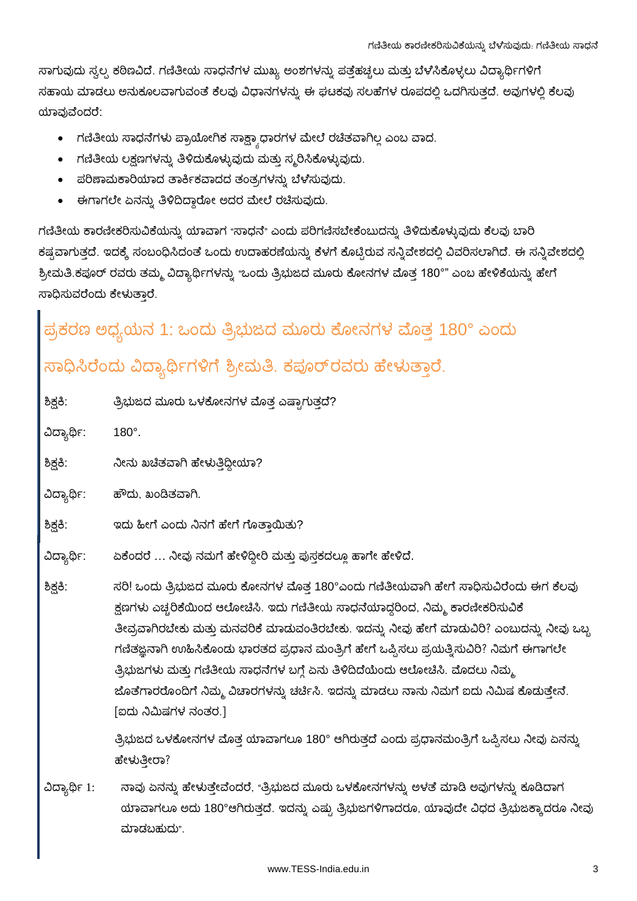ಸಾಗುವುದು ಸ್ವಲ್ಪ ಕಠಿಣವಿದೆ. ಗಣಿತೀಯ ಸಾಧನೆಗಳ ಮುಖ್ಯ ಅಂಶಗಳನ್ನು ಪತ್ತೆಹಚ್ಚಲು ಮತ್ತು ಬೆಳೆಸಿಕೊಳ್ಳಲು ವಿದ್ಯಾರ್ಥಿಗಳಿಗೆ ಸಹಾಯ ಮಾಡಲು ಅನುಕೂಲವಾಗುವಂತೆ ಕೆಲವು ವಿಧಾನಗಳನ್ನು ಈ ಘಟಕವು ಸಲಹೆಗಳ ರೂಪದಲ್ಲಿ ಒದಗಿಸುತ್ತದೆ. ಅವುಗಳಲ್ಲಿ ಕೆಲವು ಯಾವುವೆಂದರೆ:

- ಗಣಿತೀಯ ಸಾಧನೆಗಳು ಪ್ರಾಯೋಗಿಕ ಸಾಕ್ಷ್ಯಾಧಾರಗಳ ಮೇಲೆ ರಚಿತವಾಗಿಲ್ಲ ಎಂಬ ವಾದ.
- ಗಣಿತೀಯ ಲಕ್ಷಣಗಳನ್ನು ತಿಳಿದುಕೊಳ್ಳುವುದು ಮತ್ತು ಸ್ಮರಿಸಿಕೊಳ್ಳುವುದು.
- ಪರಿಣಾಮಕಾರಿಯಾದ ತಾರ್ಕಿಕವಾದದ ತಂತ್ರಗಳನ್ನು ಬೆಳೆಸುವುದು.
- ಈಗಾಗಲೇ ಏನನ್ನು ತಿಳಿದಿದ್ದಾರೋ ಅದರ ಮೇಲೆ ರಚಿಸುವುದು.

ಗಣಿತೀಯ ಕಾರಣೀಕರಿಸುವಿಕೆಯನ್ನು ಯಾವಾಗ "ಸಾಧನೆ" ಎಂದು ಪರಿಗಣಿಸಬೇಕೆಂಬುದನ್ನು ತಿಳಿದುಕೊಳ್ಳುವುದು ಕೆಲವು ಬಾರಿ ಕಷ್ಟವಾಗುತ್ತದೆ. ಇದಕ್ಕೆ ಸಂಬಂಧಿಸಿದಂತೆ ಒಂದು ಉದಾಹರಣೆಯನ್ನು ಕೆಳಗೆ ಕೊಟ್ಟಿರುವ ಸನ್ನಿವೇಶದಲ್ಲಿ ವಿವರಿಸಲಾಗಿದೆ. ಈ ಸನ್ನಿವೇಶದಲ್ಲಿ ಶ್ರೀಮತಿ.ಕಪೂರ್ ರವರು ತಮ್ಮ ವಿದ್ಯಾರ್ಥಿಗಳನ್ನು "ಒಂದು ತ್ರಿಭುಜದ ಮೂರು ಕೋನಗಳ ಮೊತ್ತ 180°" ಎಂಬ ಹೇಳಿಕೆಯನ್ನು ಹೇಗೆ ಸಾಧಿಸುವರೆಂದು ಕೇಳುತ್ತಾರೆ.

## ಪ್ರಕರಣ ಅಧ್ಯಯನ 1: ಒಂದು ತ್ರಿಭುಜದ ಮೂರು ಕೋನಗಳ ಮೊತ್ತ 180° ಎಂದು ಸಾಧಿಸಿರೆಂದು ವಿದ್ಯಾರ್ಥಿಗಳಿಗೆ ಶ್ರೀಮತಿ. ಕಪೂರ್‌ರವರು ಹೇಳುತ್ತಾರೆ.

ಶಿಕ್ಷಕಿ: ತ್ರಿಭುಜದ ಮೂರು ಒಳಕೋನಗಳ ಮೊತ್ತ ಎಷ್ಟಾಗುತ್ತದೆ?

ವಿದ್ಯಾರ್ಥಿ: 180°.

ಶಿಕ್ಷಕಿ: ನೀನು ಖಚಿತವಾಗಿ ಹೇಳುತ್ತಿದ್ದೀಯಾ?

ವಿದ್ಯಾರ್ಥಿ: ಹೌದು, ಖಂಡಿತವಾಗಿ.

ಶಿಕ್ಷಕಿ: ಇದು ಹೀಗೆ ಎಂದು ನಿನಗೆ ಹೇಗೆ ಗೊತ್ತಾಯಿತು?

ವಿದ್ಯಾರ್ಥಿ: ಏಕೆಂದರೆ … ನೀವು ನಮಗೆ ಹೇಳಿದ್ದೀರಿ ಮತ್ತು ಪುಸ್ತಕದಲ್ಲೂ ಹಾಗೇ ಹೇಳಿದೆ.

ಶಿಕ್ಷಕಿ: ಸರಿ! ಒಂದು ತ್ರಿಭುಜದ ಮೂರು ಕೋನಗಳ ಮೊತ್ತ 180°ಎಂದು ಗಣಿತೀಯವಾಗಿ ಹೇಗೆ ಸಾಧಿಸುವಿರೆಂದು ಈಗ ಕೆಲವು ಕ್ಷಣಗಳು ಎಚ್ಚರಿಕೆಯಿಂದ ಆಲೋಚಿಸಿ. ಇದು ಗಣಿತೀಯ ಸಾಧನೆಯಾದ್ದರಿಂದ, ನಿಮ್ಮ ಕಾರಣೀಕರಿಸುವಿಕೆ ತೀವ್ರವಾಗಿರಬೇಕು ಮತ್ತು ಮನವರಿಕೆ ಮಾಡುವಂತಿರಬೇಕು. ಇದನ್ನು ನೀವು ಹೇಗೆ ಮಾಡುವಿರಿ? ಎಂಬುದನ್ನು ನೀವು ಒಬ್ಬ ಗಣಿತಜ್ಞನಾಗಿ ಊಹಿಸಿಕೊಂಡು ಭಾರತದ ಪ್ರಧಾನ ಮಂತ್ರಿಗೆ ಹೇಗೆ ಒಪ್ಪಿಸಲು ಪ್ರಯತ್ನಿಸುವಿರಿ? ನಿಮಗೆ ಈಗಾಗಲೇ ತ್ರಿಭುಜಗಳು ಮತ್ತು ಗಣಿತೀಯ ಸಾಧನೆಗಳ ಬಗ್ಗೆ ಏನು ತಿಳಿದಿದೆಯೆಂದು ಆಲೋಚಿಸಿ. ಮೊದಲು ನಿಮ್ಮ ಜೊತೆಗಾರರೊಂದಿಗೆ ನಿಮ್ಮ ವಿಚಾರಗಳನ್ನು ಚರ್ಚಿಸಿ. ಇದನ್ನು ಮಾಡಲು ನಾನು ನಿಮಗೆ ಐದು ನಿಮಿಷ ಕೊಡುತ್ತೇನೆ. [ಐದು ನಿಮಿಷಗಳ ನಂತರ.]

ತ್ರಿಭುಜದ ಒಳಕೋನಗಳ ಮೊತ್ತ ಯಾವಾಗಲೂ 180° ಆಗಿರುತ್ತದೆ ಎಂದು ಪ್ರಧಾನಮಂತ್ರಿಗೆ ಒಪ್ಪಿಸಲು ನೀವು ಏನನ್ನು ಹೇಳುತ್ತೀರಾ?

ವಿದ್ಯಾರ್ಥಿ 1: ನಾವು ಏನನ್ನು ಹೇಳುತ್ತೇವೆಂದರೆ, "ತ್ರಿಭುಜದ ಮೂರು ಒಳಕೋನಗಳನ್ನು ಅಳತೆ ಮಾಡಿ ಅವುಗಳನ್ನು ಕೂಡಿದಾಗ ಯಾವಾಗಲೂ ಅದು 180°ಆಗಿರುತ್ತದೆ. ಇದನ್ನು ಎಷ್ಟು ತ್ರಿಭುಜಗಳಿಗಾದರೂ, ಯಾವುದೇ ವಿಧದ ತ್ರಿಭುಜಕ್ಕಾದರೂ ನೀವು ಮಾಡಬಹುದು".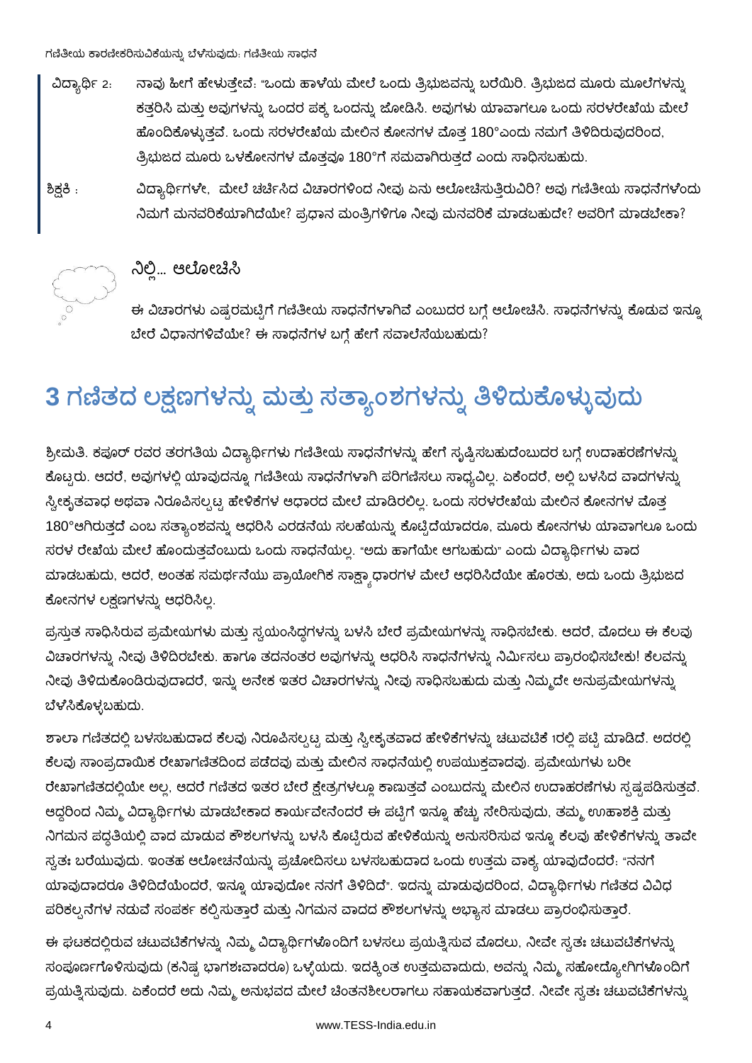ವಿದ್ಯಾರ್ಥಿ 2: ನಾವು ಹೀಗೆ ಹೇಳುತ್ತೇವೆ: "ಒಂದು ಹಾಳೆಯ ಮೇಲೆ ಒಂದು ತ್ರಿಭುಜವನ್ನು ಬರೆಯಿರಿ. ತ್ರಿಭುಜದ ಮೂರು ಮೂಲೆಗಳನ್ನು ಕತ್ತರಿಸಿ ಮತ್ತು ಅವುಗಳನ್ನು ಒಂದರ ಪಕ್ಕ ಒಂದನ್ನು ಜೋಡಿಸಿ. ಅವುಗಳು ಯಾವಾಗಲೂ ಒಂದು ಸರಳರೇಖೆಯ ಮೇಲೆ ಹೊಂದಿಕೊಳ್ಳುತ್ತವೆ. ಒಂದು ಸರಳರೇಖೆಯ ಮೇಲಿನ ಕೋನಗಳ ಮೊತ್ತ 180°ಎಂದು ನಮಗೆ ತಿಳಿದಿರುವುದರಿಂದ, ತ್ರಿಭುಜದ ಮೂರು ಒಳಕೋನಗಳ ಮೊತ್ತವೂ 180°ಗೆ ಸಮವಾಗಿರುತ್ತದೆ ಎಂದು ಸಾಧಿಸಬಹುದು.

ಶಿಕ್ಷಕಿ : ವಿದ್ಯಾರ್ಥಿಗಳೇ, ಮೇಲೆ ಚರ್ಚಿಸಿದ ವಿಚಾರಗಳಿಂದ ನೀವು ಏನು ಆಲೋಚಿಸುತ್ತಿರುವಿರಿ? ಅವು ಗಣಿತೀಯ ಸಾಧನೆಗಳೆಂದು ನಿಮಗೆ ಮನವರಿಕೆಯಾಗಿದೆಯೇ? ಪ್ರಧಾನ ಮಂತ್ರಿಗಳಿಗೂ ನೀವು ಮನವರಿಕೆ ಮಾಡಬಹುದೇ? ಅವರಿಗೆ ಮಾಡಬೇಕಾ?

### ನಿಲ್ಲಿ... ಆಲೋಚಿಸಿ

ಈ ವಿಚಾರಗಳು ಎಷ್ಟರಮಟ್ಟಿಗೆ ಗಣಿತೀಯ ಸಾಧನೆಗಳಾಗಿವೆ ಎಂಬುದರ ಬಗ್ಗೆ ಆಲೋಚಿಸಿ. ಸಾಧನೆಗಳನ್ನು ಕೊಡುವ ಇನ್ನೂ ಬೇರೆ ವಿಧಾನಗಳಿವೆಯೇ? ಈ ಸಾಧನೆಗಳ ಬಗ್ಗೆ ಹೇಗೆ ಸವಾಲೆಸೆಯಬಹುದು?

# 3 ಗಣಿತದ ಲಕ್ಷಣಗಳನ್ನು ಮತ್ತು ಸತ್ಯಾಂಶಗಳನ್ನು ತಿಳಿದುಕೊಳ್ಳುವುದು

ಶ್ರೀಮತಿ. ಕಪೂರ್ ರವರ ತರಗತಿಯ ವಿದ್ಯಾರ್ಥಿಗಳು ಗಣಿತೀಯ ಸಾಧನೆಗಳನ್ನು ಹೇಗೆ ಸೃಷ್ಟಿಸಬಹುದೆಂಬುದರ ಬಗ್ಗೆ ಉದಾಹರಣೆಗಳನ್ನು ಕೊಟ್ಟರು. ಆದರೆ, ಅವುಗಳಲ್ಲಿ ಯಾವುದನ್ನೂ ಗಣಿತೀಯ ಸಾಧನೆಗಳಾಗಿ ಪರಿಗಣಿಸಲು ಸಾಧ್ಯವಿಲ್ಲ. ಏಕೆಂದರೆ, ಅಲ್ಲಿ ಬಳಸಿದ ವಾದಗಳನ್ನು ಸ್ವೀಕೃತವಾಧ ಅಥವಾ ನಿರೂಪಿಸಲ್ಪಟ್ಟ ಹೇಳಿಕೆಗಳ ಆಧಾರದ ಮೇಲೆ ಮಾಡಿರಲಿಲ್ಲ. ಒಂದು ಸರಳರೇಖೆಯ ಮೇಲಿನ ಕೋನಗಳ ಮೊತ್ತ 180°ಆಗಿರುತ್ತದೆ ಎಂಬ ಸತ್ಯಾಂಶವನ್ನು ಆಧರಿಸಿ ಎರಡನೆಯ ಸಲಹೆಯನ್ನು ಕೊಟ್ಟಿದೆಯಾದರೂ, ಮೂರು ಕೋನಗಳು ಯಾವಾಗಲೂ ಒಂದು ಸರಳ ರೇಖೆಯ ಮೇಲೆ ಹೊಂದುತ್ತವೆಂಬುದು ಒಂದು ಸಾಧನೆಯಲ್ಲ. "ಅದು ಹಾಗೆಯೇ ಆಗಬಹುದು" ಎಂದು ವಿದ್ಯಾರ್ಥಿಗಳು ವಾದ ಮಾಡಬಹುದು, ಆದರೆ, ಅಂತಹ ಸಮರ್ಥನೆಯು ಪ್ರಾಯೋಗಿಕ ಸಾಕ್ಷ್ಯಾಧಾರಗಳ ಮೇಲೆ ಆಧರಿಸಿದೆಯೇ ಹೊರತು, ಅದು ಒಂದು ತ್ರಿಭುಜದ ಕೋನಗಳ ಲಕ್ಷಣಗಳನ್ನು ಆಧರಿಸಿಲ್ಲ.

ಪ್ರಸ್ತುತ ಸಾಧಿಸಿರುವ ಪ್ರಮೇಯಗಳು ಮತ್ತು ಸ್ವಯಂಸಿದ್ಧಗಳನ್ನು ಬಳಸಿ ಬೇರೆ ಪ್ರಮೇಯಗಳನ್ನು ಸಾಧಿಸಬೇಕು. ಆದರೆ, ಮೊದಲು ಈ ಕೆಲವು ವಿಚಾರಗಳನ್ನು ನೀವು ತಿಳಿದಿರಬೇಕು. ಹಾಗೂ ತದನಂತರ ಅವುಗಳನ್ನು ಆಧರಿಸಿ ಸಾಧನೆಗಳನ್ನು ನಿರ್ಮಿಸಲು ಪ್ರಾರಂಭಿಸಬೇಕು! ಕೆಲವನ್ನು ನೀವು ತಿಳಿದುಕೊಂಡಿರುವುದಾದರೆ, ಇನ್ನು ಅನೇಕ ಇತರ ವಿಚಾರಗಳನ್ನು ನೀವು ಸಾಧಿಸಬಹುದು ಮತ್ತು ನಿಮ್ಮದೇ ಅನುಪ್ರಮೇಯಗಳನ್ನು ಬೆಳೆಸಿಕೊಳ್ಳಬಹುದು.

ಶಾಲಾ ಗಣಿತದಲ್ಲಿ ಬಳಸಬಹುದಾದ ಕೆಲವು ನಿರೂಪಿಸಲ್ಪಟ್ಟ ಮತ್ತು ಸ್ವೀಕೃತವಾದ ಹೇಳಿಕೆಗಳನ್ನು ಚಟುವಟಿಕೆ 1ರಲ್ಲಿ ಪಟ್ಟಿ ಮಾಡಿದೆ. ಅದರಲ್ಲಿ ಕೆಲವು ಸಾಂಪ್ರದಾಯಿಕ ರೇಖಾಗಣಿತದಿಂದ ಪಡೆದವು ಮತ್ತು ಮೇಲಿನ ಸಾಧನೆಯಲ್ಲಿ ಉಪಯುಕ್ತವಾದವು. ಪ್ರಮೇಯಗಳು ಬರೀ ರೇಖಾಗಣಿತದಲ್ಲಿಯೇ ಅಲ್ಲ, ಆದರೆ ಗಣಿತದ ಇತರ ಬೇರೆ ಕ್ಷೇತ್ರಗಳಲ್ಲೂ ಕಾಣುತ್ತವೆ ಎಂಬುದನ್ನು ಮೇಲಿನ ಉದಾಹರಣೆಗಳು ಸ್ಪಷ್ಟಪಡಿಸುತ್ತವೆ. ಆದ್ದರಿಂದ ನಿಮ್ಮ ವಿದ್ಯಾರ್ಥಿಗಳು ಮಾಡಬೇಕಾದ ಕಾರ್ಯವೇನೆಂದರೆ ಈ ಪಟ್ಟಿಗೆ ಇನ್ನೂ ಹೆಚ್ಚು ಸೇರಿಸುವುದು, ತಮ್ಮ ಊಹಾಶಕ್ತಿ ಮತ್ತು ನಿಗಮನ ಪದ್ಧತಿಯಲ್ಲಿ ವಾದ ಮಾಡುವ ಕೌಶಲಗಳನ್ನು ಬಳಸಿ ಕೊಟ್ಟಿರುವ ಹೇಳಿಕೆಯನ್ನು ಅನುಸರಿಸುವ ಇನ್ನೂ ಕೆಲವು ಹೇಳಿಕೆಗಳನ್ನು ತಾವೇ ಸ್ವತಃ ಬರೆಯುವುದು. ಇಂತಹ ಆಲೋಚನೆಯನ್ನು ಪ್ರಚೋದಿಸಲು ಬಳಸಬಹುದಾದ ಒಂದು ಉತ್ತಮ ವಾಕ್ಯ ಯಾವುದೆಂದರೆ: "ನನಗೆ ಯಾವುದಾದರೂ ತಿಳಿದಿದೆಯೆಂದರೆ, ಇನ್ನೂ ಯಾವುದೋ ನನಗೆ ತಿಳಿದಿದೆ". ಇದನ್ನು ಮಾಡುವುದರಿಂದ, ವಿದ್ಯಾರ್ಥಿಗಳು ಗಣಿತದ ವಿವಿಧ ಪರಿಕಲ್ಪನೆಗಳ ನಡುವೆ ಸಂಪರ್ಕ ಕಲ್ಪಿಸುತ್ತಾರೆ ಮತ್ತು ನಿಗಮನ ವಾದದ ಕೌಶಲಗಳನ್ನು ಅಭ್ಯಾಸ ಮಾಡಲು ಪ್ರಾರಂಭಿಸುತ್ತಾರೆ.

ಈ ಘಟಕದಲ್ಲಿರುವ ಚಟುವಟಿಕೆಗಳನ್ನು ನಿಮ್ಮ ವಿದ್ಯಾರ್ಥಿಗಳೊಂದಿಗೆ ಬಳಸಲು ಪ್ರಯತ್ನಿಸುವ ಮೊದಲು, ನೀವೇ ಸ್ವತಃ ಚಟುವಟಿಕೆಗಳನ್ನು ಸಂಪೂರ್ಣಗೊಳಿಸುವುದು (ಕನಿಷ್ಠ ಭಾಗಶಃವಾದರೂ) ಒಳ್ಳೆಯದು. ಇದಕ್ಕಿಂತ ಉತ್ತಮವಾದುದು, ಅವನ್ನು ನಿಮ್ಮ ಸಹೋದ್ಯೋಗಿಗಳೊಂದಿಗೆ ಪ್ರಯತ್ನಿಸುವುದು. ಏಕೆಂದರೆ ಅದು ನಿಮ್ಮ ಅನುಭವದ ಮೇಲೆ ಚಿಂತನಶೀಲರಾಗಲು ಸಹಾಯಕವಾಗುತ್ತದೆ. ನೀವೇ ಸ್ವತಃ ಚಟುವಟಿಕೆಗಳನ್ನು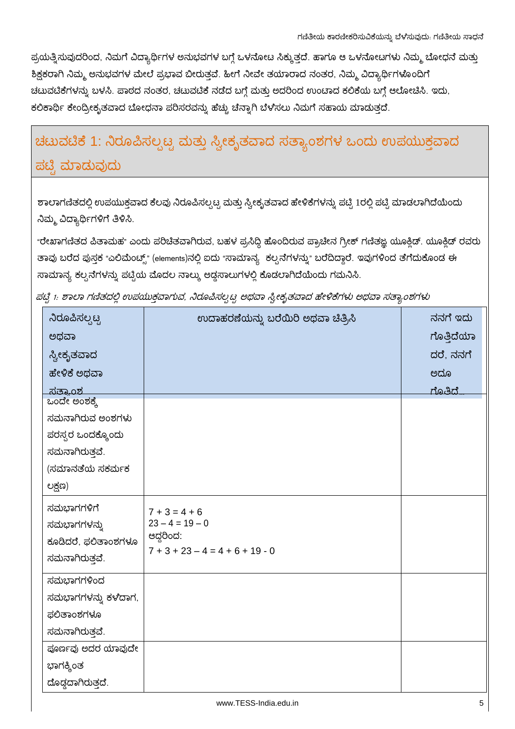ಪ್ರಯತ್ನಿಸುವುದರಿಂದ, ನಿಮಗೆ ವಿದ್ಯಾರ್ಥಿಗಳ ಅನುಭವಗಳ ಬಗ್ಗೆ ಒಳನೋಟ ಸಿಕ್ಕುತ್ತದೆ. ಹಾಗೂ ಆ ಒಳನೋಟಗಳು ನಿಮ್ಮ ಬೋಧನೆ ಮತ್ತು ಶಿಕ್ಷಕರಾಗಿ ನಿಮ್ಮ ಅನುಭವಗಳ ಮೇಲೆ ಪ್ರಭಾವ ಬೀರುತ್ತವೆ. ಹೀಗೆ ನೀವೇ ತಯಾರಾದ ನಂತರ, ನಿಮ್ಮ ವಿದ್ಯಾರ್ಥಿಗಳೊಂದಿಗೆ ಚಟುವಟಿಕೆಗಳನ್ನು ಬಳಸಿ. ಪಾಠದ ನಂತರ, ಚಟುವಟಿಕೆ ನಡೆದ ಬಗ್ಗೆ ಮತ್ತು ಅದರಿಂದ ಉಂಟಾದ ಕಲಿಕೆಯ ಬಗ್ಗೆ ಆಲೋಚಿಸಿ. ಇದು, ಕಲಿಕಾರ್ಥಿ ಕೇಂದ್ರೀಕೃತವಾದ ಬೋಧನಾ ಪರಿಸರವನ್ನು ಹೆಚ್ಚು ಚೆನ್ನಾಗಿ ಬೆಳೆಸಲು ನಿಮಗೆ ಸಹಾಯ ಮಾಡುತ್ತದೆ.

## ಚಟುವಟಿಕೆ 1: ನಿರೂಪಿಸಲ್ಪಟ್ಟ ಮತ್ತು ಸ್ವೀಕೃತವಾದ ಸತ್ಯಾಂಶಗಳ ಒಂದು ಉಪಯುಕ್ತವಾದ ಪಟ್ಟಿ ಮಾಡುವುದು

ಶಾಲಾಗಣಿತದಲ್ಲಿ ಉಪಯುಕ್ತವಾದ ಕೆಲವು ನಿರೂಪಿಸಲ್ಪಟ್ಟ ಮತ್ತು ಸ್ವೀಕೃತವಾದ ಹೇಳಿಕೆಗಳನ್ನು ಪಟ್ಟಿ 1ರಲ್ಲಿ ಪಟ್ಟಿ ಮಾಡಲಾಗಿದೆಯೆಂದು ನಿಮ್ಮ ವಿದ್ಯಾರ್ಥಿಗಳಿಗೆ ತಿಳಿಸಿ.

"ರೇಖಾಗಣಿತದ ಪಿತಾಮಹ" ಎಂದು ಪರಿಚಿತವಾಗಿರುವ, ಬಹಳ ಪ್ರಸಿದ್ಧಿ ಹೊಂದಿರುವ ಪ್ರಾಚೀನ ಗ್ರೀಕ್ ಗಣಿತಜ್ಞ ಯೂಕ್ಲಿಡ್. ಯೂಕ್ಲಿಡ್ ರವರು ತಾವು ಬರೆದ ಪುಸ್ತಕ "ಎಲಿಮೆಂಟ್ಸ್" (elements)ನಲ್ಲಿ ಐದು "ಸಾಮಾನ್ಯ ಕಲ್ಪನೆಗಳನ್ನು" ಬರೆದಿದ್ದಾರೆ. ಇವುಗಳಿಂದ ತೆಗೆದುಕೊಂಡ ಈ ಸಾಮಾನ್ಯ ಕಲ್ಪನೆಗಳನ್ನು ಪಟ್ಟಿಯ ಮೊದಲ ನಾಲ್ಕು ಅಡ್ಡಸಾಲುಗಳಲ್ಲಿ ಕೊಡಲಾಗಿದೆಯೆಂದು ಗಮನಿಸಿ.

*ಪಟ್ಟಿ 1: ಶಾಲಾ ಗಣಿತದಲ್ಲಿ ಉಪಯುಕ್ತವಾಗುವ, ನಿರೂಪಿಸಲ್ಪಟ್ಟ ಅಥವಾ ಸ್ವೀಕೃತವಾದ ಹೇಳಿಕೆಗಳು ಅಥವಾ ಸತ್ಯಾಂಶಗಳು*

| ನಿರೂಪಿಸಲ್ಪಟ್ಟ ಅಥವಾ ಸ್ವೀಕೃತವಾದ ಹೇಳಿಕೆ ಅಥವಾ ಸತ್ಯಾಂಶ | ಉದಾಹರಣೆಯನ್ನು ಬರೆಯಿರಿ ಅಥವಾ ಚಿತ್ರಿಸಿ | ನನಗೆ ಇದು ಗೊತ್ತಿದೆಯಾದರೆ, ನನಗೆ ಅದೂ ಗೊತ್ತಿದೆ... |
|---|---|---|
| ಒಂದೇ ಅಂಶಕ್ಕೆ ಸಮನಾಗಿರುವ ಅಂಶಗಳು ಪರಸ್ಪರ ಒಂದಕ್ಕೊಂದು ಸಮನಾಗಿರುತ್ತವೆ. (ಸಮಾನತೆಯ ಸಕರ್ಮಕ ಲಕ್ಷಣ) | | |
| ಸಮಭಾಗಗಳಿಗೆ ಸಮಭಾಗಗಳನ್ನು ಕೂಡಿದರೆ, ಫಲಿತಾಂಶಗಳೂ ಸಮನಾಗಿರುತ್ತವೆ. | $7 + 3 = 4 + 6$<br>$23 - 4 = 19 - 0$<br>ಆದ್ದರಿಂದ:<br>$7 + 3 + 23 - 4 = 4 + 6 + 19 - 0$ | |
| ಸಮಭಾಗಗಳಿಂದ ಸಮಭಾಗಗಳನ್ನು ಕಳೆದಾಗ, ಫಲಿತಾಂಶಗಳೂ ಸಮನಾಗಿರುತ್ತವೆ. | | |
| ಪೂರ್ಣವು ಅದರ ಯಾವುದೇ ಭಾಗಕ್ಕಿಂತ ದೊಡ್ಡದಾಗಿರುತ್ತದೆ. | | |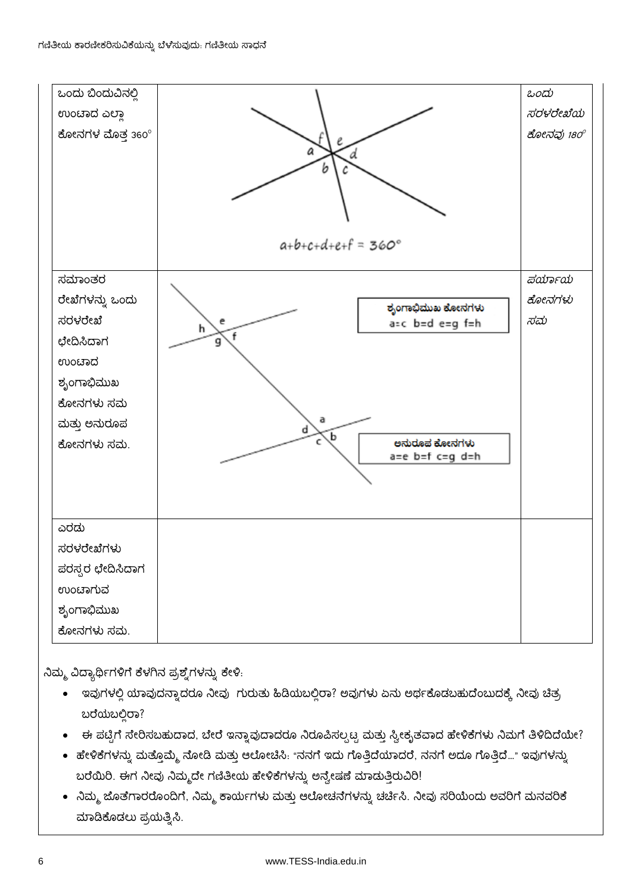| | | |
|---|---|---|
| ಒಂದು ಬಿಂದುವಿನಲ್ಲಿ ಉಂಟಾದ ಎಲ್ಲಾ ಕೋನಗಳ ಮೊತ್ತ 360° | $a+b+c+d+e+f = 360°$ | *ಒಂದು ಸರಳರೇಖೆಯ ಕೋನವು 180°* |
| ಸಮಾಂತರ ರೇಖೆಗಳನ್ನು ಒಂದು ಸರಳರೇಖೆ ಛೇದಿಸಿದಾಗ ಉಂಟಾದ ಶೃಂಗಾಭಿಮುಖ ಕೋನಗಳು ಸಮ ಮತ್ತು ಅನುರೂಪ ಕೋನಗಳು ಸಮ. | ಶೃಂಗಾಭಿಮುಖ ಕೋನಗಳು $a=c$ $b=d$ $e=g$ $f=h$<br>ಅನುರೂಪ ಕೋನಗಳು $a=e$ $b=f$ $c=g$ $d=h$ | *ಪರ್ಯಾಯ ಕೋನಗಳು ಸಮ* |
| ಎರಡು ಸರಳರೇಖೆಗಳು ಪರಸ್ಪರ ಛೇದಿಸಿದಾಗ ಉಂಟಾಗುವ ಶೃಂಗಾಭಿಮುಖ ಕೋನಗಳು ಸಮ. | | |

ನಿಮ್ಮ ವಿದ್ಯಾರ್ಥಿಗಳಿಗೆ ಕೆಳಗಿನ ಪ್ರಶ್ನೆಗಳನ್ನು ಕೇಳಿ:

- ಇವುಗಳಲ್ಲಿ ಯಾವುದನ್ನಾದರೂ ನೀವು ಗುರುತು ಹಿಡಿಯಬಲ್ಲಿರಾ? ಅವುಗಳು ಏನು ಅರ್ಥಕೊಡಬಹುದೆಂಬುದಕ್ಕೆ ನೀವು ಚಿತ್ರ ಬರೆಯಬಲ್ಲಿರಾ?
- ಈ ಪಟ್ಟಿಗೆ ಸೇರಿಸಬಹುದಾದ, ಬೇರೆ ಇನ್ನಾವುದಾದರೂ ನಿರೂಪಿಸಲ್ಪಟ್ಟ ಮತ್ತು ಸ್ವೀಕೃತವಾದ ಹೇಳಿಕೆಗಳು ನಿಮಗೆ ತಿಳಿದಿದೆಯೇ?
- ಹೇಳಿಕೆಗಳನ್ನು ಮತ್ತೊಮ್ಮೆ ನೋಡಿ ಮತ್ತು ಆಲೋಚಿಸಿ: "ನನಗೆ ಇದು ಗೊತ್ತಿದೆಯಾದರೆ, ನನಗೆ ಅದೂ ಗೊತ್ತಿದೆ..." ಇವುಗಳನ್ನು ಬರೆಯಿರಿ. ಈಗ ನೀವು ನಿಮ್ಮದೇ ಗಣಿತೀಯ ಹೇಳಿಕೆಗಳನ್ನು ಅನ್ವೇಷಣೆ ಮಾಡುತ್ತಿರುವಿರಿ!
- ನಿಮ್ಮ ಜೊತೆಗಾರರೊಂದಿಗೆ, ನಿಮ್ಮ ಕಾರ್ಯಗಳು ಮತ್ತು ಆಲೋಚನೆಗಳನ್ನು ಚರ್ಚಿಸಿ. ನೀವು ಸರಿಯೆಂದು ಅವರಿಗೆ ಮನವರಿಕೆ ಮಾಡಿಕೊಡಲು ಪ್ರಯತ್ನಿಸಿ.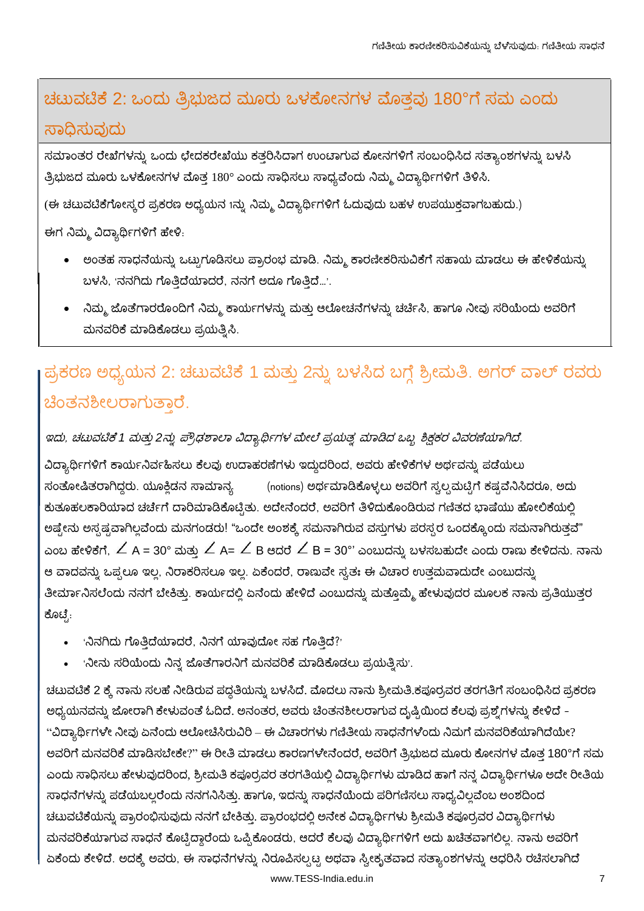## ಚಟುವಟಿಕೆ 2: ಒಂದು ತ್ರಿಭುಜದ ಮೂರು ಒಳಕೋನಗಳ ಮೊತ್ತವು 180°ಗೆ ಸಮ ಎಂದು ಸಾಧಿಸುವುದು

ಸಮಾಂತರ ರೇಖೆಗಳನ್ನು ಒಂದು ಛೇದಕರೇಖೆಯು ಕತ್ತರಿಸಿದಾಗ ಉಂಟಾಗುವ ಕೋನಗಳಿಗೆ ಸಂಬಂಧಿಸಿದ ಸತ್ಯಾಂಶಗಳನ್ನು ಬಳಸಿ ತ್ರಿಭುಜದ ಮೂರು ಒಳಕೋನಗಳ ಮೊತ್ತ 180° ಎಂದು ಸಾಧಿಸಲು ಸಾಧ್ಯವೆಂದು ನಿಮ್ಮ ವಿದ್ಯಾರ್ಥಿಗಳಿಗೆ ತಿಳಿಸಿ.

(ಈ ಚಟುವಟಿಕೆಗೋಸ್ಕರ ಪ್ರಕರಣ ಅಧ್ಯಯನ 1ನ್ನು ನಿಮ್ಮ ವಿದ್ಯಾರ್ಥಿಗಳಿಗೆ ಓದುವುದು ಬಹಳ ಉಪಯುಕ್ತವಾಗಬಹುದು.)

ಈಗ ನಿಮ್ಮ ವಿದ್ಯಾರ್ಥಿಗಳಿಗೆ ಹೇಳಿ:

- ಅಂತಹ ಸಾಧನೆಯನ್ನು ಒಟ್ಟುಗೂಡಿಸಲು ಪ್ರಾರಂಭ ಮಾಡಿ. ನಿಮ್ಮ ಕಾರಣೀಕರಿಸುವಿಕೆಗೆ ಸಹಾಯ ಮಾಡಲು ಈ ಹೇಳಿಕೆಯನ್ನು ಬಳಸಿ, 'ನನಗಿದು ಗೊತ್ತಿದೆಯಾದರೆ, ನನಗೆ ಅದೂ ಗೊತ್ತಿದೆ...'.
- ನಿಮ್ಮ ಜೊತೆಗಾರರೊಂದಿಗೆ ನಿಮ್ಮ ಕಾರ್ಯಗಳನ್ನು ಮತ್ತು ಆಲೋಚನೆಗಳನ್ನು ಚರ್ಚಿಸಿ, ಹಾಗೂ ನೀವು ಸರಿಯೆಂದು ಅವರಿಗೆ ಮನವರಿಕೆ ಮಾಡಿಕೊಡಲು ಪ್ರಯತ್ನಿಸಿ.

## ಪ್ರಕರಣ ಅಧ್ಯಯನ 2: ಚಟುವಟಿಕೆ 1 ಮತ್ತು 2ನ್ನು ಬಳಸಿದ ಬಗ್ಗೆ ಶ್ರೀಮತಿ. ಅಗರ್ ವಾಲ್ ರವರು ಚಿಂತನಶೀಲರಾಗುತ್ತಾರೆ.

*ಇದು, ಚಟುವಟಿಕೆ 1 ಮತ್ತು 2ನ್ನು ಪ್ರೌಢಶಾಲಾ ವಿದ್ಯಾರ್ಥಿಗಳ ಮೇಲೆ ಪ್ರಯತ್ನ ಮಾಡಿದ ಒಬ್ಬ ಶಿಕ್ಷಕರ ವಿವರಣೆಯಾಗಿದೆ.*

ವಿದ್ಯಾರ್ಥಿಗಳಿಗೆ ಕಾರ್ಯನಿರ್ವಹಿಸಲು ಕೆಲವು ಉದಾಹರಣೆಗಳು ಇದ್ದುದರಿಂದ, ಅವರು ಹೇಳಿಕೆಗಳ ಅರ್ಥವನ್ನು ಪಡೆಯಲು ಸಂತೋಷಿತರಾಗಿದ್ದರು. ಯೂಕ್ಲಿಡನ ಸಾಮಾನ್ಯ (notions) ಅರ್ಥಮಾಡಿಕೊಳ್ಳಲು ಅವರಿಗೆ ಸ್ವಲ್ಪಮಟ್ಟಿಗೆ ಕಷ್ಟವೆನಿಸಿದರೂ, ಅದು ಕುತೂಹಲಕಾರಿಯಾದ ಚರ್ಚೆಗೆ ದಾರಿಮಾಡಿಕೊಟ್ಟಿತು. ಅದೇನೆಂದರೆ, ಅವರಿಗೆ ತಿಳಿದುಕೊಂಡಿರುವ ಗಣಿತದ ಭಾಷೆಯು ಹೋಲಿಕೆಯಲ್ಲಿ ಅಷ್ಟೇನು ಅಸ್ಪಷ್ಟವಾಗಿಲ್ಲವೆಂದು ಮನಗಂಡರು! "ಒಂದೇ ಅಂಶಕ್ಕೆ ಸಮನಾಗಿರುವ ವಸ್ತುಗಳು ಪರಸ್ಪರ ಒಂದಕ್ಕೊಂದು ಸಮನಾಗಿರುತ್ತವೆ" ಎಂಬ ಹೇಳಿಕೆಗೆ, $\angle A = 30°$ ಮತ್ತು $\angle A = \angle B$ ಆದರೆ $\angle B = 30°$' ಎಂಬುದನ್ನು ಬಳಸಬಹುದೇ ಎಂದು ರಾಣು ಕೇಳಿದನು. ನಾನು ಆ ವಾದವನ್ನು ಒಪ್ಪಲೂ ಇಲ್ಲ, ನಿರಾಕರಿಸಲೂ ಇಲ್ಲ. ಏಕೆಂದರೆ, ರಾಣುವೇ ಸ್ವತಃ ಈ ವಿಚಾರ ಉತ್ತಮವಾದುದೇ ಎಂಬುದನ್ನು ತೀರ್ಮಾನಿಸಲೆಂದು ನನಗೆ ಬೇಕಿತ್ತು. ಕಾರ್ಯದಲ್ಲಿ ಏನೆಂದು ಹೇಳಿದೆ ಎಂಬುದನ್ನು ಮತ್ತೊಮ್ಮೆ ಹೇಳುವುದರ ಮೂಲಕ ನಾನು ಪ್ರತಿಯುತ್ತರ ಕೊಟ್ಟೆ:

- 'ನಿನಗಿದು ಗೊತ್ತಿದೆಯಾದರೆ, ನಿನಗೆ ಯಾವುದೋ ಸಹ ಗೊತ್ತಿದೆ?'
- 'ನೀನು ಸರಿಯೆಂದು ನಿನ್ನ ಜೊತೆಗಾರನಿಗೆ ಮನವರಿಕೆ ಮಾಡಿಕೊಡಲು ಪ್ರಯತ್ನಿಸು'.

ಚಟುವಟಿಕೆ 2 ಕ್ಕೆ ನಾನು ಸಲಹೆ ನೀಡಿರುವ ಪದ್ಧತಿಯನ್ನು ಬಳಸಿದೆ. ಮೊದಲು ನಾನು ಶ್ರೀಮತಿ.ಕಪೂರ್ರವರ ತರಗತಿಗೆ ಸಂಬಂಧಿಸಿದ ಪ್ರಕರಣ ಅಧ್ಯಯನವನ್ನು ಜೋರಾಗಿ ಕೇಳುವಂತೆ ಓದಿದೆ. ಅನಂತರ, ಅವರು ಚಿಂತನಶೀಲರಾಗುವ ದೃಷ್ಟಿಯಿಂದ ಕೆಲವು ಪ್ರಶ್ನೆಗಳನ್ನು ಕೇಳಿದೆ - "ವಿದ್ಯಾರ್ಥಿಗಳೇ ನೀವು ಏನೆಂದು ಆಲೋಚಿಸಿರುವಿರಿ – ಈ ವಿಚಾರಗಳು ಗಣಿತೀಯ ಸಾಧನೆಗಳೆಂದು ನಿಮಗೆ ಮನವರಿಕೆಯಾಗಿದೆಯೇ? ಅವರಿಗೆ ಮನವರಿಕೆ ಮಾಡಿಸಬೇಕೇ?" ಈ ರೀತಿ ಮಾಡಲು ಕಾರಣಗಳೇನೆಂದರೆ, ಅವರಿಗೆ ತ್ರಿಭುಜದ ಮೂರು ಕೋನಗಳ ಮೊತ್ತ 180°ಗೆ ಸಮ ಎಂದು ಸಾಧಿಸಲು ಹೇಳುವುದರಿಂದ, ಶ್ರೀಮತಿ ಕಪೂರ್ರವರ ತರಗತಿಯಲ್ಲಿ ವಿದ್ಯಾರ್ಥಿಗಳು ಮಾಡಿದ ಹಾಗೆ ನನ್ನ ವಿದ್ಯಾರ್ಥಿಗಳೂ ಅದೇ ರೀತಿಯ ಸಾಧನೆಗಳನ್ನು ಪಡೆಯಬಲ್ಲರೆಂದು ನನಗನಿಸಿತ್ತು. ಹಾಗೂ, ಇದನ್ನು ಸಾಧನೆಯೆಂದು ಪರಿಗಣಿಸಲು ಸಾಧ್ಯವಿಲ್ಲವೆಂಬ ಅಂಶದಿಂದ ಚಟುವಟಿಕೆಯನ್ನು ಪ್ರಾರಂಭಿಸುವುದು ನನಗೆ ಬೇಕಿತ್ತು. ಪ್ರಾರಂಭದಲ್ಲಿ ಅನೇಕ ವಿದ್ಯಾರ್ಥಿಗಳು ಶ್ರೀಮತಿ ಕಪೂರ್ರವರ ವಿದ್ಯಾರ್ಥಿಗಳು ಮನವರಿಕೆಯಾಗುವ ಸಾಧನೆ ಕೊಟ್ಟಿದ್ದಾರೆಂದು ಒಪ್ಪಿಕೊಂಡರು, ಆದರೆ ಕೆಲವು ವಿದ್ಯಾರ್ಥಿಗಳಿಗೆ ಅದು ಖಚಿತವಾಗಲಿಲ್ಲ. ನಾನು ಅವರಿಗೆ ಏಕೆಂದು ಕೇಳಿದೆ. ಅದಕ್ಕೆ ಅವರು, ಈ ಸಾಧನೆಗಳನ್ನು ನಿರೂಪಿಸಲ್ಪಟ್ಟ ಅಥವಾ ಸ್ವೀಕೃತವಾದ ಸತ್ಯಾಂಶಗಳನ್ನು ಆಧರಿಸಿ ರಚಿಸಲಾಗಿದೆ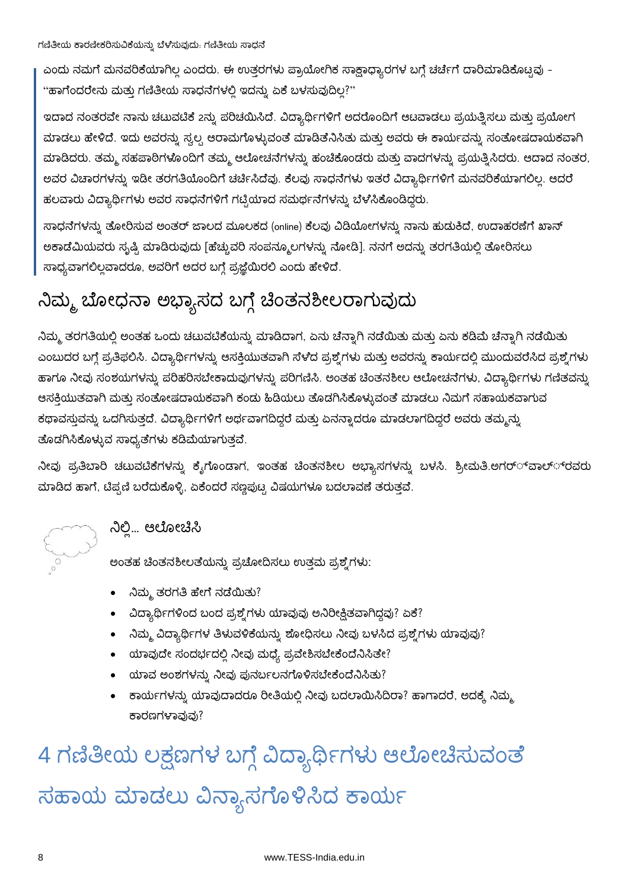ಎಂದು ನಮಗೆ ಮನವರಿಕೆಯಾಗಿಲ್ಲ ಎಂದರು. ಈ ಉತ್ತರಗಳು ಪ್ರಾಯೋಗಿಕ ಸಾಕ್ಷಾಧ್ಯಾರಗಳ ಬಗ್ಗೆ ಚರ್ಚೆಗೆ ದಾರಿಮಾಡಿಕೊಟ್ಟವು - "ಹಾಗೆಂದರೇನು ಮತ್ತು ಗಣಿತೀಯ ಸಾಧನೆಗಳಲ್ಲಿ ಇದನ್ನು ಏಕೆ ಬಳಸುವುದಿಲ್ಲ?"

ಇದಾದ ನಂತರವೇ ನಾನು ಚಟುವಟಿಕೆ 2ನ್ನು ಪರಿಚಯಿಸಿದೆ. ವಿದ್ಯಾರ್ಥಿಗಳಿಗೆ ಅದರೊಂದಿಗೆ ಆಟವಾಡಲು ಪ್ರಯತ್ನಿಸಲು ಮತ್ತು ಪ್ರಯೋಗ ಮಾಡಲು ಹೇಳಿದೆ. ಇದು ಅವರನ್ನು ಸ್ವಲ್ಪ ಆರಾಮಗೊಳ್ಳುವಂತೆ ಮಾಡಿತೆನಿಸಿತು ಮತ್ತು ಅವರು ಈ ಕಾರ್ಯವನ್ನು ಸಂತೋಷದಾಯಕವಾಗಿ ಮಾಡಿದರು. ತಮ್ಮ ಸಹಪಾಠಿಗಳೊಂದಿಗೆ ತಮ್ಮ ಆಲೋಚನೆಗಳನ್ನು ಹಂಚಿಕೊಂಡರು ಮತ್ತು ವಾದಗಳನ್ನು ಪ್ರಯತ್ನಿಸಿದರು. ಆದಾದ ನಂತರ, ಅವರ ವಿಚಾರಗಳನ್ನು ಇಡೀ ತರಗತಿಯೊಂದಿಗೆ ಚರ್ಚಿಸಿದೆವು. ಕೆಲವು ಸಾಧನೆಗಳು ಇತರೆ ವಿದ್ಯಾರ್ಥಿಗಳಿಗೆ ಮನವರಿಕೆಯಾಗಲಿಲ್ಲ. ಆದರೆ ಹಲವಾರು ವಿದ್ಯಾರ್ಥಿಗಳು ಅವರ ಸಾಧನೆಗಳಿಗೆ ಗಟ್ಟಿಯಾದ ಸಮರ್ಥನೆಗಳನ್ನು ಬೆಳೆಸಿಕೊಂಡಿದ್ದರು.

ಸಾಧನೆಗಳನ್ನು ತೋರಿಸುವ ಅಂತರ್ ಜಾಲದ ಮೂಲಕದ (online) ಕೆಲವು ವಿಡಿಯೋಗಳನ್ನು ನಾನು ಹುಡುಕಿದೆ, ಉದಾಹರಣೆಗೆ ಖಾನ್ ಅಕಾಡೆಮಿಯವರು ಸೃಷ್ಟಿ ಮಾಡಿರುವುದು [ಹೆಚ್ಚುವರಿ ಸಂಪನ್ಮೂಲಗಳನ್ನು ನೋಡಿ]. ನನಗೆ ಅದನ್ನು ತರಗತಿಯಲ್ಲಿ ತೋರಿಸಲು ಸಾಧ್ಯವಾಗಲಿಲ್ಲವಾದರೂ, ಅವರಿಗೆ ಅದರ ಬಗ್ಗೆ ಪ್ರಜ್ಞೆಯಿರಲಿ ಎಂದು ಹೇಳಿದೆ.

## ನಿಮ್ಮ ಬೋಧನಾ ಅಭ್ಯಾಸದ ಬಗ್ಗೆ ಚಿಂತನಶೀಲರಾಗುವುದು

ನಿಮ್ಮ ತರಗತಿಯಲ್ಲಿ ಅಂತಹ ಒಂದು ಚಟುವಟಿಕೆಯನ್ನು ಮಾಡಿದಾಗ, ಏನು ಚೆನ್ನಾಗಿ ನಡೆಯಿತು ಮತ್ತು ಏನು ಕಡಿಮೆ ಚೆನ್ನಾಗಿ ನಡೆಯಿತು ಎಂಬುದರ ಬಗ್ಗೆ ಪ್ರತಿಫಲಿಸಿ. ವಿದ್ಯಾರ್ಥಿಗಳನ್ನು ಆಸಕ್ತಿಯುತವಾಗಿ ಸೆಳೆದ ಪ್ರಶ್ನೆಗಳು ಮತ್ತು ಅವರನ್ನು ಕಾರ್ಯದಲ್ಲಿ ಮುಂದುವರೆಸಿದ ಪ್ರಶ್ನೆಗಳು ಹಾಗೂ ನೀವು ಸಂಶಯಗಳನ್ನು ಪರಿಹರಿಸಬೇಕಾದುವುಗಳನ್ನು ಪರಿಗಣಿಸಿ. ಅಂತಹ ಚಿಂತನಶೀಲ ಆಲೋಚನೆಗಳು, ವಿದ್ಯಾರ್ಥಿಗಳು ಗಣಿತವನ್ನು ಆಸಕ್ತಿಯುತವಾಗಿ ಮತ್ತು ಸಂತೋಷದಾಯಕವಾಗಿ ಕಂಡು ಹಿಡಿಯಲು ತೊಡಗಿಸಿಕೊಳ್ಳುವಂತೆ ಮಾಡಲು ನಿಮಗೆ ಸಹಾಯಕವಾಗುವ ಕಥಾವಸ್ತುವನ್ನು ಒದಗಿಸುತ್ತದೆ. ವಿದ್ಯಾರ್ಥಿಗಳಿಗೆ ಅರ್ಥವಾಗದಿದ್ದರೆ ಮತ್ತು ಏನನ್ನಾದರೂ ಮಾಡಲಾಗದಿದ್ದರೆ ಅವರು ತಮ್ಮನ್ನು ತೊಡಗಿಸಿಕೊಳ್ಳುವ ಸಾಧ್ಯತೆಗಳು ಕಡಿಮೆಯಾಗುತ್ತವೆ.

ನೀವು ಪ್ರತಿಬಾರಿ ಚಟುವಟಿಕೆಗಳನ್ನು ಕೈಗೊಂಡಾಗ, ಇಂತಹ ಚಿಂತನಶೀಲ ಅಭ್ಯಾಸಗಳನ್ನು ಬಳಸಿ. ಶ್ರೀಮತಿ.ಅಗರ್್ವಾಲ್್ರವರು ಮಾಡಿದ ಹಾಗೆ, ಟಿಪ್ಪಣಿ ಬರೆದುಕೊಳ್ಳಿ, ಏಕೆಂದರೆ ಸಣ್ಣಪುಟ್ಟ ವಿಷಯಗಳೂ ಬದಲಾವಣೆ ತರುತ್ತವೆ.

### ನಿಲ್ಲಿ... ಆಲೋಚಿಸಿ

ಅಂತಹ ಚಿಂತನಶೀಲತೆಯನ್ನು ಪ್ರಚೋದಿಸಲು ಉತ್ತಮ ಪ್ರಶ್ನೆಗಳು:

- ನಿಮ್ಮ ತರಗತಿ ಹೇಗೆ ನಡೆಯಿತು?
- ವಿದ್ಯಾರ್ಥಿಗಳಿಂದ ಬಂದ ಪ್ರಶ್ನೆಗಳು ಯಾವುವು ಅನಿರೀಕ್ಷಿತವಾಗಿದ್ದವು? ಏಕೆ?
- ನಿಮ್ಮ ವಿದ್ಯಾರ್ಥಿಗಳ ತಿಳುವಳಿಕೆಯನ್ನು ಶೋಧಿಸಲು ನೀವು ಬಳಸಿದ ಪ್ರಶ್ನೆಗಳು ಯಾವುವು?
- ಯಾವುದೇ ಸಂದರ್ಭದಲ್ಲಿ ನೀವು ಮಧ್ಯೆ ಪ್ರವೇಶಿಸಬೇಕೆಂದೆನಿಸಿತೇ?
- ಯಾವ ಅಂಶಗಳನ್ನು ನೀವು ಪುನರ್ಬಲನಗೊಳಿಸಬೇಕೆಂದೆನಿಸಿತು?
- ಕಾರ್ಯಗಳನ್ನು ಯಾವುದಾದರೂ ರೀತಿಯಲ್ಲಿ ನೀವು ಬದಲಾಯಿಸಿದಿರಾ? ಹಾಗಾದರೆ, ಅದಕ್ಕೆ ನಿಮ್ಮ ಕಾರಣಗಳಾವುವು?

# 4 ಗಣಿತೀಯ ಲಕ್ಷಣಗಳ ಬಗ್ಗೆ ವಿದ್ಯಾರ್ಥಿಗಳು ಆಲೋಚಿಸುವಂತೆ ಸಹಾಯ ಮಾಡಲು ವಿನ್ಯಾಸಗೊಳಿಸಿದ ಕಾರ್ಯ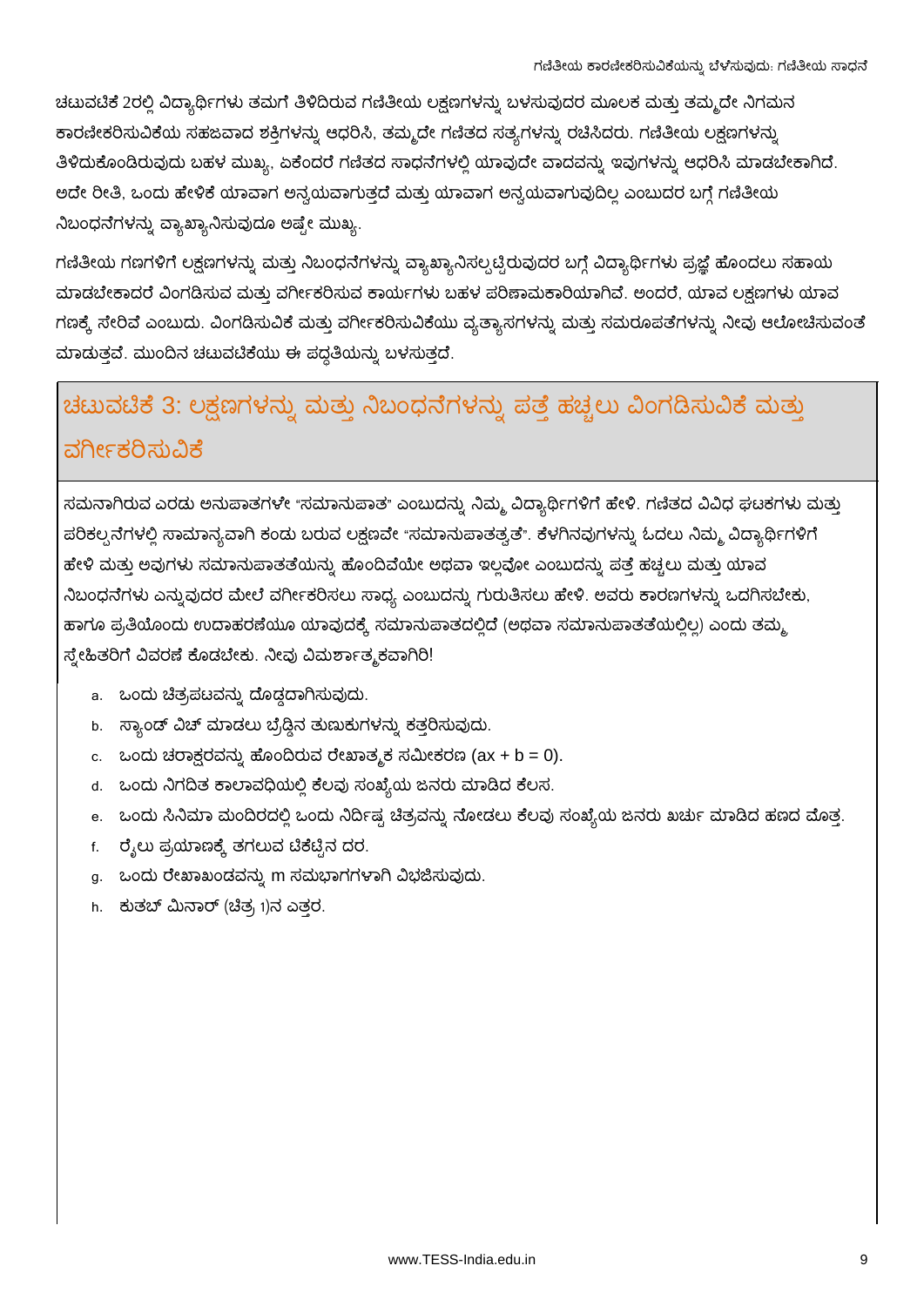ಚಟುವಟಿಕೆ 2ರಲ್ಲಿ ವಿದ್ಯಾರ್ಥಿಗಳು ತಮಗೆ ತಿಳಿದಿರುವ ಗಣಿತೀಯ ಲಕ್ಷಣಗಳನ್ನು ಬಳಸುವುದರ ಮೂಲಕ ಮತ್ತು ತಮ್ಮದೇ ನಿಗಮನ ಕಾರಣೀಕರಿಸುವಿಕೆಯ ಸಹಜವಾದ ಶಕ್ತಿಗಳನ್ನು ಆಧರಿಸಿ, ತಮ್ಮದೇ ಗಣಿತದ ಸತ್ಯಗಳನ್ನು ರಚಿಸಿದರು. ಗಣಿತೀಯ ಲಕ್ಷಣಗಳನ್ನು ತಿಳಿದುಕೊಂಡಿರುವುದು ಬಹಳ ಮುಖ್ಯ, ಏಕೆಂದರೆ ಗಣಿತದ ಸಾಧನೆಗಳಲ್ಲಿ ಯಾವುದೇ ವಾದವನ್ನು ಇವುಗಳನ್ನು ಆಧರಿಸಿ ಮಾಡಬೇಕಾಗಿದೆ. ಅದೇ ರೀತಿ, ಒಂದು ಹೇಳಿಕೆ ಯಾವಾಗ ಅನ್ವಯವಾಗುತ್ತದೆ ಮತ್ತು ಯಾವಾಗ ಅನ್ವಯವಾಗುವುದಿಲ್ಲ ಎಂಬುದರ ಬಗ್ಗೆ ಗಣಿತೀಯ ನಿಬಂಧನೆಗಳನ್ನು ವ್ಯಾಖ್ಯಾನಿಸುವುದೂ ಅಷ್ಟೇ ಮುಖ್ಯ.

ಗಣಿತೀಯ ಗಣಗಳಿಗೆ ಲಕ್ಷಣಗಳನ್ನು ಮತ್ತು ನಿಬಂಧನೆಗಳನ್ನು ವ್ಯಾಖ್ಯಾನಿಸಲ್ಪಟ್ಟಿರುವುದರ ಬಗ್ಗೆ ವಿದ್ಯಾರ್ಥಿಗಳು ಪ್ರಜ್ಞೆ ಹೊಂದಲು ಸಹಾಯ ಮಾಡಬೇಕಾದರೆ ವಿಂಗಡಿಸುವ ಮತ್ತು ವರ್ಗೀಕರಿಸುವ ಕಾರ್ಯಗಳು ಬಹಳ ಪರಿಣಾಮಕಾರಿಯಾಗಿವೆ. ಅಂದರೆ, ಯಾವ ಲಕ್ಷಣಗಳು ಯಾವ ಗಣಕ್ಕೆ ಸೇರಿವೆ ಎಂಬುದು. ವಿಂಗಡಿಸುವಿಕೆ ಮತ್ತು ವರ್ಗೀಕರಿಸುವಿಕೆಯು ವ್ಯತ್ಯಾಸಗಳನ್ನು ಮತ್ತು ಸಮರೂಪತೆಗಳನ್ನು ನೀವು ಆಲೋಚಿಸುವಂತೆ ಮಾಡುತ್ತವೆ. ಮುಂದಿನ ಚಟುವಟಿಕೆಯು ಈ ಪದ್ಧತಿಯನ್ನು ಬಳಸುತ್ತದೆ.

## ಚಟುವಟಿಕೆ 3: ಲಕ್ಷಣಗಳನ್ನು ಮತ್ತು ನಿಬಂಧನೆಗಳನ್ನು ಪತ್ತೆ ಹಚ್ಚಲು ವಿಂಗಡಿಸುವಿಕೆ ಮತ್ತು ವರ್ಗೀಕರಿಸುವಿಕೆ

ಸಮನಾಗಿರುವ ಎರಡು ಅನುಪಾತಗಳೇ "ಸಮಾನುಪಾತ" ಎಂಬುದನ್ನು ನಿಮ್ಮ ವಿದ್ಯಾರ್ಥಿಗಳಿಗೆ ಹೇಳಿ. ಗಣಿತದ ವಿವಿಧ ಘಟಕಗಳು ಮತ್ತು ಪರಿಕಲ್ಪನೆಗಳಲ್ಲಿ ಸಾಮಾನ್ಯವಾಗಿ ಕಂಡು ಬರುವ ಲಕ್ಷಣವೇ "ಸಮಾನುಪಾತತ್ವತೆ". ಕೆಳಗಿನವುಗಳನ್ನು ಓದಲು ನಿಮ್ಮ ವಿದ್ಯಾರ್ಥಿಗಳಿಗೆ ಹೇಳಿ ಮತ್ತು ಅವುಗಳು ಸಮಾನುಪಾತತೆಯನ್ನು ಹೊಂದಿವೆಯೇ ಅಥವಾ ಇಲ್ಲವೋ ಎಂಬುದನ್ನು ಪತ್ತೆ ಹಚ್ಚಲು ಮತ್ತು ಯಾವ ನಿಬಂಧನೆಗಳು ಎನ್ನುವುದರ ಮೇಲೆ ವರ್ಗೀಕರಿಸಲು ಸಾಧ್ಯ ಎಂಬುದನ್ನು ಗುರುತಿಸಲು ಹೇಳಿ. ಅವರು ಕಾರಣಗಳನ್ನು ಒದಗಿಸಬೇಕು, ಹಾಗೂ ಪ್ರತಿಯೊಂದು ಉದಾಹರಣೆಯೂ ಯಾವುದಕ್ಕೆ ಸಮಾನುಪಾತದಲ್ಲಿದೆ (ಅಥವಾ ಸಮಾನುಪಾತತೆಯಲ್ಲಿಲ್ಲ) ಎಂದು ತಮ್ಮ ಸ್ನೇಹಿತರಿಗೆ ವಿವರಣೆ ಕೊಡಬೇಕು. ನೀವು ವಿಮರ್ಶಾತ್ಮಕವಾಗಿರಿ!

a. ಒಂದು ಚಿತ್ರಪಟವನ್ನು ದೊಡ್ಡದಾಗಿಸುವುದು.
b. ಸ್ಯಾಂಡ್ ವಿಚ್ ಮಾಡಲು ಬ್ರೆಡ್ಡಿನ ತುಣುಕುಗಳನ್ನು ಕತ್ತರಿಸುವುದು.
c. ಒಂದು ಚರಾಕ್ಷರವನ್ನು ಹೊಂದಿರುವ ರೇಖಾತ್ಮಕ ಸಮೀಕರಣ ($ax + b = 0$).
d. ಒಂದು ನಿಗದಿತ ಕಾಲಾವಧಿಯಲ್ಲಿ ಕೆಲವು ಸಂಖ್ಯೆಯ ಜನರು ಮಾಡಿದ ಕೆಲಸ.
e. ಒಂದು ಸಿನಿಮಾ ಮಂದಿರದಲ್ಲಿ ಒಂದು ನಿರ್ದಿಷ್ಟ ಚಿತ್ರವನ್ನು ನೋಡಲು ಕೆಲವು ಸಂಖ್ಯೆಯ ಜನರು ಖರ್ಚು ಮಾಡಿದ ಹಣದ ಮೊತ್ತ.
f. ರೈಲು ಪ್ರಯಾಣಕ್ಕೆ ತಗಲುವ ಟಿಕೆಟ್ಟಿನ ದರ.
g. ಒಂದು ರೇಖಾಖಂಡವನ್ನು m ಸಮಭಾಗಗಳಾಗಿ ವಿಭಜಿಸುವುದು.
h. ಕುತಬ್ ಮಿನಾರ್ (ಚಿತ್ರ 1)ನ ಎತ್ತರ.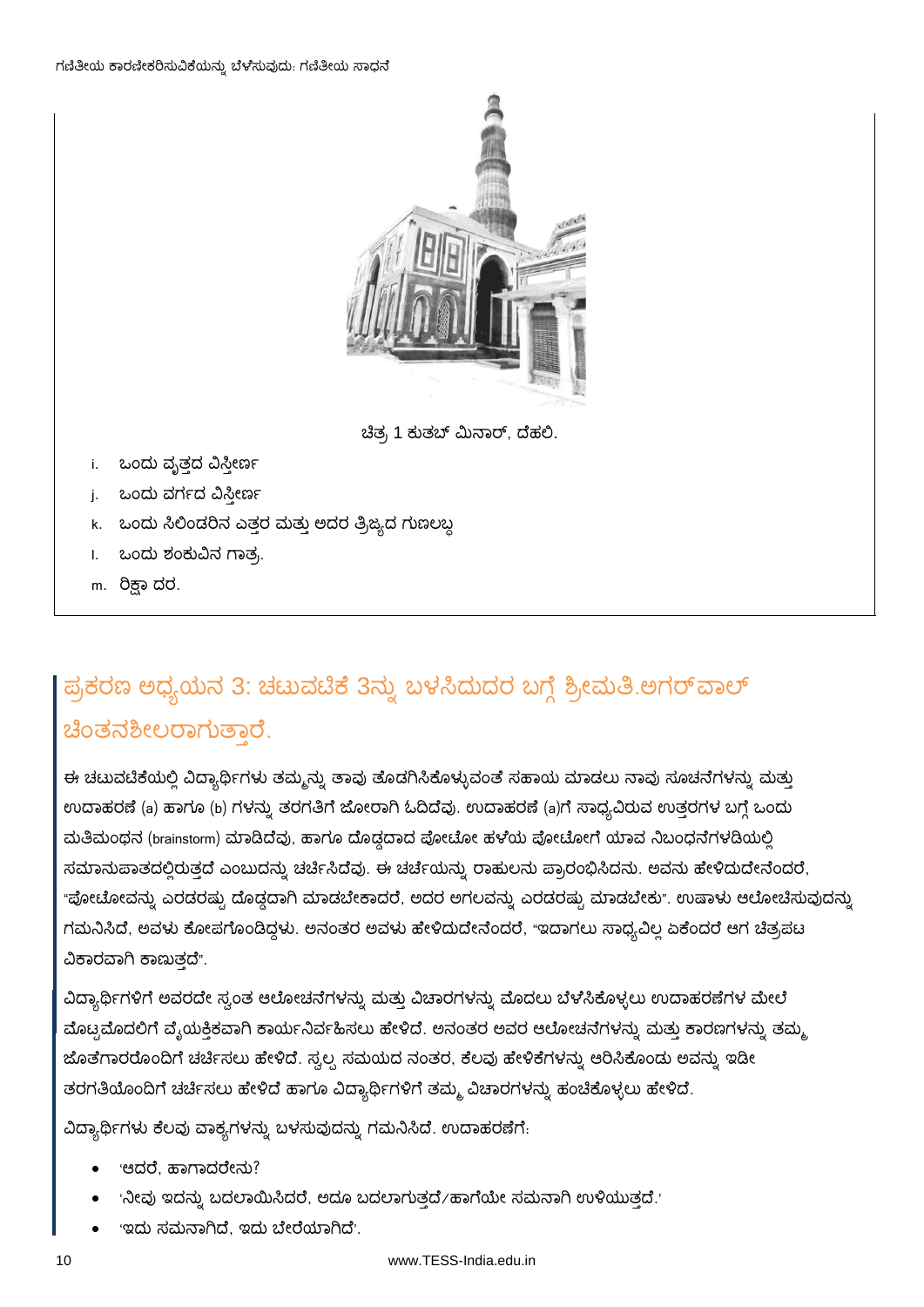ಚಿತ್ರ 1 ಕುತಬ್ ಮಿನಾರ್, ದೆಹಲಿ.

i. ಒಂದು ವೃತ್ತದ ವಿಸ್ತೀರ್ಣ
j. ಒಂದು ವರ್ಗದ ವಿಸ್ತೀರ್ಣ
k. ಒಂದು ಸಿಲಿಂಡರಿನ ಎತ್ತರ ಮತ್ತು ಅದರ ತ್ರಿಜ್ಯದ ಗುಣಲಬ್ಧ
l. ಒಂದು ಶಂಕುವಿನ ಗಾತ್ರ.
m. ರಿಕ್ಷಾ ದರ.

## ಪ್ರಕರಣ ಅಧ್ಯಯನ 3: ಚಟುವಟಿಕೆ 3ನ್ನು ಬಳಸಿದುದರ ಬಗ್ಗೆ ಶ್ರೀಮತಿ.ಅಗರ್‌ವಾಲ್ ಚಿಂತನಶೀಲರಾಗುತ್ತಾರೆ.

ಈ ಚಟುವಟಿಕೆಯಲ್ಲಿ ವಿದ್ಯಾರ್ಥಿಗಳು ತಮ್ಮನ್ನು ತಾವು ತೊಡಗಿಸಿಕೊಳ್ಳುವಂತೆ ಸಹಾಯ ಮಾಡಲು ನಾವು ಸೂಚನೆಗಳನ್ನು ಮತ್ತು ಉದಾಹರಣೆ (a) ಹಾಗೂ (b) ಗಳನ್ನು ತರಗತಿಗೆ ಜೋರಾಗಿ ಓದಿದೆವು. ಉದಾಹರಣೆ (a)ಗೆ ಸಾಧ್ಯವಿರುವ ಉತ್ತರಗಳ ಬಗ್ಗೆ ಒಂದು ಮತಿಮಂಥನ (brainstorm) ಮಾಡಿದೆವು, ಹಾಗೂ ದೊಡ್ಡದಾದ ಫೋಟೋ ಹಳೆಯ ಫೋಟೋಗೆ ಯಾವ ನಿಬಂಧನೆಗಳಡಿಯಲ್ಲಿ ಸಮಾನುಪಾತದಲ್ಲಿರುತ್ತದೆ ಎಂಬುದನ್ನು ಚರ್ಚಿಸಿದೆವು. ಈ ಚರ್ಚೆಯನ್ನು ರಾಹುಲನು ಪ್ರಾರಂಭಿಸಿದನು. ಅವನು ಹೇಳಿದುದೇನೆಂದರೆ, "ಫೋಟೋವನ್ನು ಎರಡರಷ್ಟು ದೊಡ್ಡದಾಗಿ ಮಾಡಬೇಕಾದರೆ, ಅದರ ಅಗಲವನ್ನು ಎರಡರಷ್ಟು ಮಾಡಬೇಕು". ಉಷಾಳು ಆಲೋಚಿಸುವುದನ್ನು ಗಮನಿಸಿದೆ, ಅವಳು ಕೋಪಗೊಂಡಿದ್ದಳು. ಅನಂತರ ಅವಳು ಹೇಳಿದುದೇನೆಂದರೆ, "ಇದಾಗಲು ಸಾಧ್ಯವಿಲ್ಲ ಏಕೆಂದರೆ ಆಗ ಚಿತ್ರಪಟ ವಿಕಾರವಾಗಿ ಕಾಣುತ್ತದೆ".

ವಿದ್ಯಾರ್ಥಿಗಳಿಗೆ ಅವರದೇ ಸ್ವಂತ ಆಲೋಚನೆಗಳನ್ನು ಮತ್ತು ವಿಚಾರಗಳನ್ನು ಮೊದಲು ಬೆಳೆಸಿಕೊಳ್ಳಲು ಉದಾಹರಣೆಗಳ ಮೇಲೆ ಮೊಟ್ಟಮೊದಲಿಗೆ ವೈಯಕ್ತಿಕವಾಗಿ ಕಾರ್ಯನಿರ್ವಹಿಸಲು ಹೇಳಿದೆ. ಅನಂತರ ಅವರ ಆಲೋಚನೆಗಳನ್ನು ಮತ್ತು ಕಾರಣಗಳನ್ನು ತಮ್ಮ ಜೊತೆಗಾರರೊಂದಿಗೆ ಚರ್ಚಿಸಲು ಹೇಳಿದೆ. ಸ್ವಲ್ಪ ಸಮಯದ ನಂತರ, ಕೆಲವು ಹೇಳಿಕೆಗಳನ್ನು ಆರಿಸಿಕೊಂಡು ಅವನ್ನು ಇಡೀ ತರಗತಿಯೊಂದಿಗೆ ಚರ್ಚಿಸಲು ಹೇಳಿದೆ ಹಾಗೂ ವಿದ್ಯಾರ್ಥಿಗಳಿಗೆ ತಮ್ಮ ವಿಚಾರಗಳನ್ನು ಹಂಚಿಕೊಳ್ಳಲು ಹೇಳಿದೆ.

ವಿದ್ಯಾರ್ಥಿಗಳು ಕೆಲವು ವಾಕ್ಯಗಳನ್ನು ಬಳಸುವುದನ್ನು ಗಮನಿಸಿದೆ. ಉದಾಹರಣೆಗೆ:

- 'ಆದರೆ, ಹಾಗಾದರೇನು?
- 'ನೀವು ಇದನ್ನು ಬದಲಾಯಿಸಿದರೆ, ಅದೂ ಬದಲಾಗುತ್ತದೆ/ಹಾಗೆಯೇ ಸಮನಾಗಿ ಉಳಿಯುತ್ತದೆ.'
- 'ಇದು ಸಮನಾಗಿದೆ, ಇದು ಬೇರೆಯಾಗಿದೆ'.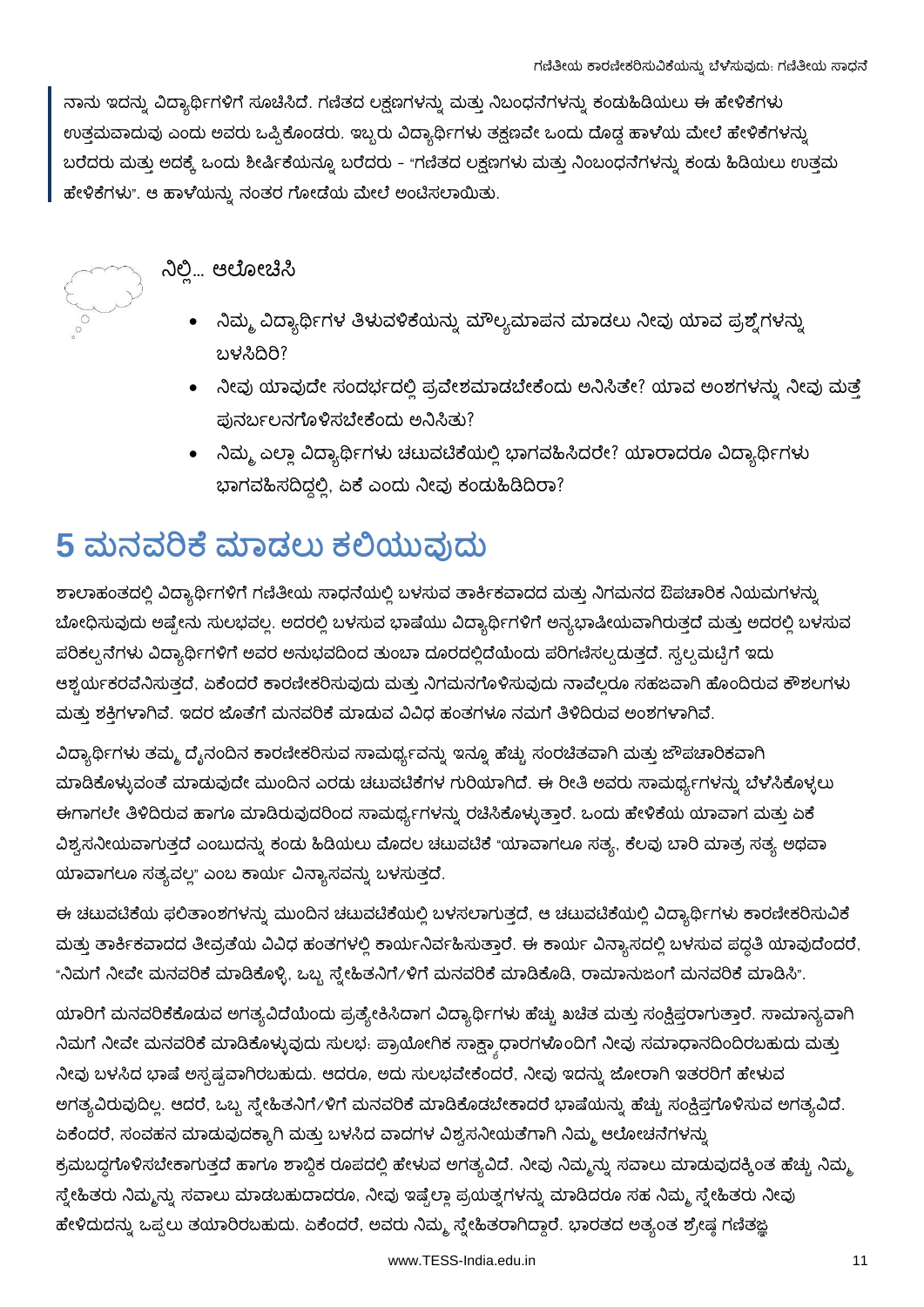ನಾನು ಇದನ್ನು ವಿದ್ಯಾರ್ಥಿಗಳಿಗೆ ಸೂಚಿಸಿದೆ. ಗಣಿತದ ಲಕ್ಷಣಗಳನ್ನು ಮತ್ತು ನಿಬಂಧನೆಗಳನ್ನು ಕಂಡುಹಿಡಿಯಲು ಈ ಹೇಳಿಕೆಗಳು ಉತ್ತಮವಾದುವು ಎಂದು ಅವರು ಒಪ್ಪಿಕೊಂಡರು. ಇಬ್ಬರು ವಿದ್ಯಾರ್ಥಿಗಳು ತಕ್ಷಣವೇ ಒಂದು ದೊಡ್ಡ ಹಾಳೆಯ ಮೇಲೆ ಹೇಳಿಕೆಗಳನ್ನು ಬರೆದರು ಮತ್ತು ಅದಕ್ಕೆ ಒಂದು ಶೀರ್ಷಿಕೆಯನ್ನೂ ಬರೆದರು - "ಗಣಿತದ ಲಕ್ಷಣಗಳು ಮತ್ತು ನಿಂಬಂಧನೆಗಳನ್ನು ಕಂಡು ಹಿಡಿಯಲು ಉತ್ತಮ ಹೇಳಿಕೆಗಳು". ಆ ಹಾಳೆಯನ್ನು ನಂತರ ಗೋಡೆಯ ಮೇಲೆ ಅಂಟಿಸಲಾಯಿತು.

**ನಿಲ್ಲಿ... ಆಲೋಚಿಸಿ**

- ನಿಮ್ಮ ವಿದ್ಯಾರ್ಥಿಗಳ ತಿಳುವಳಿಕೆಯನ್ನು ಮೌಲ್ಯಮಾಪನ ಮಾಡಲು ನೀವು ಯಾವ ಪ್ರಶ್ನೆಗಳನ್ನು ಬಳಸಿದಿರಿ?
- ನೀವು ಯಾವುದೇ ಸಂದರ್ಭದಲ್ಲಿ ಪ್ರವೇಶಮಾಡಬೇಕೆಂದು ಅನಿಸಿತೇ? ಯಾವ ಅಂಶಗಳನ್ನು ನೀವು ಮತ್ತೆ ಪುನರ್ಬಲನಗೊಳಿಸಬೇಕೆಂದು ಅನಿಸಿತು?
- ನಿಮ್ಮ ಎಲ್ಲಾ ವಿದ್ಯಾರ್ಥಿಗಳು ಚಟುವಟಿಕೆಯಲ್ಲಿ ಭಾಗವಹಿಸಿದರೇ? ಯಾರಾದರೂ ವಿದ್ಯಾರ್ಥಿಗಳು ಭಾಗವಹಿಸದಿದ್ದಲ್ಲಿ, ಏಕೆ ಎಂದು ನೀವು ಕಂಡುಹಿಡಿದಿರಾ?

# 5 ಮನವರಿಕೆ ಮಾಡಲು ಕಲಿಯುವುದು

ಶಾಲಾಹಂತದಲ್ಲಿ ವಿದ್ಯಾರ್ಥಿಗಳಿಗೆ ಗಣಿತೀಯ ಸಾಧನೆಯಲ್ಲಿ ಬಳಸುವ ತಾರ್ಕಿಕವಾದದ ಮತ್ತು ನಿಗಮನದ ಔಪಚಾರಿಕ ನಿಯಮಗಳನ್ನು ಬೋಧಿಸುವುದು ಅಷ್ಟೇನು ಸುಲಭವಲ್ಲ. ಅದರಲ್ಲಿ ಬಳಸುವ ಭಾಷೆಯು ವಿದ್ಯಾರ್ಥಿಗಳಿಗೆ ಅನ್ಯಭಾಷೀಯವಾಗಿರುತ್ತದೆ ಮತ್ತು ಅದರಲ್ಲಿ ಬಳಸುವ ಪರಿಕಲ್ಪನೆಗಳು ವಿದ್ಯಾರ್ಥಿಗಳಿಗೆ ಅವರ ಅನುಭವದಿಂದ ತುಂಬಾ ದೂರದಲ್ಲಿದೆಯೆಂದು ಪರಿಗಣಿಸಲ್ಪಡುತ್ತದೆ. ಸ್ವಲ್ಪಮಟ್ಟಿಗೆ ಇದು ಆಶ್ಚರ್ಯಕರವೆನಿಸುತ್ತದೆ, ಏಕೆಂದರೆ ಕಾರಣೀಕರಿಸುವುದು ಮತ್ತು ನಿಗಮನಗೊಳಿಸುವುದು ನಾವೆಲ್ಲರೂ ಸಹಜವಾಗಿ ಹೊಂದಿರುವ ಕೌಶಲಗಳು ಮತ್ತು ಶಕ್ತಿಗಳಾಗಿವೆ. ಇದರ ಜೊತೆಗೆ ಮನವರಿಕೆ ಮಾಡುವ ವಿವಿಧ ಹಂತಗಳೂ ನಮಗೆ ತಿಳಿದಿರುವ ಅಂಶಗಳಾಗಿವೆ.

ವಿದ್ಯಾರ್ಥಿಗಳು ತಮ್ಮ ದೈನಂದಿನ ಕಾರಣೀಕರಿಸುವ ಸಾಮರ್ಥ್ಯವನ್ನು ಇನ್ನೂ ಹೆಚ್ಚು ಸಂರಚಿತವಾಗಿ ಮತ್ತು ಔಪಚಾರಿಕವಾಗಿ ಮಾಡಿಕೊಳ್ಳುವಂತೆ ಮಾಡುವುದೇ ಮುಂದಿನ ಎರಡು ಚಟುವಟಿಕೆಗಳ ಗುರಿಯಾಗಿದೆ. ಈ ರೀತಿ ಅವರು ಸಾಮರ್ಥ್ಯಗಳನ್ನು ಬೆಳೆಸಿಕೊಳ್ಳಲು ಈಗಾಗಲೇ ತಿಳಿದಿರುವ ಹಾಗೂ ಮಾಡಿರುವುದರಿಂದ ಸಾಮರ್ಥ್ಯಗಳನ್ನು ರಚಿಸಿಕೊಳ್ಳುತ್ತಾರೆ. ಒಂದು ಹೇಳಿಕೆಯ ಯಾವಾಗ ಮತ್ತು ಏಕೆ ವಿಶ್ವಸನೀಯವಾಗುತ್ತದೆ ಎಂಬುದನ್ನು ಕಂಡು ಹಿಡಿಯಲು ಮೊದಲ ಚಟುವಟಿಕೆ "ಯಾವಾಗಲೂ ಸತ್ಯ, ಕೆಲವು ಬಾರಿ ಮಾತ್ರ ಸತ್ಯ ಅಥವಾ ಯಾವಾಗಲೂ ಸತ್ಯವಲ್ಲ" ಎಂಬ ಕಾರ್ಯ ವಿನ್ಯಾಸವನ್ನು ಬಳಸುತ್ತದೆ.

ಈ ಚಟುವಟಿಕೆಯ ಫಲಿತಾಂಶಗಳನ್ನು ಮುಂದಿನ ಚಟುವಟಿಕೆಯಲ್ಲಿ ಬಳಸಲಾಗುತ್ತದೆ, ಆ ಚಟುವಟಿಕೆಯಲ್ಲಿ ವಿದ್ಯಾರ್ಥಿಗಳು ಕಾರಣೀಕರಿಸುವಿಕೆ ಮತ್ತು ತಾರ್ಕಿಕವಾದದ ತೀವ್ರತೆಯ ವಿವಿಧ ಹಂತಗಳಲ್ಲಿ ಕಾರ್ಯನಿರ್ವಹಿಸುತ್ತಾರೆ. ಈ ಕಾರ್ಯ ವಿನ್ಯಾಸದಲ್ಲಿ ಬಳಸುವ ಪದ್ಧತಿ ಯಾವುದೆಂದರೆ, "ನಿಮಗೆ ನೀವೇ ಮನವರಿಕೆ ಮಾಡಿಕೊಳ್ಳಿ, ಒಬ್ಬ ಸ್ನೇಹಿತನಿಗೆ/ಳಿಗೆ ಮನವರಿಕೆ ಮಾಡಿಕೊಡಿ, ರಾಮಾನುಜಂಗೆ ಮನವರಿಕೆ ಮಾಡಿಸಿ".

ಯಾರಿಗೆ ಮನವರಿಕೆಕೊಡುವ ಅಗತ್ಯವಿದೆಯೆಂದು ಪ್ರತ್ಯೇಕಿಸಿದಾಗ ವಿದ್ಯಾರ್ಥಿಗಳು ಹೆಚ್ಚು ಖಚಿತ ಮತ್ತು ಸಂಕ್ಷಿಪ್ತರಾಗುತ್ತಾರೆ. ಸಾಮಾನ್ಯವಾಗಿ ನಿಮಗೆ ನೀವೇ ಮನವರಿಕೆ ಮಾಡಿಕೊಳ್ಳುವುದು ಸುಲಭ: ಪ್ರಾಯೋಗಿಕ ಸಾಕ್ಷ್ಯಾಧಾರಗಳೊಂದಿಗೆ ನೀವು ಸಮಾಧಾನದಿಂದಿರಬಹುದು ಮತ್ತು ನೀವು ಬಳಸಿದ ಭಾಷೆ ಅಸ್ಪಷ್ಟವಾಗಿರಬಹುದು. ಆದರೂ, ಅದು ಸುಲಭವೇಕೆಂದರೆ, ನೀವು ಇದನ್ನು ಜೋರಾಗಿ ಇತರರಿಗೆ ಹೇಳುವ ಅಗತ್ಯವಿರುವುದಿಲ್ಲ. ಆದರೆ, ಒಬ್ಬ ಸ್ನೇಹಿತನಿಗೆ/ಳಿಗೆ ಮನವರಿಕೆ ಮಾಡಿಕೊಡಬೇಕಾದರೆ ಭಾಷೆಯನ್ನು ಹೆಚ್ಚು ಸಂಕ್ಷಿಪ್ತಗೊಳಿಸುವ ಅಗತ್ಯವಿದೆ. ಏಕೆಂದರೆ, ಸಂವಹನ ಮಾಡುವುದಕ್ಕಾಗಿ ಮತ್ತು ಬಳಸಿದ ವಾದಗಳ ವಿಶ್ವಸನೀಯತೆಗಾಗಿ ನಿಮ್ಮ ಆಲೋಚನೆಗಳನ್ನು ಕ್ರಮಬದ್ಧಗೊಳಿಸಬೇಕಾಗುತ್ತದೆ ಹಾಗೂ ಶಾಬ್ದಿಕ ರೂಪದಲ್ಲಿ ಹೇಳುವ ಅಗತ್ಯವಿದೆ. ನೀವು ನಿಮ್ಮನ್ನು ಸವಾಲು ಮಾಡುವುದಕ್ಕಿಂತ ಹೆಚ್ಚು ನಿಮ್ಮ ಸ್ನೇಹಿತರು ನಿಮ್ಮನ್ನು ಸವಾಲು ಮಾಡಬಹುದಾದರೂ, ನೀವು ಇಷ್ಟೆಲ್ಲಾ ಪ್ರಯತ್ನಗಳನ್ನು ಮಾಡಿದರೂ ಸಹ ನಿಮ್ಮ ಸ್ನೇಹಿತರು ನೀವು ಹೇಳಿದುದನ್ನು ಒಪ್ಪಲು ತಯಾರಿರಬಹುದು. ಏಕೆಂದರೆ, ಅವರು ನಿಮ್ಮ ಸ್ನೇಹಿತರಾಗಿದ್ದಾರೆ. ಭಾರತದ ಅತ್ಯಂತ ಶ್ರೇಷ್ಠ ಗಣಿತಜ್ಞ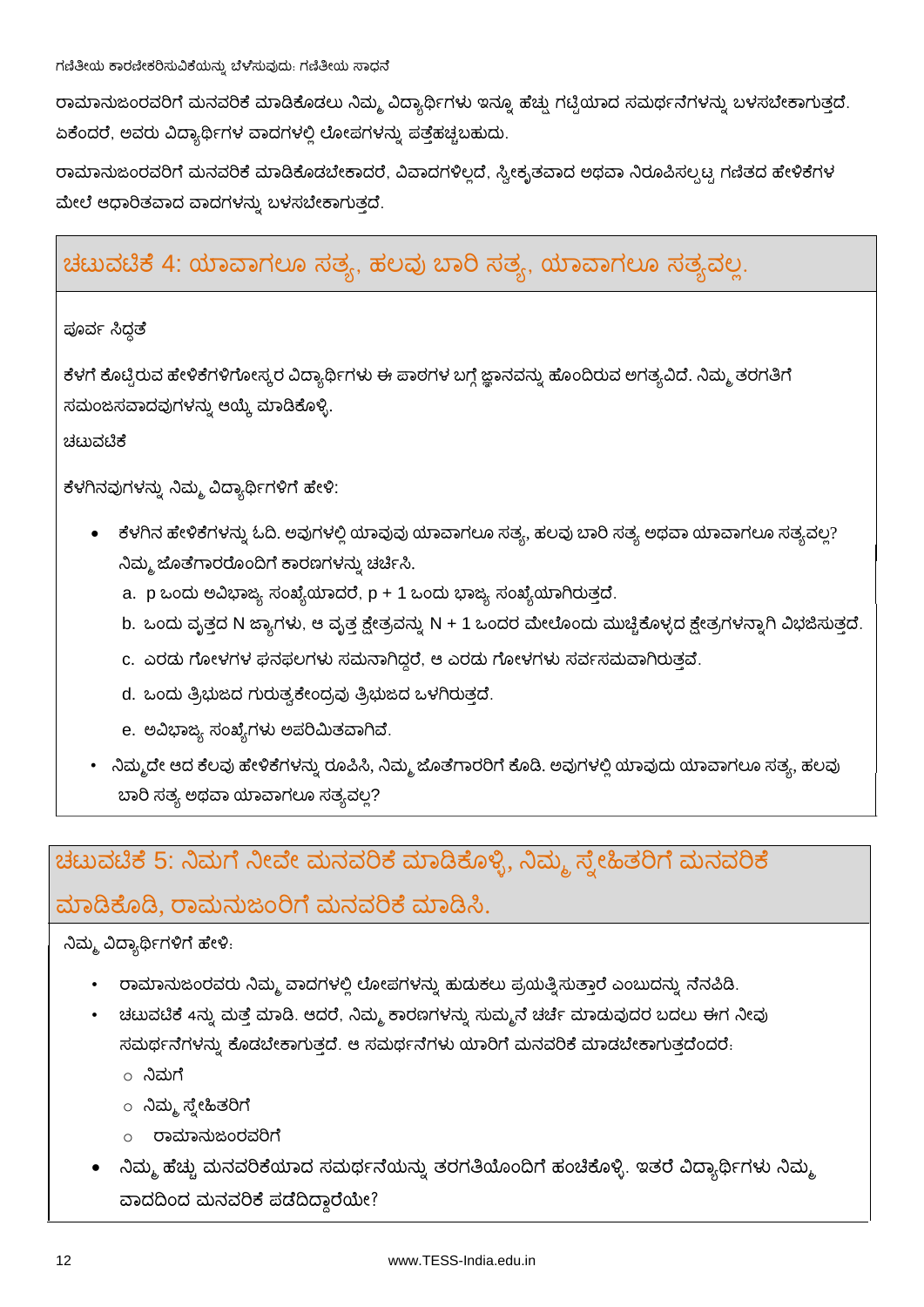ರಾಮಾನುಜಂರವರಿಗೆ ಮನವರಿಕೆ ಮಾಡಿಕೊಡಲು ನಿಮ್ಮ ವಿದ್ಯಾರ್ಥಿಗಳು ಇನ್ನೂ ಹೆಚ್ಚು ಗಟ್ಟಿಯಾದ ಸಮರ್ಥನೆಗಳನ್ನು ಬಳಸಬೇಕಾಗುತ್ತದೆ. ಏಕೆಂದರೆ, ಅವರು ವಿದ್ಯಾರ್ಥಿಗಳ ವಾದಗಳಲ್ಲಿ ಲೋಪಗಳನ್ನು ಪತ್ತೆಹಚ್ಚಬಹುದು.

ರಾಮಾನುಜಂರವರಿಗೆ ಮನವರಿಕೆ ಮಾಡಿಕೊಡಬೇಕಾದರೆ, ವಿವಾದಗಳಿಲ್ಲದೆ, ಸ್ವೀಕೃತವಾದ ಅಥವಾ ನಿರೂಪಿಸಲ್ಪಟ್ಟ ಗಣಿತದ ಹೇಳಿಕೆಗಳ ಮೇಲೆ ಆಧಾರಿತವಾದ ವಾದಗಳನ್ನು ಬಳಸಬೇಕಾಗುತ್ತದೆ.

## ಚಟುವಟಿಕೆ 4: ಯಾವಾಗಲೂ ಸತ್ಯ, ಹಲವು ಬಾರಿ ಸತ್ಯ, ಯಾವಾಗಲೂ ಸತ್ಯವಲ್ಲ.

ಪೂರ್ವ ಸಿದ್ಧತೆ

ಕೆಳಗೆ ಕೊಟ್ಟಿರುವ ಹೇಳಿಕೆಗಳಿಗೋಸ್ಕರ ವಿದ್ಯಾರ್ಥಿಗಳು ಈ ಪಾಠಗಳ ಬಗ್ಗೆ ಜ್ಞಾನವನ್ನು ಹೊಂದಿರುವ ಅಗತ್ಯವಿದೆ. ನಿಮ್ಮ ತರಗತಿಗೆ ಸಮಂಜಸವಾದವುಗಳನ್ನು ಆಯ್ಕೆ ಮಾಡಿಕೊಳ್ಳಿ.

ಚಟುವಟಿಕೆ

ಕೆಳಗಿನವುಗಳನ್ನು ನಿಮ್ಮ ವಿದ್ಯಾರ್ಥಿಗಳಿಗೆ ಹೇಳಿ:

- ಕೆಳಗಿನ ಹೇಳಿಕೆಗಳನ್ನು ಓದಿ. ಅವುಗಳಲ್ಲಿ ಯಾವುವು ಯಾವಾಗಲೂ ಸತ್ಯ, ಹಲವು ಬಾರಿ ಸತ್ಯ ಅಥವಾ ಯಾವಾಗಲೂ ಸತ್ಯವಲ್ಲ? ನಿಮ್ಮ ಜೊತೆಗಾರರೊಂದಿಗೆ ಕಾರಣಗಳನ್ನು ಚರ್ಚಿಸಿ.
  a. p ಒಂದು ಅವಿಭಾಜ್ಯ ಸಂಖ್ಯೆಯಾದರೆ, p + 1 ಒಂದು ಭಾಜ್ಯ ಸಂಖ್ಯೆಯಾಗಿರುತ್ತದೆ.
  b. ಒಂದು ವೃತ್ತದ N ಜ್ಯಾಗಳು, ಆ ವೃತ್ತ ಕ್ಷೇತ್ರವನ್ನು N + 1 ಒಂದರ ಮೇಲೊಂದು ಮುಚ್ಚಿಕೊಳ್ಳದ ಕ್ಷೇತ್ರಗಳನ್ನಾಗಿ ವಿಭಜಿಸುತ್ತದೆ.
  c. ಎರಡು ಗೋಳಗಳ ಘನಫಲಗಳು ಸಮನಾಗಿದ್ದರೆ, ಆ ಎರಡು ಗೋಳಗಳು ಸರ್ವಸಮವಾಗಿರುತ್ತವೆ.
  d. ಒಂದು ತ್ರಿಭುಜದ ಗುರುತ್ವಕೇಂದ್ರವು ತ್ರಿಭುಜದ ಒಳಗಿರುತ್ತದೆ.
  e. ಅವಿಭಾಜ್ಯ ಸಂಖ್ಯೆಗಳು ಅಪರಿಮಿತವಾಗಿವೆ.
- ನಿಮ್ಮದೇ ಆದ ಕೆಲವು ಹೇಳಿಕೆಗಳನ್ನು ರೂಪಿಸಿ, ನಿಮ್ಮ ಜೊತೆಗಾರರಿಗೆ ಕೊಡಿ. ಅವುಗಳಲ್ಲಿ ಯಾವುದು ಯಾವಾಗಲೂ ಸತ್ಯ, ಹಲವು ಬಾರಿ ಸತ್ಯ ಅಥವಾ ಯಾವಾಗಲೂ ಸತ್ಯವಲ್ಲ?

## ಚಟುವಟಿಕೆ 5: ನಿಮಗೆ ನೀವೇ ಮನವರಿಕೆ ಮಾಡಿಕೊಳ್ಳಿ, ನಿಮ್ಮ ಸ್ನೇಹಿತರಿಗೆ ಮನವರಿಕೆ ಮಾಡಿಕೊಡಿ, ರಾಮನುಜಂರಿಗೆ ಮನವರಿಕೆ ಮಾಡಿಸಿ.

ನಿಮ್ಮ ವಿದ್ಯಾರ್ಥಿಗಳಿಗೆ ಹೇಳಿ:

- ರಾಮಾನುಜಂರವರು ನಿಮ್ಮ ವಾದಗಳಲ್ಲಿ ಲೋಪಗಳನ್ನು ಹುಡುಕಲು ಪ್ರಯತ್ನಿಸುತ್ತಾರೆ ಎಂಬುದನ್ನು ನೆನಪಿಡಿ.
- ಚಟುವಟಿಕೆ 4ನ್ನು ಮತ್ತೆ ಮಾಡಿ. ಆದರೆ, ನಿಮ್ಮ ಕಾರಣಗಳನ್ನು ಸುಮ್ಮನೆ ಚರ್ಚೆ ಮಾಡುವುದರ ಬದಲು ಈಗ ನೀವು ಸಮರ್ಥನೆಗಳನ್ನು ಕೊಡಬೇಕಾಗುತ್ತದೆ. ಆ ಸಮರ್ಥನೆಗಳು ಯಾರಿಗೆ ಮನವರಿಕೆ ಮಾಡಬೇಕಾಗುತ್ತದೆಂದರೆ:
  - ನಿಮಗೆ
  - ನಿಮ್ಮ ಸ್ನೇಹಿತರಿಗೆ
  - ರಾಮಾನುಜಂರವರಿಗೆ
- ನಿಮ್ಮ ಹೆಚ್ಚು ಮನವರಿಕೆಯಾದ ಸಮರ್ಥನೆಯನ್ನು ತರಗತಿಯೊಂದಿಗೆ ಹಂಚಿಕೊಳ್ಳಿ. ಇತರೆ ವಿದ್ಯಾರ್ಥಿಗಳು ನಿಮ್ಮ ವಾದದಿಂದ ಮನವರಿಕೆ ಪಡೆದಿದ್ದಾರೆಯೇ?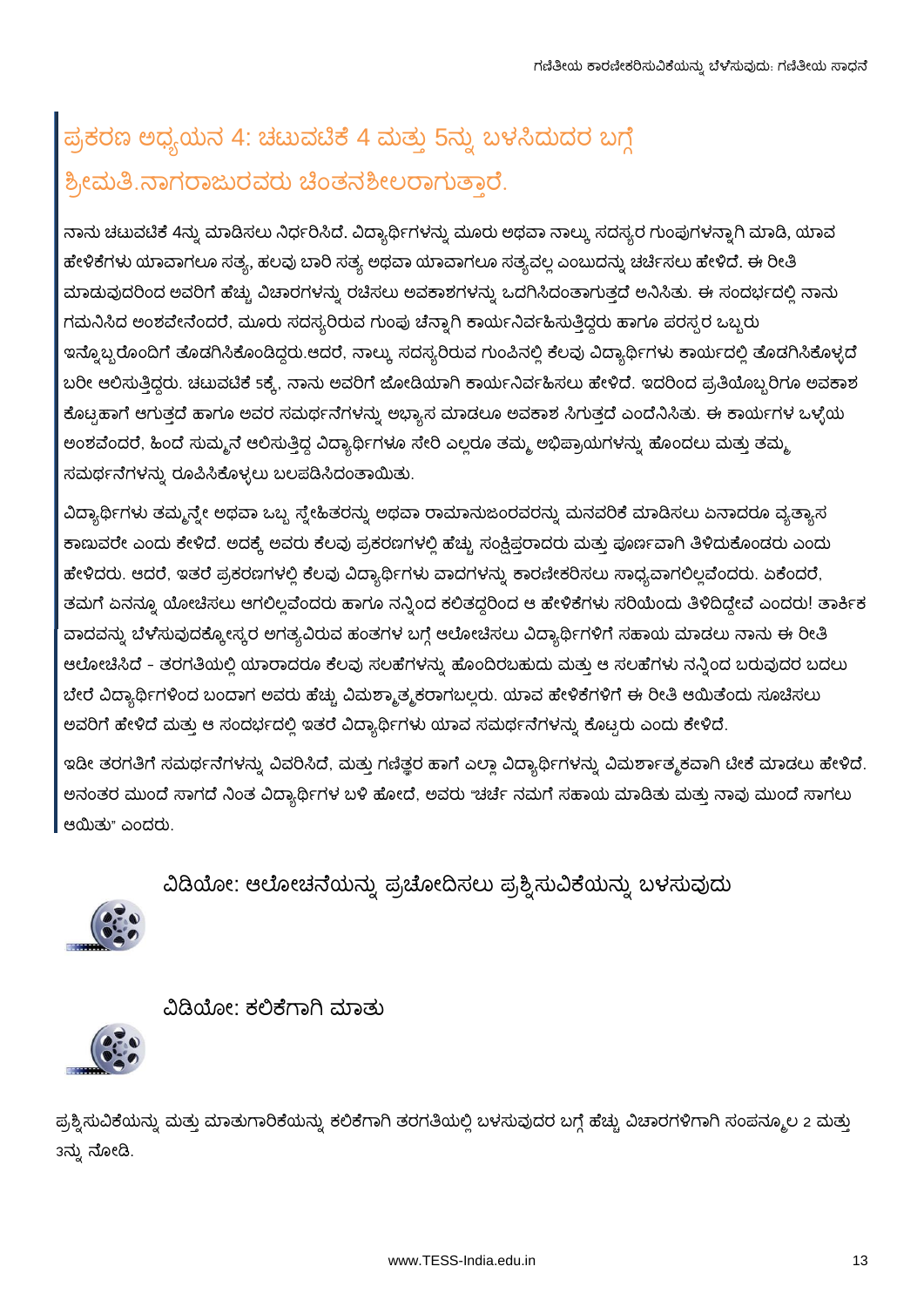## ಪ್ರಕರಣ ಅಧ್ಯಯನ 4: ಚಟುವಟಿಕೆ 4 ಮತ್ತು 5ನ್ನು ಬಳಸಿದುದರ ಬಗ್ಗೆ ಶ್ರೀಮತಿ.ನಾಗರಾಜುರವರು ಚಿಂತನಶೀಲರಾಗುತ್ತಾರೆ.

ನಾನು ಚಟುವಟಿಕೆ 4ನ್ನು ಮಾಡಿಸಲು ನಿರ್ಧರಿಸಿದೆ. ವಿದ್ಯಾರ್ಥಿಗಳನ್ನು ಮೂರು ಅಥವಾ ನಾಲ್ಕು ಸದಸ್ಯರ ಗುಂಪುಗಳನ್ನಾಗಿ ಮಾಡಿ, ಯಾವ ಹೇಳಿಕೆಗಳು ಯಾವಾಗಲೂ ಸತ್ಯ, ಹಲವು ಬಾರಿ ಸತ್ಯ ಅಥವಾ ಯಾವಾಗಲೂ ಸತ್ಯವಲ್ಲ ಎಂಬುದನ್ನು ಚರ್ಚಿಸಲು ಹೇಳಿದೆ. ಈ ರೀತಿ ಮಾಡುವುದರಿಂದ ಅವರಿಗೆ ಹೆಚ್ಚು ವಿಚಾರಗಳನ್ನು ರಚಿಸಲು ಅವಕಾಶಗಳನ್ನು ಒದಗಿಸಿದಂತಾಗುತ್ತದೆ ಅನಿಸಿತು. ಈ ಸಂದರ್ಭದಲ್ಲಿ ನಾನು ಗಮನಿಸಿದ ಅಂಶವೇನೆಂದರೆ, ಮೂರು ಸದಸ್ಯರಿರುವ ಗುಂಪು ಚೆನ್ನಾಗಿ ಕಾರ್ಯನಿರ್ವಹಿಸುತ್ತಿದ್ದರು ಹಾಗೂ ಪರಸ್ಪರ ಒಬ್ಬರು ಇನ್ನೊಬ್ಬರೊಂದಿಗೆ ತೊಡಗಿಸಿಕೊಂಡಿದ್ದರು.ಆದರೆ, ನಾಲ್ಕು ಸದಸ್ಯರಿರುವ ಗುಂಪಿನಲ್ಲಿ ಕೆಲವು ವಿದ್ಯಾರ್ಥಿಗಳು ಕಾರ್ಯದಲ್ಲಿ ತೊಡಗಿಸಿಕೊಳ್ಳದೆ ಬರೀ ಆಲಿಸುತ್ತಿದ್ದರು. ಚಟುವಟಿಕೆ 5ಕ್ಕೆ, ನಾನು ಅವರಿಗೆ ಜೋಡಿಯಾಗಿ ಕಾರ್ಯನಿರ್ವಹಿಸಲು ಹೇಳಿದೆ. ಇದರಿಂದ ಪ್ರತಿಯೊಬ್ಬರಿಗೂ ಅವಕಾಶ ಕೊಟ್ಟಹಾಗೆ ಆಗುತ್ತದೆ ಹಾಗೂ ಅವರ ಸಮರ್ಥನೆಗಳನ್ನು ಅಭ್ಯಾಸ ಮಾಡಲೂ ಅವಕಾಶ ಸಿಗುತ್ತದೆ ಎಂದೆನಿಸಿತು. ಈ ಕಾರ್ಯಗಳ ಒಳ್ಳೆಯ ಅಂಶವೆಂದರೆ, ಹಿಂದೆ ಸುಮ್ಮನೆ ಆಲಿಸುತ್ತಿದ್ದ ವಿದ್ಯಾರ್ಥಿಗಳೂ ಸೇರಿ ಎಲ್ಲರೂ ತಮ್ಮ ಅಭಿಪ್ರಾಯಗಳನ್ನು ಹೊಂದಲು ಮತ್ತು ತಮ್ಮ ಸಮರ್ಥನೆಗಳನ್ನು ರೂಪಿಸಿಕೊಳ್ಳಲು ಬಲಪಡಿಸಿದಂತಾಯಿತು.

ವಿದ್ಯಾರ್ಥಿಗಳು ತಮ್ಮನ್ನೇ ಅಥವಾ ಒಬ್ಬ ಸ್ನೇಹಿತರನ್ನು ಅಥವಾ ರಾಮಾನುಜಂರವರನ್ನು ಮನವರಿಕೆ ಮಾಡಿಸಲು ಏನಾದರೂ ವ್ಯತ್ಯಾಸ ಕಾಣುವರೇ ಎಂದು ಕೇಳಿದೆ. ಅದಕ್ಕೆ ಅವರು ಕೆಲವು ಪ್ರಕರಣಗಳಲ್ಲಿ ಹೆಚ್ಚು ಸಂಕ್ಷಿಪ್ತರಾದರು ಮತ್ತು ಪೂರ್ಣವಾಗಿ ತಿಳಿದುಕೊಂಡರು ಎಂದು ಹೇಳಿದರು. ಆದರೆ, ಇತರೆ ಪ್ರಕರಣಗಳಲ್ಲಿ ಕೆಲವು ವಿದ್ಯಾರ್ಥಿಗಳು ವಾದಗಳನ್ನು ಕಾರಣೀಕರಿಸಲು ಸಾಧ್ಯವಾಗಲಿಲ್ಲವೆಂದರು. ಏಕೆಂದರೆ, ತಮಗೆ ಏನನ್ನೂ ಯೋಚಿಸಲು ಆಗಲಿಲ್ಲವೆಂದರು ಹಾಗೂ ನನ್ನಿಂದ ಕಲಿತದ್ದರಿಂದ ಆ ಹೇಳಿಕೆಗಳು ಸರಿಯೆಂದು ತಿಳಿದಿದ್ದೇವೆ ಎಂದರು! ತಾರ್ಕಿಕ ವಾದವನ್ನು ಬೆಳೆಸುವುದಕ್ಕೋಸ್ಕರ ಅಗತ್ಯವಿರುವ ಹಂತಗಳ ಬಗ್ಗೆ ಆಲೋಚಿಸಲು ವಿದ್ಯಾರ್ಥಿಗಳಿಗೆ ಸಹಾಯ ಮಾಡಲು ನಾನು ಈ ರೀತಿ ಆಲೋಚಿಸಿದೆ - ತರಗತಿಯಲ್ಲಿ ಯಾರಾದರೂ ಕೆಲವು ಸಲಹೆಗಳನ್ನು ಹೊಂದಿರಬಹುದು ಮತ್ತು ಆ ಸಲಹೆಗಳು ನನ್ನಿಂದ ಬರುವುದರ ಬದಲು ಬೇರೆ ವಿದ್ಯಾರ್ಥಿಗಳಿಂದ ಬಂದಾಗ ಅವರು ಹೆಚ್ಚು ವಿಮರ್ಶಾತ್ಮಕರಾಗಬಲ್ಲರು. ಯಾವ ಹೇಳಿಕೆಗಳಿಗೆ ಈ ರೀತಿ ಆಯಿತೆಂದು ಸೂಚಿಸಲು ಅವರಿಗೆ ಹೇಳಿದೆ ಮತ್ತು ಆ ಸಂದರ್ಭದಲ್ಲಿ ಇತರೆ ವಿದ್ಯಾರ್ಥಿಗಳು ಯಾವ ಸಮರ್ಥನೆಗಳನ್ನು ಕೊಟ್ಟರು ಎಂದು ಕೇಳಿದೆ.

ಇಡೀ ತರಗತಿಗೆ ಸಮರ್ಥನೆಗಳನ್ನು ವಿವರಿಸಿದೆ, ಮತ್ತು ಗಣಿತ್ಞರ ಹಾಗೆ ಎಲ್ಲಾ ವಿದ್ಯಾರ್ಥಿಗಳನ್ನು ವಿಮರ್ಶಾತ್ಮಕವಾಗಿ ಟೀಕೆ ಮಾಡಲು ಹೇಳಿದೆ. ಅನಂತರ ಮುಂದೆ ಸಾಗದೆ ನಿಂತ ವಿದ್ಯಾರ್ಥಿಗಳ ಬಳಿ ಹೋದೆ, ಅವರು "ಚರ್ಚೆ ನಮಗೆ ಸಹಾಯ ಮಾಡಿತು ಮತ್ತು ನಾವು ಮುಂದೆ ಸಾಗಲು ಆಯಿತು" ಎಂದರು.

ವಿಡಿಯೋ: ಆಲೋಚನೆಯನ್ನು ಪ್ರಚೋದಿಸಲು ಪ್ರಶ್ನಿಸುವಿಕೆಯನ್ನು ಬಳಸುವುದು

ವಿಡಿಯೋ: ಕಲಿಕೆಗಾಗಿ ಮಾತು

ಪ್ರಶ್ನಿಸುವಿಕೆಯನ್ನು ಮತ್ತು ಮಾತುಗಾರಿಕೆಯನ್ನು ಕಲಿಕೆಗಾಗಿ ತರಗತಿಯಲ್ಲಿ ಬಳಸುವುದರ ಬಗ್ಗೆ ಹೆಚ್ಚು ವಿಚಾರಗಳಿಗಾಗಿ ಸಂಪನ್ಮೂಲ 2 ಮತ್ತು 3ನ್ನು ನೋಡಿ.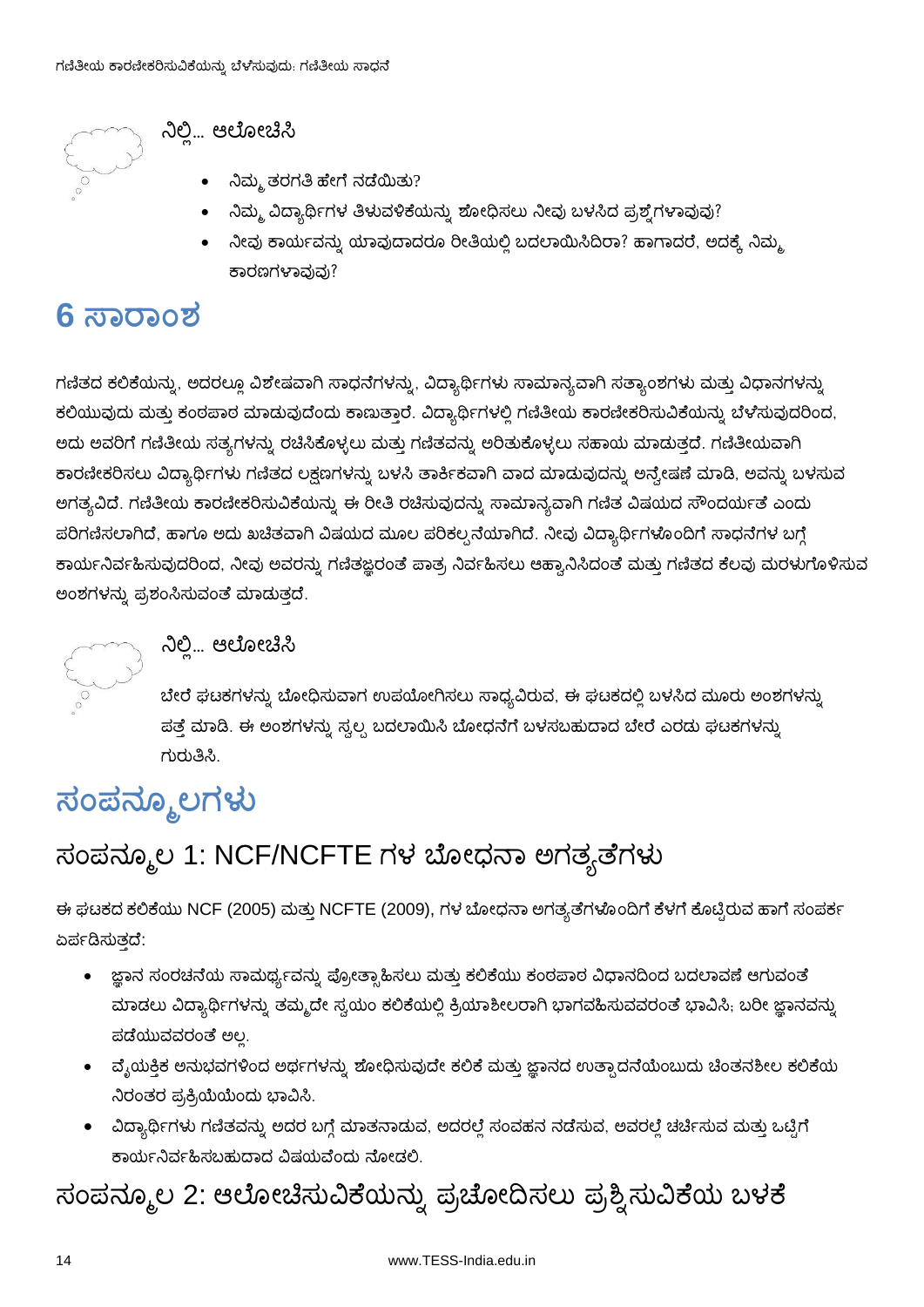### ನಿಲ್ಲಿ... ಆಲೋಚಿಸಿ

- ನಿಮ್ಮ ತರಗತಿ ಹೇಗೆ ನಡೆಯಿತು?
- ನಿಮ್ಮ ವಿದ್ಯಾರ್ಥಿಗಳ ತಿಳುವಳಿಕೆಯನ್ನು ಶೋಧಿಸಲು ನೀವು ಬಳಸಿದ ಪ್ರಶ್ನೆಗಳಾವುವು?
- ನೀವು ಕಾರ್ಯವನ್ನು ಯಾವುದಾದರೂ ರೀತಿಯಲ್ಲಿ ಬದಲಾಯಿಸಿದಿರಾ? ಹಾಗಾದರೆ, ಅದಕ್ಕೆ ನಿಮ್ಮ ಕಾರಣಗಳಾವುವು?

# 6 ಸಾರಾಂಶ

ಗಣಿತದ ಕಲಿಕೆಯನ್ನು, ಅದರಲ್ಲೂ ವಿಶೇಷವಾಗಿ ಸಾಧನೆಗಳನ್ನು, ವಿದ್ಯಾರ್ಥಿಗಳು ಸಾಮಾನ್ಯವಾಗಿ ಸತ್ಯಾಂಶಗಳು ಮತ್ತು ವಿಧಾನಗಳನ್ನು ಕಲಿಯುವುದು ಮತ್ತು ಕಂಠಪಾಠ ಮಾಡುವುದೆಂದು ಕಾಣುತ್ತಾರೆ. ವಿದ್ಯಾರ್ಥಿಗಳಲ್ಲಿ ಗಣಿತೀಯ ಕಾರಣೀಕರಿಸುವಿಕೆಯನ್ನು ಬೆಳೆಸುವುದರಿಂದ, ಅದು ಅವರಿಗೆ ಗಣಿತೀಯ ಸತ್ಯಗಳನ್ನು ರಚಿಸಿಕೊಳ್ಳಲು ಮತ್ತು ಗಣಿತವನ್ನು ಅರಿತುಕೊಳ್ಳಲು ಸಹಾಯ ಮಾಡುತ್ತದೆ. ಗಣಿತೀಯವಾಗಿ ಕಾರಣೀಕರಿಸಲು ವಿದ್ಯಾರ್ಥಿಗಳು ಗಣಿತದ ಲಕ್ಷಣಗಳನ್ನು ಬಳಸಿ ತಾರ್ಕಿಕವಾಗಿ ವಾದ ಮಾಡುವುದನ್ನು ಅನ್ವೇಷಣೆ ಮಾಡಿ, ಅವನ್ನು ಬಳಸುವ ಅಗತ್ಯವಿದೆ. ಗಣಿತೀಯ ಕಾರಣೀಕರಿಸುವಿಕೆಯನ್ನು ಈ ರೀತಿ ರಚಿಸುವುದನ್ನು ಸಾಮಾನ್ಯವಾಗಿ ಗಣಿತ ವಿಷಯದ ಸೌಂದರ್ಯತೆ ಎಂದು ಪರಿಗಣಿಸಲಾಗಿದೆ, ಹಾಗೂ ಅದು ಖಚಿತವಾಗಿ ವಿಷಯದ ಮೂಲ ಪರಿಕಲ್ಪನೆಯಾಗಿದೆ. ನೀವು ವಿದ್ಯಾರ್ಥಿಗಳೊಂದಿಗೆ ಸಾಧನೆಗಳ ಬಗ್ಗೆ ಕಾರ್ಯನಿರ್ವಹಿಸುವುದರಿಂದ, ನೀವು ಅವರನ್ನು ಗಣಿತಜ್ಞರಂತೆ ಪಾತ್ರ ನಿರ್ವಹಿಸಲು ಆಹ್ವಾನಿಸಿದಂತೆ ಮತ್ತು ಗಣಿತದ ಕೆಲವು ಮರಳುಗೊಳಿಸುವ ಅಂಶಗಳನ್ನು ಪ್ರಶಂಸಿಸುವಂತೆ ಮಾಡುತ್ತದೆ.

### ನಿಲ್ಲಿ... ಆಲೋಚಿಸಿ

ಬೇರೆ ಘಟಕಗಳನ್ನು ಬೋಧಿಸುವಾಗ ಉಪಯೋಗಿಸಲು ಸಾಧ್ಯವಿರುವ, ಈ ಘಟಕದಲ್ಲಿ ಬಳಸಿದ ಮೂರು ಅಂಶಗಳನ್ನು ಪತ್ತೆ ಮಾಡಿ. ಈ ಅಂಶಗಳನ್ನು ಸ್ವಲ್ಪ ಬದಲಾಯಿಸಿ ಬೋಧನೆಗೆ ಬಳಸಬಹುದಾದ ಬೇರೆ ಎರಡು ಘಟಕಗಳನ್ನು ಗುರುತಿಸಿ.

# ಸಂಪನ್ಮೂಲಗಳು

## ಸಂಪನ್ಮೂಲ 1: NCF/NCFTE ಗಳ ಬೋಧನಾ ಅಗತ್ಯತೆಗಳು

ಈ ಘಟಕದ ಕಲಿಕೆಯು NCF (2005) ಮತ್ತು NCFTE (2009), ಗಳ ಬೋಧನಾ ಅಗತ್ಯತೆಗಳೊಂದಿಗೆ ಕೆಳಗೆ ಕೊಟ್ಟಿರುವ ಹಾಗೆ ಸಂಪರ್ಕ ಏರ್ಪಡಿಸುತ್ತದೆ:

- ಜ್ಞಾನ ಸಂರಚನೆಯ ಸಾಮರ್ಥ್ಯವನ್ನು ಪ್ರೋತ್ಸಾಹಿಸಲು ಮತ್ತು ಕಲಿಕೆಯು ಕಂಠಪಾಠ ವಿಧಾನದಿಂದ ಬದಲಾವಣೆ ಆಗುವಂತೆ ಮಾಡಲು ವಿದ್ಯಾರ್ಥಿಗಳನ್ನು ತಮ್ಮದೇ ಸ್ವಯಂ ಕಲಿಕೆಯಲ್ಲಿ ಕ್ರಿಯಾಶೀಲರಾಗಿ ಭಾಗವಹಿಸುವವರಂತೆ ಭಾವಿಸಿ; ಬರೀ ಜ್ಞಾನವನ್ನು ಪಡೆಯುವವರಂತೆ ಅಲ್ಲ.
- ವೈಯಕ್ತಿಕ ಅನುಭವಗಳಿಂದ ಅರ್ಥಗಳನ್ನು ಶೋಧಿಸುವುದೇ ಕಲಿಕೆ ಮತ್ತು ಜ್ಞಾನದ ಉತ್ಪಾದನೆಯೆಂಬುದು ಚಿಂತನಶೀಲ ಕಲಿಕೆಯ ನಿರಂತರ ಪ್ರಕ್ರಿಯೆಯೆಂದು ಭಾವಿಸಿ.
- ವಿದ್ಯಾರ್ಥಿಗಳು ಗಣಿತವನ್ನು ಅದರ ಬಗ್ಗೆ ಮಾತನಾಡುವ, ಅದರಲ್ಲೆ ಸಂವಹನ ನಡೆಸುವ, ಅವರಲ್ಲೆ ಚರ್ಚಿಸುವ ಮತ್ತು ಒಟ್ಟಿಗೆ ಕಾರ್ಯನಿರ್ವಹಿಸಬಹುದಾದ ವಿಷಯವೆಂದು ನೋಡಲಿ.

## ಸಂಪನ್ಮೂಲ 2: ಆಲೋಚಿಸುವಿಕೆಯನ್ನು ಪ್ರಚೋದಿಸಲು ಪ್ರಶ್ನಿಸುವಿಕೆಯ ಬಳಕೆ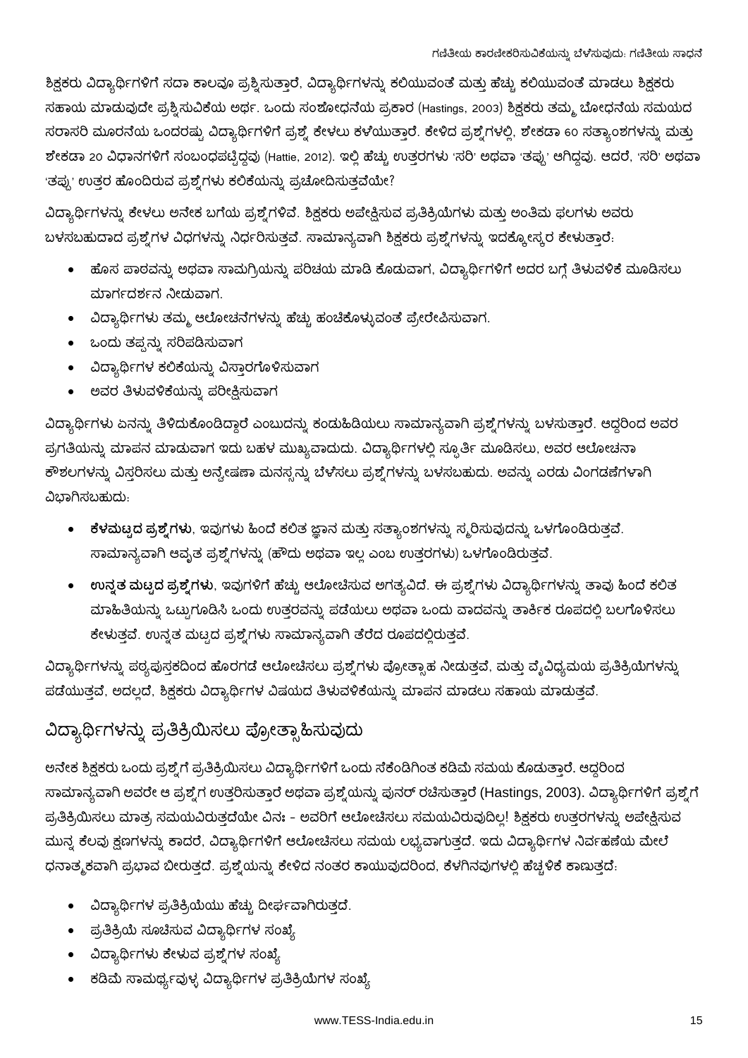ಶಿಕ್ಷಕರು ವಿದ್ಯಾರ್ಥಿಗಳಿಗೆ ಸದಾ ಕಾಲವೂ ಪ್ರಶ್ನಿಸುತ್ತಾರೆ, ವಿದ್ಯಾರ್ಥಿಗಳನ್ನು ಕಲಿಯುವಂತೆ ಮತ್ತು ಹೆಚ್ಚು ಕಲಿಯುವಂತೆ ಮಾಡಲು ಶಿಕ್ಷಕರು ಸಹಾಯ ಮಾಡುವುದೇ ಪ್ರಶ್ನಿಸುವಿಕೆಯ ಅರ್ಥ. ಒಂದು ಸಂಶೋಧನೆಯ ಪ್ರಕಾರ (Hastings, 2003) ಶಿಕ್ಷಕರು ತಮ್ಮ ಬೋಧನೆಯ ಸಮಯದ ಸರಾಸರಿ ಮೂರನೆಯ ಒಂದರಷ್ಟು ವಿದ್ಯಾರ್ಥಿಗಳಿಗೆ ಪ್ರಶ್ನೆ ಕೇಳಲು ಕಳೆಯುತ್ತಾರೆ. ಕೇಳಿದ ಪ್ರಶ್ನೆಗಳಲ್ಲಿ, ಶೇಕಡಾ 60 ಸತ್ಯಾಂಶಗಳನ್ನು ಮತ್ತು ಶೇಕಡಾ 20 ವಿಧಾನಗಳಿಗೆ ಸಂಬಂಧಪಟ್ಟಿದ್ದವು (Hattie, 2012). ಇಲ್ಲಿ ಹೆಚ್ಚು ಉತ್ತರಗಳು 'ಸರಿ' ಅಥವಾ 'ತಪ್ಪು' ಆಗಿದ್ದವು. ಆದರೆ, 'ಸರಿ' ಅಥವಾ 'ತಪ್ಪು' ಉತ್ತರ ಹೊಂದಿರುವ ಪ್ರಶ್ನೆಗಳು ಕಲಿಕೆಯನ್ನು ಪ್ರಚೋದಿಸುತ್ತವೆಯೇ?

ವಿದ್ಯಾರ್ಥಿಗಳನ್ನು ಕೇಳಲು ಅನೇಕ ಬಗೆಯ ಪ್ರಶ್ನೆಗಳಿವೆ. ಶಿಕ್ಷಕರು ಅಪೇಕ್ಷಿಸುವ ಪ್ರತಿಕ್ರಿಯೆಗಳು ಮತ್ತು ಅಂತಿಮ ಫಲಗಳು ಅವರು ಬಳಸಬಹುದಾದ ಪ್ರಶ್ನೆಗಳ ವಿಧಗಳನ್ನು ನಿರ್ಧರಿಸುತ್ತವೆ. ಸಾಮಾನ್ಯವಾಗಿ ಶಿಕ್ಷಕರು ಪ್ರಶ್ನೆಗಳನ್ನು ಇದಕ್ಕೋಸ್ಕರ ಕೇಳುತ್ತಾರೆ:

- ಹೊಸ ಪಾಠವನ್ನು ಅಥವಾ ಸಾಮಗ್ರಿಯನ್ನು ಪರಿಚಯ ಮಾಡಿ ಕೊಡುವಾಗ, ವಿದ್ಯಾರ್ಥಿಗಳಿಗೆ ಅದರ ಬಗ್ಗೆ ತಿಳುವಳಿಕೆ ಮೂಡಿಸಲು ಮಾರ್ಗದರ್ಶನ ನೀಡುವಾಗ.
- ವಿದ್ಯಾರ್ಥಿಗಳು ತಮ್ಮ ಆಲೋಚನೆಗಳನ್ನು ಹೆಚ್ಚು ಹಂಚಿಕೊಳ್ಳುವಂತೆ ಪ್ರೇರೇಪಿಸುವಾಗ.
- ಒಂದು ತಪ್ಪನ್ನು ಸರಿಪಡಿಸುವಾಗ
- ವಿದ್ಯಾರ್ಥಿಗಳ ಕಲಿಕೆಯನ್ನು ವಿಸ್ತಾರಗೊಳಿಸುವಾಗ
- ಅವರ ತಿಳುವಳಿಕೆಯನ್ನು ಪರೀಕ್ಷಿಸುವಾಗ

ವಿದ್ಯಾರ್ಥಿಗಳು ಏನನ್ನು ತಿಳಿದುಕೊಂಡಿದ್ದಾರೆ ಎಂಬುದನ್ನು ಕಂಡುಹಿಡಿಯಲು ಸಾಮಾನ್ಯವಾಗಿ ಪ್ರಶ್ನೆಗಳನ್ನು ಬಳಸುತ್ತಾರೆ. ಆದ್ದರಿಂದ ಅವರ ಪ್ರಗತಿಯನ್ನು ಮಾಪನ ಮಾಡುವಾಗ ಇದು ಬಹಳ ಮುಖ್ಯವಾದುದು. ವಿದ್ಯಾರ್ಥಿಗಳಲ್ಲಿ ಸ್ಪೂರ್ತಿ ಮೂಡಿಸಲು, ಅವರ ಆಲೋಚನಾ ಕೌಶಲಗಳನ್ನು ವಿಸ್ತರಿಸಲು ಮತ್ತು ಅನ್ವೇಷಣಾ ಮನಸ್ಸನ್ನು ಬೆಳೆಸಲು ಪ್ರಶ್ನೆಗಳನ್ನು ಬಳಸಬಹುದು. ಅವನ್ನು ಎರಡು ವಿಂಗಡಣೆಗಳಾಗಿ ವಿಭಾಗಿಸಬಹುದು:

- **ಕೆಳಮಟ್ಟದ ಪ್ರಶ್ನೆಗಳು**, ಇವುಗಳು ಹಿಂದೆ ಕಲಿತ ಜ್ಞಾನ ಮತ್ತು ಸತ್ಯಾಂಶಗಳನ್ನು ಸ್ಮರಿಸುವುದನ್ನು ಒಳಗೊಂಡಿರುತ್ತವೆ. ಸಾಮಾನ್ಯವಾಗಿ ಆವೃತ ಪ್ರಶ್ನೆಗಳನ್ನು (ಹೌದು ಅಥವಾ ಇಲ್ಲ ಎಂಬ ಉತ್ತರಗಳು) ಒಳಗೊಂಡಿರುತ್ತವೆ.
- **ಉನ್ನತ ಮಟ್ಟದ ಪ್ರಶ್ನೆಗಳು**, ಇವುಗಳಿಗೆ ಹೆಚ್ಚು ಆಲೋಚಿಸುವ ಅಗತ್ಯವಿದೆ. ಈ ಪ್ರಶ್ನೆಗಳು ವಿದ್ಯಾರ್ಥಿಗಳನ್ನು ತಾವು ಹಿಂದೆ ಕಲಿತ ಮಾಹಿತಿಯನ್ನು ಒಟ್ಟುಗೂಡಿಸಿ ಒಂದು ಉತ್ತರವನ್ನು ಪಡೆಯಲು ಅಥವಾ ಒಂದು ವಾದವನ್ನು ತಾರ್ಕಿಕ ರೂಪದಲ್ಲಿ ಬಲಗೊಳಿಸಲು ಕೇಳುತ್ತವೆ. ಉನ್ನತ ಮಟ್ಟದ ಪ್ರಶ್ನೆಗಳು ಸಾಮಾನ್ಯವಾಗಿ ತೆರೆದ ರೂಪದಲ್ಲಿರುತ್ತವೆ.

ವಿದ್ಯಾರ್ಥಿಗಳನ್ನು ಪಠ್ಯಪುಸ್ತಕದಿಂದ ಹೊರಗಡೆ ಆಲೋಚಿಸಲು ಪ್ರಶ್ನೆಗಳು ಪ್ರೋತ್ಸಾಹ ನೀಡುತ್ತವೆ, ಮತ್ತು ವೈವಿಧ್ಯಮಯ ಪ್ರತಿಕ್ರಿಯೆಗಳನ್ನು ಪಡೆಯುತ್ತವೆ, ಅದಲ್ಲದೆ, ಶಿಕ್ಷಕರು ವಿದ್ಯಾರ್ಥಿಗಳ ವಿಷಯದ ತಿಳುವಳಿಕೆಯನ್ನು ಮಾಪನ ಮಾಡಲು ಸಹಾಯ ಮಾಡುತ್ತವೆ.

## ವಿದ್ಯಾರ್ಥಿಗಳನ್ನು ಪ್ರತಿಕ್ರಿಯಿಸಲು ಪ್ರೋತ್ಸಾಹಿಸುವುದು

ಅನೇಕ ಶಿಕ್ಷಕರು ಒಂದು ಪ್ರಶ್ನೆಗೆ ಪ್ರತಿಕ್ರಿಯಿಸಲು ವಿದ್ಯಾರ್ಥಿಗಳಿಗೆ ಒಂದು ಸೆಕೆಂಡಿಗಿಂತ ಕಡಿಮೆ ಸಮಯ ಕೊಡುತ್ತಾರೆ. ಆದ್ದರಿಂದ ಸಾಮಾನ್ಯವಾಗಿ ಅವರೇ ಆ ಪ್ರಶ್ನೆಗೆ ಉತ್ತರಿಸುತ್ತಾರೆ ಅಥವಾ ಪ್ರಶ್ನೆಯನ್ನು ಪುನರ್ ರಚಿಸುತ್ತಾರೆ (Hastings, 2003). ವಿದ್ಯಾರ್ಥಿಗಳಿಗೆ ಪ್ರಶ್ನೆಗೆ ಪ್ರತಿಕ್ರಿಯಿಸಲು ಮಾತ್ರ ಸಮಯವಿರುತ್ತದೆಯೇ ವಿನಃ - ಅವರಿಗೆ ಆಲೋಚಿಸಲು ಸಮಯವಿರುವುದಿಲ್ಲ! ಶಿಕ್ಷಕರು ಉತ್ತರಗಳನ್ನು ಅಪೇಕ್ಷಿಸುವ ಮುನ್ನ ಕೆಲವು ಕ್ಷಣಗಳನ್ನು ಕಾದರೆ, ವಿದ್ಯಾರ್ಥಿಗಳಿಗೆ ಆಲೋಚಿಸಲು ಸಮಯ ಲಭ್ಯವಾಗುತ್ತದೆ. ಇದು ವಿದ್ಯಾರ್ಥಿಗಳ ನಿರ್ವಹಣೆಯ ಮೇಲೆ ಧನಾತ್ಮಕವಾಗಿ ಪ್ರಭಾವ ಬೀರುತ್ತದೆ. ಪ್ರಶ್ನೆಯನ್ನು ಕೇಳಿದ ನಂತರ ಕಾಯುವುದರಿಂದ, ಕೆಳಗಿನವುಗಳಲ್ಲಿ ಹೆಚ್ಚಳಿಕೆ ಕಾಣುತ್ತದೆ:

- ವಿದ್ಯಾರ್ಥಿಗಳ ಪ್ರತಿಕ್ರಿಯೆಯು ಹೆಚ್ಚು ದೀರ್ಘವಾಗಿರುತ್ತದೆ.
- ಪ್ರತಿಕ್ರಿಯೆ ಸೂಚಿಸುವ ವಿದ್ಯಾರ್ಥಿಗಳ ಸಂಖ್ಯೆ
- ವಿದ್ಯಾರ್ಥಿಗಳು ಕೇಳುವ ಪ್ರಶ್ನೆಗಳ ಸಂಖ್ಯೆ
- ಕಡಿಮೆ ಸಾಮರ್ಥ್ಯವುಳ್ಳ ವಿದ್ಯಾರ್ಥಿಗಳ ಪ್ರತಿಕ್ರಿಯೆಗಳ ಸಂಖ್ಯೆ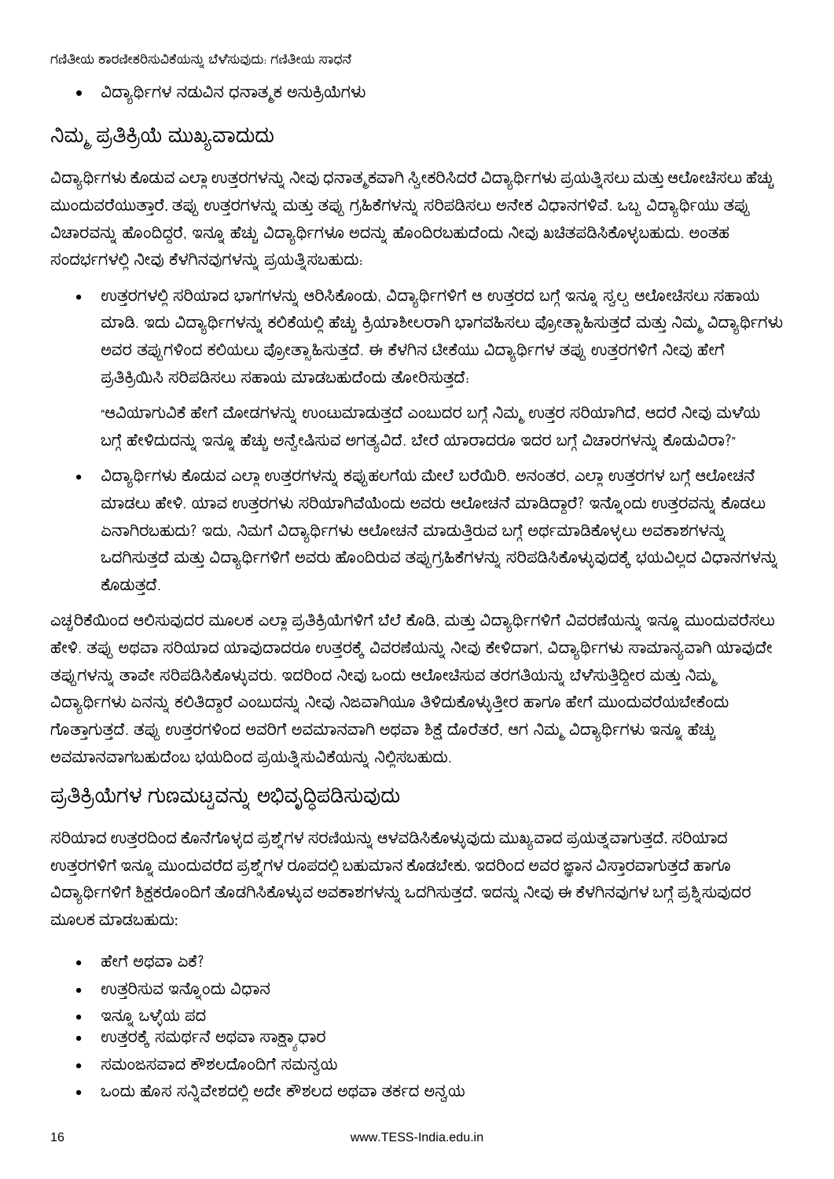- ವಿದ್ಯಾರ್ಥಿಗಳ ನಡುವಿನ ಧನಾತ್ಮಕ ಅನುಕ್ರಿಯೆಗಳು

## ನಿಮ್ಮ ಪ್ರತಿಕ್ರಿಯೆ ಮುಖ್ಯವಾದುದು

ವಿದ್ಯಾರ್ಥಿಗಳು ಕೊಡುವ ಎಲ್ಲಾ ಉತ್ತರಗಳನ್ನು ನೀವು ಧನಾತ್ಮಕವಾಗಿ ಸ್ವೀಕರಿಸಿದರೆ ವಿದ್ಯಾರ್ಥಿಗಳು ಪ್ರಯತ್ನಿಸಲು ಮತ್ತು ಆಲೋಚಿಸಲು ಹೆಚ್ಚು ಮುಂದುವರೆಯುತ್ತಾರೆ. ತಪ್ಪು ಉತ್ತರಗಳನ್ನು ಮತ್ತು ತಪ್ಪು ಗ್ರಹಿಕೆಗಳನ್ನು ಸರಿಪಡಿಸಲು ಅನೇಕ ವಿಧಾನಗಳಿವೆ. ಒಬ್ಬ ವಿದ್ಯಾರ್ಥಿಯು ತಪ್ಪು ವಿಚಾರವನ್ನು ಹೊಂದಿದ್ದರೆ, ಇನ್ನೂ ಹೆಚ್ಚು ವಿದ್ಯಾರ್ಥಿಗಳೂ ಅದನ್ನು ಹೊಂದಿರಬಹುದೆಂದು ನೀವು ಖಚಿತಪಡಿಸಿಕೊಳ್ಳಬಹುದು. ಅಂತಹ ಸಂದರ್ಭಗಳಲ್ಲಿ ನೀವು ಕೆಳಗಿನವುಗಳನ್ನು ಪ್ರಯತ್ನಿಸಬಹುದು:

- ಉತ್ತರಗಳಲ್ಲಿ ಸರಿಯಾದ ಭಾಗಗಳನ್ನು ಆರಿಸಿಕೊಂಡು, ವಿದ್ಯಾರ್ಥಿಗಳಿಗೆ ಆ ಉತ್ತರದ ಬಗ್ಗೆ ಇನ್ನೂ ಸ್ವಲ್ಪ ಆಲೋಚಿಸಲು ಸಹಾಯ ಮಾಡಿ. ಇದು ವಿದ್ಯಾರ್ಥಿಗಳನ್ನು ಕಲಿಕೆಯಲ್ಲಿ ಹೆಚ್ಚು ಕ್ರಿಯಾಶೀಲರಾಗಿ ಭಾಗವಹಿಸಲು ಪ್ರೋತ್ಸಾಹಿಸುತ್ತದೆ ಮತ್ತು ನಿಮ್ಮ ವಿದ್ಯಾರ್ಥಿಗಳು ಅವರ ತಪ್ಪುಗಳಿಂದ ಕಲಿಯಲು ಪ್ರೋತ್ಸಾಹಿಸುತ್ತದೆ. ಈ ಕೆಳಗಿನ ಟೀಕೆಯು ವಿದ್ಯಾರ್ಥಿಗಳ ತಪ್ಪು ಉತ್ತರಗಳಿಗೆ ನೀವು ಹೇಗೆ ಪ್ರತಿಕ್ರಿಯಿಸಿ ಸರಿಪಡಿಸಲು ಸಹಾಯ ಮಾಡಬಹುದೆಂದು ತೋರಿಸುತ್ತದೆ:

  "ಆವಿಯಾಗುವಿಕೆ ಹೇಗೆ ಮೋಡಗಳನ್ನು ಉಂಟುಮಾಡುತ್ತದೆ ಎಂಬುದರ ಬಗ್ಗೆ ನಿಮ್ಮ ಉತ್ತರ ಸರಿಯಾಗಿದೆ, ಆದರೆ ನೀವು ಮಳೆಯ ಬಗ್ಗೆ ಹೇಳಿದುದನ್ನು ಇನ್ನೂ ಹೆಚ್ಚು ಅನ್ವೇಷಿಸುವ ಅಗತ್ಯವಿದೆ. ಬೇರೆ ಯಾರಾದರೂ ಇದರ ಬಗ್ಗೆ ವಿಚಾರಗಳನ್ನು ಕೊಡುವಿರಾ?"

- ವಿದ್ಯಾರ್ಥಿಗಳು ಕೊಡುವ ಎಲ್ಲಾ ಉತ್ತರಗಳನ್ನು ಕಪ್ಪುಹಲಗೆಯ ಮೇಲೆ ಬರೆಯಿರಿ. ಅನಂತರ, ಎಲ್ಲಾ ಉತ್ತರಗಳ ಬಗ್ಗೆ ಆಲೋಚನೆ ಮಾಡಲು ಹೇಳಿ. ಯಾವ ಉತ್ತರಗಳು ಸರಿಯಾಗಿವೆಯೆಂದು ಅವರು ಆಲೋಚನೆ ಮಾಡಿದ್ದಾರೆ? ಇನ್ನೊಂದು ಉತ್ತರವನ್ನು ಕೊಡಲು ಏನಾಗಿರಬಹುದು? ಇದು, ನಿಮಗೆ ವಿದ್ಯಾರ್ಥಿಗಳು ಆಲೋಚನೆ ಮಾಡುತ್ತಿರುವ ಬಗ್ಗೆ ಅರ್ಥಮಾಡಿಕೊಳ್ಳಲು ಅವಕಾಶಗಳನ್ನು ಒದಗಿಸುತ್ತದೆ ಮತ್ತು ವಿದ್ಯಾರ್ಥಿಗಳಿಗೆ ಅವರು ಹೊಂದಿರುವ ತಪ್ಪುಗ್ರಹಿಕೆಗಳನ್ನು ಸರಿಪಡಿಸಿಕೊಳ್ಳುವುದಕ್ಕೆ ಭಯವಿಲ್ಲದ ವಿಧಾನಗಳನ್ನು ಕೊಡುತ್ತದೆ.

ಎಚ್ಚರಿಕೆಯಿಂದ ಆಲಿಸುವುದರ ಮೂಲಕ ಎಲ್ಲಾ ಪ್ರತಿಕ್ರಿಯೆಗಳಿಗೆ ಬೆಲೆ ಕೊಡಿ, ಮತ್ತು ವಿದ್ಯಾರ್ಥಿಗಳಿಗೆ ವಿವರಣೆಯನ್ನು ಇನ್ನೂ ಮುಂದುವರೆಸಲು ಹೇಳಿ. ತಪ್ಪು ಅಥವಾ ಸರಿಯಾದ ಯಾವುದಾದರೂ ಉತ್ತರಕ್ಕೆ ವಿವರಣೆಯನ್ನು ನೀವು ಕೇಳಿದಾಗ, ವಿದ್ಯಾರ್ಥಿಗಳು ಸಾಮಾನ್ಯವಾಗಿ ಯಾವುದೇ ತಪ್ಪುಗಳನ್ನು ತಾವೇ ಸರಿಪಡಿಸಿಕೊಳ್ಳುವರು. ಇದರಿಂದ ನೀವು ಒಂದು ಆಲೋಚಿಸುವ ತರಗತಿಯನ್ನು ಬೆಳೆಸುತ್ತಿದ್ದೀರ ಮತ್ತು ನಿಮ್ಮ ವಿದ್ಯಾರ್ಥಿಗಳು ಏನನ್ನು ಕಲಿತಿದ್ದಾರೆ ಎಂಬುದನ್ನು ನೀವು ನಿಜವಾಗಿಯೂ ತಿಳಿದುಕೊಳ್ಳುತ್ತೀರ ಹಾಗೂ ಹೇಗೆ ಮುಂದುವರೆಯಬೇಕೆಂದು ಗೊತ್ತಾಗುತ್ತದೆ. ತಪ್ಪು ಉತ್ತರಗಳಿಂದ ಅವರಿಗೆ ಅವಮಾನವಾಗಿ ಅಥವಾ ಶಿಕ್ಷೆ ದೊರೆತರೆ, ಆಗ ನಿಮ್ಮ ವಿದ್ಯಾರ್ಥಿಗಳು ಇನ್ನೂ ಹೆಚ್ಚು ಅವಮಾನವಾಗಬಹುದೆಂಬ ಭಯದಿಂದ ಪ್ರಯತ್ನಿಸುವಿಕೆಯನ್ನು ನಿಲ್ಲಿಸಬಹುದು.

## ಪ್ರತಿಕ್ರಿಯೆಗಳ ಗುಣಮಟ್ಟವನ್ನು ಅಭಿವೃದ್ಧಿಪಡಿಸುವುದು

ಸರಿಯಾದ ಉತ್ತರದಿಂದ ಕೊನೆಗೊಳ್ಳದ ಪ್ರಶ್ನೆಗಳ ಸರಣಿಯನ್ನು ಅಳವಡಿಸಿಕೊಳ್ಳುವುದು ಮುಖ್ಯವಾದ ಪ್ರಯತ್ನವಾಗುತ್ತದೆ. ಸರಿಯಾದ ಉತ್ತರಗಳಿಗೆ ಇನ್ನೂ ಮುಂದುವರೆದ ಪ್ರಶ್ನೆಗಳ ರೂಪದಲ್ಲಿ ಬಹುಮಾನ ಕೊಡಬೇಕು. ಇದರಿಂದ ಅವರ ಜ್ಞಾನ ವಿಸ್ತಾರವಾಗುತ್ತದೆ ಹಾಗೂ ವಿದ್ಯಾರ್ಥಿಗಳಿಗೆ ಶಿಕ್ಷಕರೊಂದಿಗೆ ತೊಡಗಿಸಿಕೊಳ್ಳುವ ಅವಕಾಶಗಳನ್ನು ಒದಗಿಸುತ್ತದೆ. ಇದನ್ನು ನೀವು ಈ ಕೆಳಗಿನವುಗಳ ಬಗ್ಗೆ ಪ್ರಶ್ನಿಸುವುದರ ಮೂಲಕ ಮಾಡಬಹುದು:

- ಹೇಗೆ ಅಥವಾ ಏಕೆ?
- ಉತ್ತರಿಸುವ ಇನ್ನೊಂದು ವಿಧಾನ
- ಇನ್ನೂ ಒಳ್ಳೆಯ ಪದ
- ಉತ್ತರಕ್ಕೆ ಸಮರ್ಥನೆ ಅಥವಾ ಸಾಕ್ಷ್ಯಾಧಾರ
- ಸಮಂಜಸವಾದ ಕೌಶಲದೊಂದಿಗೆ ಸಮನ್ವಯ
- ಒಂದು ಹೊಸ ಸನ್ನಿವೇಶದಲ್ಲಿ ಅದೇ ಕೌಶಲದ ಅಥವಾ ತರ್ಕದ ಅನ್ವಯ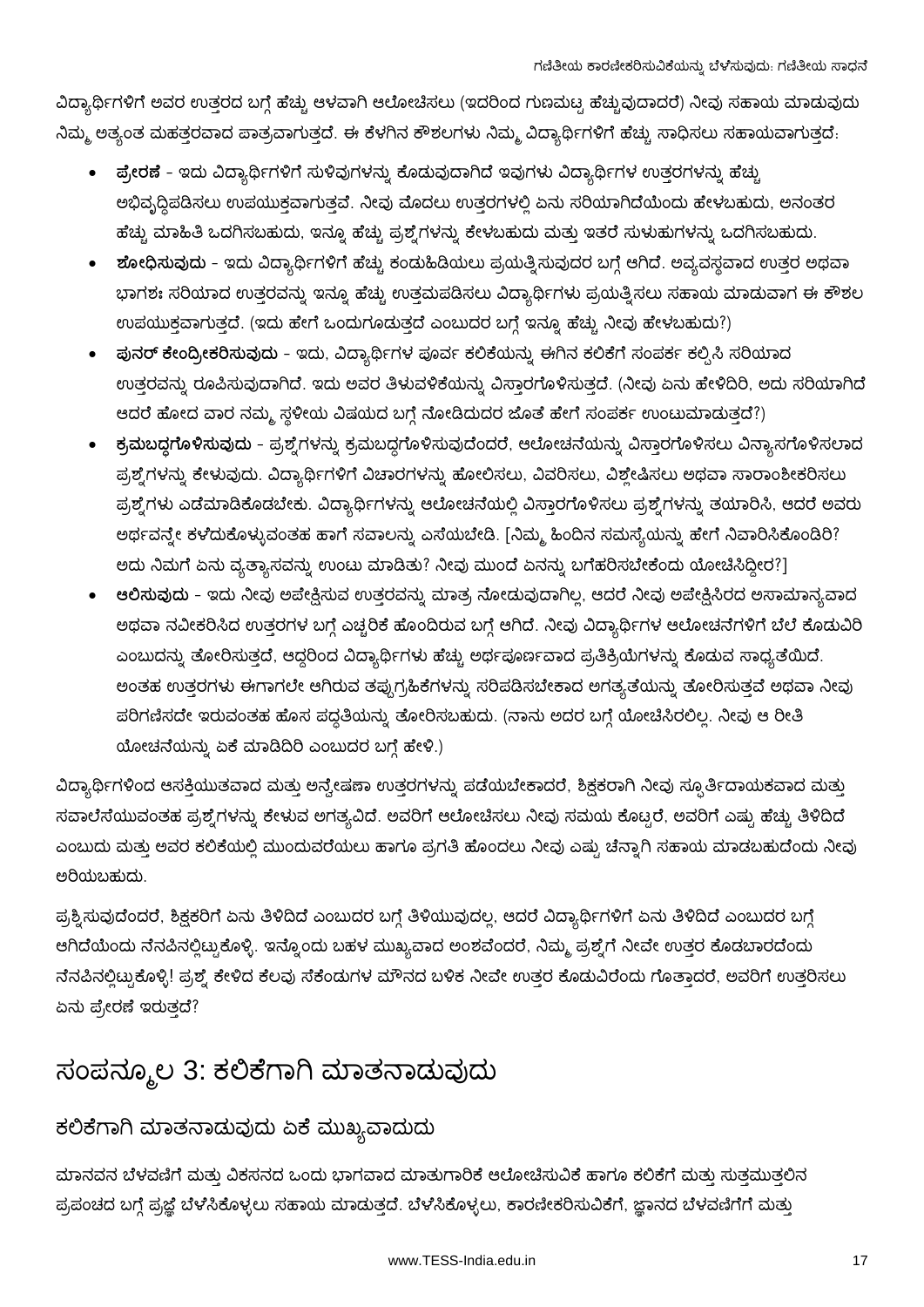ವಿದ್ಯಾರ್ಥಿಗಳಿಗೆ ಅವರ ಉತ್ತರದ ಬಗ್ಗೆ ಹೆಚ್ಚು ಆಳವಾಗಿ ಆಲೋಚಿಸಲು (ಇದರಿಂದ ಗುಣಮಟ್ಟ ಹೆಚ್ಚುವುದಾದರೆ) ನೀವು ಸಹಾಯ ಮಾಡುವುದು ನಿಮ್ಮ ಅತ್ಯಂತ ಮಹತ್ತರವಾದ ಪಾತ್ರವಾಗುತ್ತದೆ. ಈ ಕೆಳಗಿನ ಕೌಶಲಗಳು ನಿಮ್ಮ ವಿದ್ಯಾರ್ಥಿಗಳಿಗೆ ಹೆಚ್ಚು ಸಾಧಿಸಲು ಸಹಾಯವಾಗುತ್ತದೆ:

- **ಪ್ರೇರಣೆ** - ಇದು ವಿದ್ಯಾರ್ಥಿಗಳಿಗೆ ಸುಳಿವುಗಳನ್ನು ಕೊಡುವುದಾಗಿದೆ ಇವುಗಳು ವಿದ್ಯಾರ್ಥಿಗಳ ಉತ್ತರಗಳನ್ನು ಹೆಚ್ಚು ಅಭಿವೃದ್ಧಿಪಡಿಸಲು ಉಪಯುಕ್ತವಾಗುತ್ತವೆ. ನೀವು ಮೊದಲು ಉತ್ತರಗಳಲ್ಲಿ ಏನು ಸರಿಯಾಗಿದೆಯೆಂದು ಹೇಳಬಹುದು, ಅನಂತರ ಹೆಚ್ಚು ಮಾಹಿತಿ ಒದಗಿಸಬಹುದು, ಇನ್ನೂ ಹೆಚ್ಚು ಪ್ರಶ್ನೆಗಳನ್ನು ಕೇಳಬಹುದು ಮತ್ತು ಇತರೆ ಸುಳುಹುಗಳನ್ನು ಒದಗಿಸಬಹುದು.
- **ಶೋಧಿಸುವುದು** - ಇದು ವಿದ್ಯಾರ್ಥಿಗಳಿಗೆ ಹೆಚ್ಚು ಕಂಡುಹಿಡಿಯಲು ಪ್ರಯತ್ನಿಸುವುದರ ಬಗ್ಗೆ ಆಗಿದೆ. ಅವ್ಯವಸ್ಥವಾದ ಉತ್ತರ ಅಥವಾ ಭಾಗಶಃ ಸರಿಯಾದ ಉತ್ತರವನ್ನು ಇನ್ನೂ ಹೆಚ್ಚು ಉತ್ತಮಪಡಿಸಲು ವಿದ್ಯಾರ್ಥಿಗಳು ಪ್ರಯತ್ನಿಸಲು ಸಹಾಯ ಮಾಡುವಾಗ ಈ ಕೌಶಲ ಉಪಯುಕ್ತವಾಗುತ್ತದೆ. (ಇದು ಹೇಗೆ ಒಂದುಗೂಡುತ್ತದೆ ಎಂಬುದರ ಬಗ್ಗೆ ಇನ್ನೂ ಹೆಚ್ಚು ನೀವು ಹೇಳಬಹುದು?)
- **ಪುನರ್ ಕೇಂದ್ರೀಕರಿಸುವುದು** - ಇದು, ವಿದ್ಯಾರ್ಥಿಗಳ ಪೂರ್ವ ಕಲಿಕೆಯನ್ನು ಈಗಿನ ಕಲಿಕೆಗೆ ಸಂಪರ್ಕ ಕಲ್ಪಿಸಿ ಸರಿಯಾದ ಉತ್ತರವನ್ನು ರೂಪಿಸುವುದಾಗಿದೆ. ಇದು ಅವರ ತಿಳುವಳಿಕೆಯನ್ನು ವಿಸ್ತಾರಗೊಳಿಸುತ್ತದೆ. (ನೀವು ಏನು ಹೇಳಿದಿರಿ, ಅದು ಸರಿಯಾಗಿದೆ ಆದರೆ ಹೋದ ವಾರ ನಮ್ಮ ಸ್ಥಳೀಯ ವಿಷಯದ ಬಗ್ಗೆ ನೋಡಿದುದರ ಜೊತೆ ಹೇಗೆ ಸಂಪರ್ಕ ಉಂಟುಮಾಡುತ್ತದೆ?)
- **ಕ್ರಮಬದ್ಧಗೊಳಿಸುವುದು** - ಪ್ರಶ್ನೆಗಳನ್ನು ಕ್ರಮಬದ್ಧಗೊಳಿಸುವುದೆಂದರೆ, ಆಲೋಚನೆಯನ್ನು ವಿಸ್ತಾರಗೊಳಿಸಲು ವಿನ್ಯಾಸಗೊಳಿಸಲಾದ ಪ್ರಶ್ನೆಗಳನ್ನು ಕೇಳುವುದು. ವಿದ್ಯಾರ್ಥಿಗಳಿಗೆ ವಿಚಾರಗಳನ್ನು ಹೋಲಿಸಲು, ವಿವರಿಸಲು, ವಿಶ್ಲೇಷಿಸಲು ಅಥವಾ ಸಾರಾಂಶೀಕರಿಸಲು ಪ್ರಶ್ನೆಗಳು ಎಡೆಮಾಡಿಕೊಡಬೇಕು. ವಿದ್ಯಾರ್ಥಿಗಳನ್ನು ಆಲೋಚನೆಯಲ್ಲಿ ವಿಸ್ತಾರಗೊಳಿಸಲು ಪ್ರಶ್ನೆಗಳನ್ನು ತಯಾರಿಸಿ, ಆದರೆ ಅವರು ಅರ್ಥವನ್ನೇ ಕಳೆದುಕೊಳ್ಳುವಂತಹ ಹಾಗೆ ಸವಾಲನ್ನು ಎಸೆಯಬೇಡಿ. [ನಿಮ್ಮ ಹಿಂದಿನ ಸಮಸ್ಯೆಯನ್ನು ಹೇಗೆ ನಿವಾರಿಸಿಕೊಂಡಿರಿ? ಅದು ನಿಮಗೆ ಏನು ವ್ಯತ್ಯಾಸವನ್ನು ಉಂಟು ಮಾಡಿತು? ನೀವು ಮುಂದೆ ಏನನ್ನು ಬಗೆಹರಿಸಬೇಕೆಂದು ಯೋಚಿಸಿದ್ದೀರ?]
- **ಆಲಿಸುವುದು** - ಇದು ನೀವು ಅಪೇಕ್ಷಿಸುವ ಉತ್ತರವನ್ನು ಮಾತ್ರ ನೋಡುವುದಾಗಿಲ್ಲ, ಆದರೆ ನೀವು ಅಪೇಕ್ಷಿಸಿರದ ಅಸಾಮಾನ್ಯವಾದ ಅಥವಾ ನವೀಕರಿಸಿದ ಉತ್ತರಗಳ ಬಗ್ಗೆ ಎಚ್ಚರಿಕೆ ಹೊಂದಿರುವ ಬಗ್ಗೆ ಆಗಿದೆ. ನೀವು ವಿದ್ಯಾರ್ಥಿಗಳ ಆಲೋಚನೆಗಳಿಗೆ ಬೆಲೆ ಕೊಡುವಿರಿ ಎಂಬುದನ್ನು ತೋರಿಸುತ್ತದೆ, ಆದ್ದರಿಂದ ವಿದ್ಯಾರ್ಥಿಗಳು ಹೆಚ್ಚು ಅರ್ಥಪೂರ್ಣವಾದ ಪ್ರತಿಕ್ರಿಯೆಗಳನ್ನು ಕೊಡುವ ಸಾಧ್ಯತೆಯಿದೆ. ಅಂತಹ ಉತ್ತರಗಳು ಈಗಾಗಲೇ ಆಗಿರುವ ತಪ್ಪುಗ್ರಹಿಕೆಗಳನ್ನು ಸರಿಪಡಿಸಬೇಕಾದ ಅಗತ್ಯತೆಯನ್ನು ತೋರಿಸುತ್ತವೆ ಅಥವಾ ನೀವು ಪರಿಗಣಿಸದೇ ಇರುವಂತಹ ಹೊಸ ಪದ್ಧತಿಯನ್ನು ತೋರಿಸಬಹುದು. (ನಾನು ಅದರ ಬಗ್ಗೆ ಯೋಚಿಸಿರಲಿಲ್ಲ. ನೀವು ಆ ರೀತಿ ಯೋಚನೆಯನ್ನು ಏಕೆ ಮಾಡಿದಿರಿ ಎಂಬುದರ ಬಗ್ಗೆ ಹೇಳಿ.)

ವಿದ್ಯಾರ್ಥಿಗಳಿಂದ ಆಸಕ್ತಿಯುತವಾದ ಮತ್ತು ಅನ್ವೇಷಣಾ ಉತ್ತರಗಳನ್ನು ಪಡೆಯಬೇಕಾದರೆ, ಶಿಕ್ಷಕರಾಗಿ ನೀವು ಸ್ಫೂರ್ತಿದಾಯಕವಾದ ಮತ್ತು ಸವಾಲೆಸೆಯುವಂತಹ ಪ್ರಶ್ನೆಗಳನ್ನು ಕೇಳುವ ಅಗತ್ಯವಿದೆ. ಅವರಿಗೆ ಆಲೋಚಿಸಲು ನೀವು ಸಮಯ ಕೊಟ್ಟರೆ, ಅವರಿಗೆ ಎಷ್ಟು ಹೆಚ್ಚು ತಿಳಿದಿದೆ ಎಂಬುದು ಮತ್ತು ಅವರ ಕಲಿಕೆಯಲ್ಲಿ ಮುಂದುವರೆಯಲು ಹಾಗೂ ಪ್ರಗತಿ ಹೊಂದಲು ನೀವು ಎಷ್ಟು ಚೆನ್ನಾಗಿ ಸಹಾಯ ಮಾಡಬಹುದೆಂದು ನೀವು ಅರಿಯಬಹುದು.

ಪ್ರಶ್ನಿಸುವುದೆಂದರೆ, ಶಿಕ್ಷಕರಿಗೆ ಏನು ತಿಳಿದಿದೆ ಎಂಬುದರ ಬಗ್ಗೆ ತಿಳಿಯುವುದಲ್ಲ, ಆದರೆ ವಿದ್ಯಾರ್ಥಿಗಳಿಗೆ ಏನು ತಿಳಿದಿದೆ ಎಂಬುದರ ಬಗ್ಗೆ ಆಗಿದೆಯೆಂದು ನೆನಪಿನಲ್ಲಿಟ್ಟುಕೊಳ್ಳಿ. ಇನ್ನೊಂದು ಬಹಳ ಮುಖ್ಯವಾದ ಅಂಶವೆಂದರೆ, ನಿಮ್ಮ ಪ್ರಶ್ನೆಗೆ ನೀವೇ ಉತ್ತರ ಕೊಡಬಾರದೆಂದು ನೆನಪಿನಲ್ಲಿಟ್ಟುಕೊಳ್ಳಿ! ಪ್ರಶ್ನೆ ಕೇಳಿದ ಕೆಲವು ಸೆಕೆಂಡುಗಳ ಮೌನದ ಬಳಿಕ ನೀವೇ ಉತ್ತರ ಕೊಡುವಿರೆಂದು ಗೊತ್ತಾದರೆ, ಅವರಿಗೆ ಉತ್ತರಿಸಲು ಏನು ಪ್ರೇರಣೆ ಇರುತ್ತದೆ?

# ಸಂಪನ್ಮೂಲ 3: ಕಲಿಕೆಗಾಗಿ ಮಾತನಾಡುವುದು

## ಕಲಿಕೆಗಾಗಿ ಮಾತನಾಡುವುದು ಏಕೆ ಮುಖ್ಯವಾದುದು

ಮಾನವನ ಬೆಳವಣಿಗೆ ಮತ್ತು ವಿಕಸನದ ಒಂದು ಭಾಗವಾದ ಮಾತುಗಾರಿಕೆ ಆಲೋಚಿಸುವಿಕೆ ಹಾಗೂ ಕಲಿಕೆಗೆ ಮತ್ತು ಸುತ್ತಮುತ್ತಲಿನ ಪ್ರಪಂಚದ ಬಗ್ಗೆ ಪ್ರಜ್ಞೆ ಬೆಳೆಸಿಕೊಳ್ಳಲು ಸಹಾಯ ಮಾಡುತ್ತದೆ. ಬೆಳೆಸಿಕೊಳ್ಳಲು, ಕಾರಣೀಕರಿಸುವಿಕೆಗೆ, ಜ್ಞಾನದ ಬೆಳವಣಿಗೆಗೆ ಮತ್ತು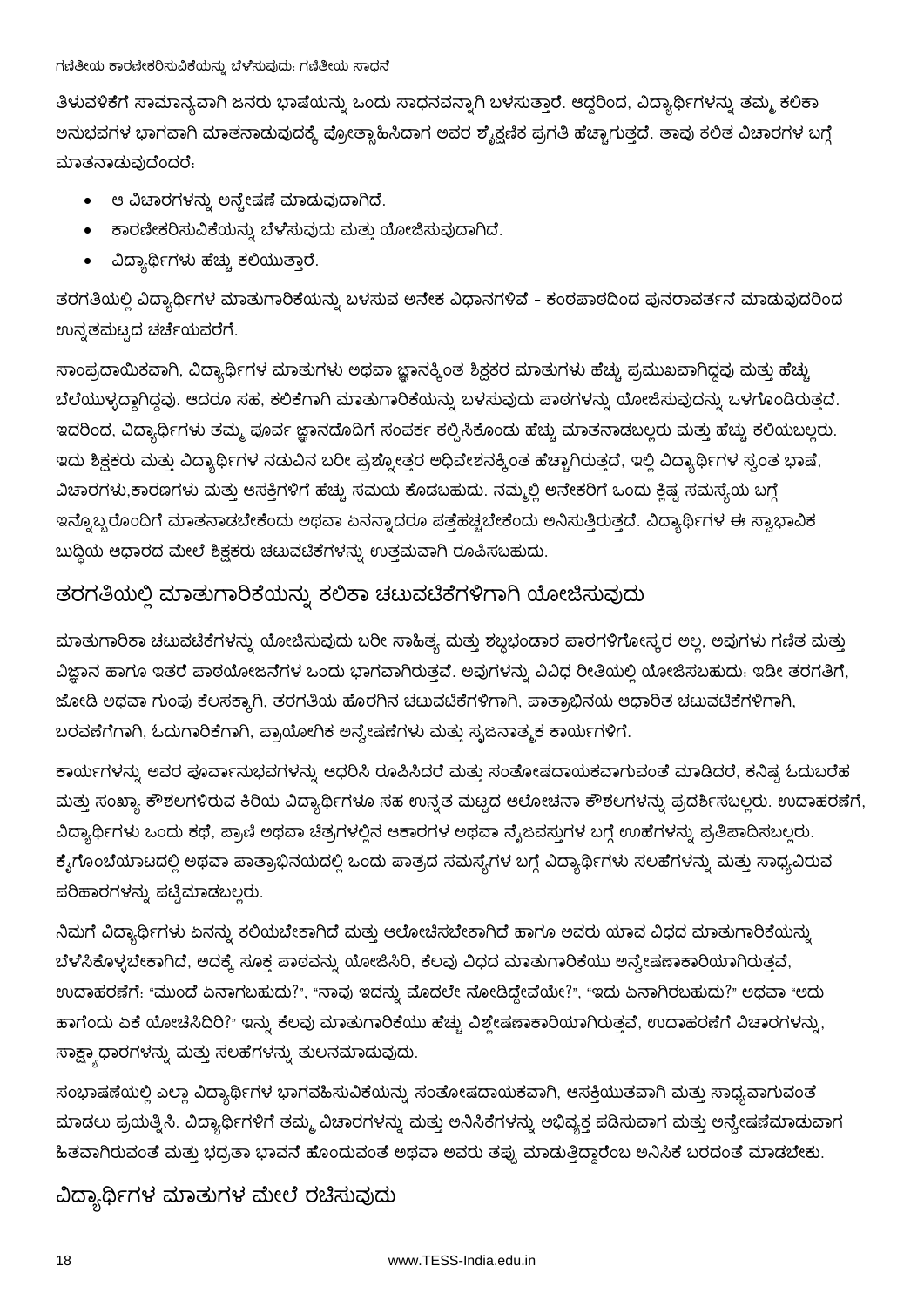ತಿಳುವಳಿಕೆಗೆ ಸಾಮಾನ್ಯವಾಗಿ ಜನರು ಭಾಷೆಯನ್ನು ಒಂದು ಸಾಧನವನ್ನಾಗಿ ಬಳಸುತ್ತಾರೆ. ಆದ್ದರಿಂದ, ವಿದ್ಯಾರ್ಥಿಗಳನ್ನು ತಮ್ಮ ಕಲಿಕಾ ಅನುಭವಗಳ ಭಾಗವಾಗಿ ಮಾತನಾಡುವುದಕ್ಕೆ ಪ್ರೋತ್ಸಾಹಿಸಿದಾಗ ಅವರ ಶೈಕ್ಷಣಿಕ ಪ್ರಗತಿ ಹೆಚ್ಚಾಗುತ್ತದೆ. ತಾವು ಕಲಿತ ವಿಚಾರಗಳ ಬಗ್ಗೆ ಮಾತನಾಡುವುದೆಂದರೆ:

- ಆ ವಿಚಾರಗಳನ್ನು ಅನ್ವೇಷಣೆ ಮಾಡುವುದಾಗಿದೆ.
- ಕಾರಣೀಕರಿಸುವಿಕೆಯನ್ನು ಬೆಳೆಸುವುದು ಮತ್ತು ಯೋಜಿಸುವುದಾಗಿದೆ.
- ವಿದ್ಯಾರ್ಥಿಗಳು ಹೆಚ್ಚು ಕಲಿಯುತ್ತಾರೆ.

ತರಗತಿಯಲ್ಲಿ ವಿದ್ಯಾರ್ಥಿಗಳ ಮಾತುಗಾರಿಕೆಯನ್ನು ಬಳಸುವ ಅನೇಕ ವಿಧಾನಗಳಿವೆ - ಕಂಠಪಾಠದಿಂದ ಪುನರಾವರ್ತನೆ ಮಾಡುವುದರಿಂದ ಉನ್ನತಮಟ್ಟದ ಚರ್ಚೆಯವರೆಗೆ.

ಸಾಂಪ್ರದಾಯಿಕವಾಗಿ, ವಿದ್ಯಾರ್ಥಿಗಳ ಮಾತುಗಳು ಅಥವಾ ಜ್ಞಾನಕ್ಕಿಂತ ಶಿಕ್ಷಕರ ಮಾತುಗಳು ಹೆಚ್ಚು ಪ್ರಮುಖವಾಗಿದ್ದವು ಮತ್ತು ಹೆಚ್ಚು ಬೆಲೆಯುಳ್ಳದ್ದಾಗಿದ್ದವು. ಆದರೂ ಸಹ, ಕಲಿಕೆಗಾಗಿ ಮಾತುಗಾರಿಕೆಯನ್ನು ಬಳಸುವುದು ಪಾಠಗಳನ್ನು ಯೋಜಿಸುವುದನ್ನು ಒಳಗೊಂಡಿರುತ್ತದೆ. ಇದರಿಂದ, ವಿದ್ಯಾರ್ಥಿಗಳು ತಮ್ಮ ಪೂರ್ವ ಜ್ಞಾನದೊದಿಗೆ ಸಂಪರ್ಕ ಕಲ್ಪಿಸಿಕೊಂಡು ಹೆಚ್ಚು ಮಾತನಾಡಬಲ್ಲರು ಮತ್ತು ಹೆಚ್ಚು ಕಲಿಯಬಲ್ಲರು. ಇದು ಶಿಕ್ಷಕರು ಮತ್ತು ವಿದ್ಯಾರ್ಥಿಗಳ ನಡುವಿನ ಬರೀ ಪ್ರಶ್ನೋತ್ತರ ಅಧಿವೇಶನಕ್ಕಿಂತ ಹೆಚ್ಚಾಗಿರುತ್ತದೆ, ಇಲ್ಲಿ ವಿದ್ಯಾರ್ಥಿಗಳ ಸ್ವಂತ ಭಾಷೆ, ವಿಚಾರಗಳು,ಕಾರಣಗಳು ಮತ್ತು ಆಸಕ್ತಿಗಳಿಗೆ ಹೆಚ್ಚು ಸಮಯ ಕೊಡಬಹುದು. ನಮ್ಮಲ್ಲಿ ಅನೇಕರಿಗೆ ಒಂದು ಕ್ಲಿಷ್ಟ ಸಮಸ್ಯೆಯ ಬಗ್ಗೆ ಇನ್ನೊಬ್ಬರೊಂದಿಗೆ ಮಾತನಾಡಬೇಕೆಂದು ಅಥವಾ ಏನನ್ನಾದರೂ ಪತ್ತೆಹಚ್ಚಬೇಕೆಂದು ಅನಿಸುತ್ತಿರುತ್ತದೆ. ವಿದ್ಯಾರ್ಥಿಗಳ ಈ ಸ್ವಾಭಾವಿಕ ಬುದ್ಧಿಯ ಆಧಾರದ ಮೇಲೆ ಶಿಕ್ಷಕರು ಚಟುವಟಿಕೆಗಳನ್ನು ಉತ್ತಮವಾಗಿ ರೂಪಿಸಬಹುದು.

## ತರಗತಿಯಲ್ಲಿ ಮಾತುಗಾರಿಕೆಯನ್ನು ಕಲಿಕಾ ಚಟುವಟಿಕೆಗಳಿಗಾಗಿ ಯೋಜಿಸುವುದು

ಮಾತುಗಾರಿಕಾ ಚಟುವಟಿಕೆಗಳನ್ನು ಯೋಜಿಸುವುದು ಬರೀ ಸಾಹಿತ್ಯ ಮತ್ತು ಶಬ್ದಭಂಡಾರ ಪಾಠಗಳಿಗೋಸ್ಕರ ಅಲ್ಲ, ಅವುಗಳು ಗಣಿತ ಮತ್ತು ವಿಜ್ಞಾನ ಹಾಗೂ ಇತರೆ ಪಾಠಯೋಜನೆಗಳ ಒಂದು ಭಾಗವಾಗಿರುತ್ತವೆ. ಅವುಗಳನ್ನು ವಿವಿಧ ರೀತಿಯಲ್ಲಿ ಯೋಜಿಸಬಹುದು: ಇಡೀ ತರಗತಿಗೆ, ಜೋಡಿ ಅಥವಾ ಗುಂಪು ಕೆಲಸಕ್ಕಾಗಿ, ತರಗತಿಯ ಹೊರಗಿನ ಚಟುವಟಿಕೆಗಳಿಗಾಗಿ, ಪಾತ್ರಾಭಿನಯ ಆಧಾರಿತ ಚಟುವಟಿಕೆಗಳಿಗಾಗಿ, ಬರವಣಿಗೆಗಾಗಿ, ಓದುಗಾರಿಕೆಗಾಗಿ, ಪ್ರಾಯೋಗಿಕ ಅನ್ವೇಷಣೆಗಳು ಮತ್ತು ಸೃಜನಾತ್ಮಕ ಕಾರ್ಯಗಳಿಗೆ.

ಕಾರ್ಯಗಳನ್ನು ಅವರ ಪೂರ್ವಾನುಭವಗಳನ್ನು ಆಧರಿಸಿ ರೂಪಿಸಿದರೆ ಮತ್ತು ಸಂತೋಷದಾಯಕವಾಗುವಂತೆ ಮಾಡಿದರೆ, ಕನಿಷ್ಠ ಓದುಬರೆಹ ಮತ್ತು ಸಂಖ್ಯಾ ಕೌಶಲಗಳಿರುವ ಕಿರಿಯ ವಿದ್ಯಾರ್ಥಿಗಳೂ ಸಹ ಉನ್ನತ ಮಟ್ಟದ ಆಲೋಚನಾ ಕೌಶಲಗಳನ್ನು ಪ್ರದರ್ಶಿಸಬಲ್ಲರು. ಉದಾಹರಣೆಗೆ, ವಿದ್ಯಾರ್ಥಿಗಳು ಒಂದು ಕಥೆ, ಪ್ರಾಣಿ ಅಥವಾ ಚಿತ್ರಗಳಲ್ಲಿನ ಆಕಾರಗಳ ಅಥವಾ ನೈಜವಸ್ತುಗಳ ಬಗ್ಗೆ ಊಹೆಗಳನ್ನು ಪ್ರತಿಪಾದಿಸಬಲ್ಲರು. ಕೈಗೊಂಬೆಯಾಟದಲ್ಲಿ ಅಥವಾ ಪಾತ್ರಾಭಿನಯದಲ್ಲಿ ಒಂದು ಪಾತ್ರದ ಸಮಸ್ಯೆಗಳ ಬಗ್ಗೆ ವಿದ್ಯಾರ್ಥಿಗಳು ಸಲಹೆಗಳನ್ನು ಮತ್ತು ಸಾಧ್ಯವಿರುವ ಪರಿಹಾರಗಳನ್ನು ಪಟ್ಟಿಮಾಡಬಲ್ಲರು.

ನಿಮಗೆ ವಿದ್ಯಾರ್ಥಿಗಳು ಏನನ್ನು ಕಲಿಯಬೇಕಾಗಿದೆ ಮತ್ತು ಆಲೋಚಿಸಬೇಕಾಗಿದೆ ಹಾಗೂ ಅವರು ಯಾವ ವಿಧದ ಮಾತುಗಾರಿಕೆಯನ್ನು ಬೆಳೆಸಿಕೊಳ್ಳಬೇಕಾಗಿದೆ, ಅದಕ್ಕೆ ಸೂಕ್ತ ಪಾಠವನ್ನು ಯೋಜಿಸಿರಿ, ಕೆಲವು ವಿಧದ ಮಾತುಗಾರಿಕೆಯು ಅನ್ವೇಷಣಾಕಾರಿಯಾಗಿರುತ್ತವೆ, ಉದಾಹರಣೆಗೆ: "ಮುಂದೆ ಏನಾಗಬಹುದು?", "ನಾವು ಇದನ್ನು ಮೊದಲೇ ನೋಡಿದ್ದೇವೆಯೇ?", "ಇದು ಏನಾಗಿರಬಹುದು?" ಅಥವಾ "ಅದು ಹಾಗೆಂದು ಏಕೆ ಯೋಚಿಸಿದಿರಿ?" ಇನ್ನು ಕೆಲವು ಮಾತುಗಾರಿಕೆಯು ಹೆಚ್ಚು ವಿಶ್ಲೇಷಣಾಕಾರಿಯಾಗಿರುತ್ತವೆ, ಉದಾಹರಣೆಗೆ ವಿಚಾರಗಳನ್ನು, ಸಾಕ್ಷ್ಯಾಧಾರಗಳನ್ನು ಮತ್ತು ಸಲಹೆಗಳನ್ನು ತುಲನಮಾಡುವುದು.

ಸಂಭಾಷಣೆಯಲ್ಲಿ ಎಲ್ಲಾ ವಿದ್ಯಾರ್ಥಿಗಳ ಭಾಗವಹಿಸುವಿಕೆಯನ್ನು ಸಂತೋಷದಾಯಕವಾಗಿ, ಆಸಕ್ತಿಯುತವಾಗಿ ಮತ್ತು ಸಾಧ್ಯವಾಗುವಂತೆ ಮಾಡಲು ಪ್ರಯತ್ನಿಸಿ. ವಿದ್ಯಾರ್ಥಿಗಳಿಗೆ ತಮ್ಮ ವಿಚಾರಗಳನ್ನು ಮತ್ತು ಅನಿಸಿಕೆಗಳನ್ನು ಅಭಿವ್ಯಕ್ತ ಪಡಿಸುವಾಗ ಮತ್ತು ಅನ್ವೇಷಣೆಮಾಡುವಾಗ ಹಿತವಾಗಿರುವಂತೆ ಮತ್ತು ಭದ್ರತಾ ಭಾವನೆ ಹೊಂದುವಂತೆ ಅಥವಾ ಅವರು ತಪ್ಪು ಮಾಡುತ್ತಿದ್ದಾರೆಂಬ ಅನಿಸಿಕೆ ಬರದಂತೆ ಮಾಡಬೇಕು.

## ವಿದ್ಯಾರ್ಥಿಗಳ ಮಾತುಗಳ ಮೇಲೆ ರಚಿಸುವುದು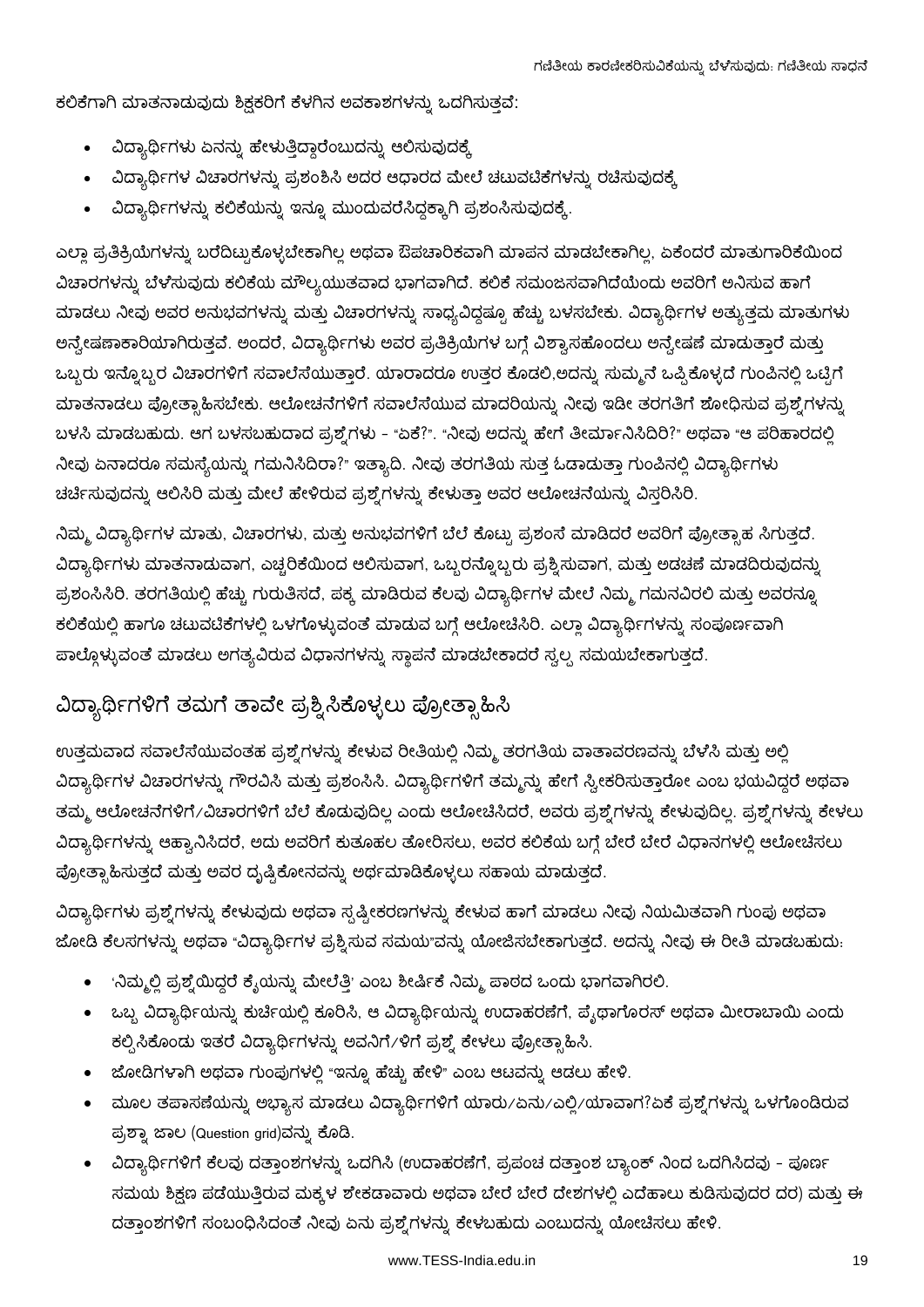ಕಲಿಕೆಗಾಗಿ ಮಾತನಾಡುವುದು ಶಿಕ್ಷಕರಿಗೆ ಕೆಳಗಿನ ಅವಕಾಶಗಳನ್ನು ಒದಗಿಸುತ್ತವೆ:

- ವಿದ್ಯಾರ್ಥಿಗಳು ಏನನ್ನು ಹೇಳುತ್ತಿದ್ದಾರೆಂಬುದನ್ನು ಆಲಿಸುವುದಕ್ಕೆ
- ವಿದ್ಯಾರ್ಥಿಗಳ ವಿಚಾರಗಳನ್ನು ಪ್ರಶಂಶಿಸಿ ಅದರ ಆಧಾರದ ಮೇಲೆ ಚಟುವಟಿಕೆಗಳನ್ನು ರಚಿಸುವುದಕ್ಕೆ
- ವಿದ್ಯಾರ್ಥಿಗಳನ್ನು ಕಲಿಕೆಯನ್ನು ಇನ್ನೂ ಮುಂದುವರೆಸಿದ್ದಕ್ಕಾಗಿ ಪ್ರಶಂಸಿಸುವುದಕ್ಕೆ.

ಎಲ್ಲಾ ಪ್ರತಿಕ್ರಿಯೆಗಳನ್ನು ಬರೆದಿಟ್ಟುಕೊಳ್ಳಬೇಕಾಗಿಲ್ಲ ಅಥವಾ ಔಪಚಾರಿಕವಾಗಿ ಮಾಪನ ಮಾಡಬೇಕಾಗಿಲ್ಲ, ಏಕೆಂದರೆ ಮಾತುಗಾರಿಕೆಯಿಂದ ವಿಚಾರಗಳನ್ನು ಬೆಳೆಸುವುದು ಕಲಿಕೆಯ ಮೌಲ್ಯಯುತವಾದ ಭಾಗವಾಗಿದೆ. ಕಲಿಕೆ ಸಮಂಜಸವಾಗಿದೆಯೆಂದು ಅವರಿಗೆ ಅನಿಸುವ ಹಾಗೆ ಮಾಡಲು ನೀವು ಅವರ ಅನುಭವಗಳನ್ನು ಮತ್ತು ವಿಚಾರಗಳನ್ನು ಸಾಧ್ಯವಿದ್ದಷ್ಟೂ ಹೆಚ್ಚು ಬಳಸಬೇಕು. ವಿದ್ಯಾರ್ಥಿಗಳ ಅತ್ಯುತ್ತಮ ಮಾತುಗಳು ಅನ್ವೇಷಣಾಕಾರಿಯಾಗಿರುತ್ತವೆ. ಅಂದರೆ, ವಿದ್ಯಾರ್ಥಿಗಳು ಅವರ ಪ್ರತಿಕ್ರಿಯೆಗಳ ಬಗ್ಗೆ ವಿಶ್ವಾಸಹೊಂದಲು ಅನ್ವೇಷಣೆ ಮಾಡುತ್ತಾರೆ ಮತ್ತು ಒಬ್ಬರು ಇನ್ನೊಬ್ಬರ ವಿಚಾರಗಳಿಗೆ ಸವಾಲೆಸೆಯುತ್ತಾರೆ. ಯಾರಾದರೂ ಉತ್ತರ ಕೊಡಲಿ,ಅದನ್ನು ಸುಮ್ಮನೆ ಒಪ್ಪಿಕೊಳ್ಳದೆ ಗುಂಪಿನಲ್ಲಿ ಒಟ್ಟಿಗೆ ಮಾತನಾಡಲು ಪ್ರೋತ್ಸಾಹಿಸಬೇಕು. ಆಲೋಚನೆಗಳಿಗೆ ಸವಾಲೆಸೆಯುವ ಮಾದರಿಯನ್ನು ನೀವು ಇಡೀ ತರಗತಿಗೆ ಶೋಧಿಸುವ ಪ್ರಶ್ನೆಗಳನ್ನು ಬಳಸಿ ಮಾಡಬಹುದು. ಆಗ ಬಳಸಬಹುದಾದ ಪ್ರಶ್ನೆಗಳು - "ಏಕೆ?". "ನೀವು ಅದನ್ನು ಹೇಗೆ ತೀರ್ಮಾನಿಸಿದಿರಿ?" ಅಥವಾ "ಆ ಪರಿಹಾರದಲ್ಲಿ ನೀವು ಏನಾದರೂ ಸಮಸ್ಯೆಯನ್ನು ಗಮನಿಸಿದಿರಾ?" ಇತ್ಯಾದಿ. ನೀವು ತರಗತಿಯ ಸುತ್ತ ಓಡಾಡುತ್ತಾ ಗುಂಪಿನಲ್ಲಿ ವಿದ್ಯಾರ್ಥಿಗಳು ಚರ್ಚಿಸುವುದನ್ನು ಆಲಿಸಿರಿ ಮತ್ತು ಮೇಲೆ ಹೇಳಿರುವ ಪ್ರಶ್ನೆಗಳನ್ನು ಕೇಳುತ್ತಾ ಅವರ ಆಲೋಚನೆಯನ್ನು ವಿಸ್ತರಿಸಿರಿ.

ನಿಮ್ಮ ವಿದ್ಯಾರ್ಥಿಗಳ ಮಾತು, ವಿಚಾರಗಳು, ಮತ್ತು ಅನುಭವಗಳಿಗೆ ಬೆಲೆ ಕೊಟ್ಟು ಪ್ರಶಂಸೆ ಮಾಡಿದರೆ ಅವರಿಗೆ ಪ್ರೋತ್ಸಾಹ ಸಿಗುತ್ತದೆ. ವಿದ್ಯಾರ್ಥಿಗಳು ಮಾತನಾಡುವಾಗ, ಎಚ್ಚರಿಕೆಯಿಂದ ಆಲಿಸುವಾಗ, ಒಬ್ಬರನ್ನೊಬ್ಬರು ಪ್ರಶ್ನಿಸುವಾಗ, ಮತ್ತು ಅಡಚಣೆ ಮಾಡದಿರುವುದನ್ನು ಪ್ರಶಂಸಿಸಿರಿ. ತರಗತಿಯಲ್ಲಿ ಹೆಚ್ಚು ಗುರುತಿಸದೆ, ಪಕ್ಕ ಮಾಡಿರುವ ಕೆಲವು ವಿದ್ಯಾರ್ಥಿಗಳ ಮೇಲೆ ನಿಮ್ಮ ಗಮನವಿರಲಿ ಮತ್ತು ಅವರನ್ನೂ ಕಲಿಕೆಯಲ್ಲಿ ಹಾಗೂ ಚಟುವಟಿಕೆಗಳಲ್ಲಿ ಒಳಗೊಳ್ಳುವಂತೆ ಮಾಡುವ ಬಗ್ಗೆ ಆಲೋಚಿಸಿರಿ. ಎಲ್ಲಾ ವಿದ್ಯಾರ್ಥಿಗಳನ್ನು ಸಂಪೂರ್ಣವಾಗಿ ಪಾಲ್ಗೊಳ್ಳುವಂತೆ ಮಾಡಲು ಅಗತ್ಯವಿರುವ ವಿಧಾನಗಳನ್ನು ಸ್ಥಾಪನೆ ಮಾಡಬೇಕಾದರೆ ಸ್ವಲ್ಪ ಸಮಯಬೇಕಾಗುತ್ತದೆ.

## ವಿದ್ಯಾರ್ಥಿಗಳಿಗೆ ತಮಗೆ ತಾವೇ ಪ್ರಶ್ನಿಸಿಕೊಳ್ಳಲು ಪ್ರೋತ್ಸಾಹಿಸಿ

ಉತ್ತಮವಾದ ಸವಾಲೆಸೆಯುವಂತಹ ಪ್ರಶ್ನೆಗಳನ್ನು ಕೇಳುವ ರೀತಿಯಲ್ಲಿ ನಿಮ್ಮ ತರಗತಿಯ ವಾತಾವರಣವನ್ನು ಬೆಳೆಸಿ ಮತ್ತು ಅಲ್ಲಿ ವಿದ್ಯಾರ್ಥಿಗಳ ವಿಚಾರಗಳನ್ನು ಗೌರವಿಸಿ ಮತ್ತು ಪ್ರಶಂಸಿಸಿ. ವಿದ್ಯಾರ್ಥಿಗಳಿಗೆ ತಮ್ಮನ್ನು ಹೇಗೆ ಸ್ವೀಕರಿಸುತ್ತಾರೋ ಎಂಬ ಭಯವಿದ್ದರೆ ಅಥವಾ ತಮ್ಮ ಆಲೋಚನೆಗಳಿಗೆ/ವಿಚಾರಗಳಿಗೆ ಬೆಲೆ ಕೊಡುವುದಿಲ್ಲ ಎಂದು ಆಲೋಚಿಸಿದರೆ, ಅವರು ಪ್ರಶ್ನೆಗಳನ್ನು ಕೇಳುವುದಿಲ್ಲ. ಪ್ರಶ್ನೆಗಳನ್ನು ಕೇಳಲು ವಿದ್ಯಾರ್ಥಿಗಳನ್ನು ಆಹ್ವಾನಿಸಿದರೆ, ಅದು ಅವರಿಗೆ ಕುತೂಹಲ ತೋರಿಸಲು, ಅವರ ಕಲಿಕೆಯ ಬಗ್ಗೆ ಬೇರೆ ಬೇರೆ ವಿಧಾನಗಳಲ್ಲಿ ಆಲೋಚಿಸಲು ಪ್ರೋತ್ಸಾಹಿಸುತ್ತದೆ ಮತ್ತು ಅವರ ದೃಷ್ಟಿಕೋನವನ್ನು ಅರ್ಥಮಾಡಿಕೊಳ್ಳಲು ಸಹಾಯ ಮಾಡುತ್ತದೆ.

ವಿದ್ಯಾರ್ಥಿಗಳು ಪ್ರಶ್ನೆಗಳನ್ನು ಕೇಳುವುದು ಅಥವಾ ಸ್ಪಷ್ಟೀಕರಣಗಳನ್ನು ಕೇಳುವ ಹಾಗೆ ಮಾಡಲು ನೀವು ನಿಯಮಿತವಾಗಿ ಗುಂಪು ಅಥವಾ ಜೋಡಿ ಕೆಲಸಗಳನ್ನು ಅಥವಾ "ವಿದ್ಯಾರ್ಥಿಗಳ ಪ್ರಶ್ನಿಸುವ ಸಮಯ"ವನ್ನು ಯೋಜಿಸಬೇಕಾಗುತ್ತದೆ. ಅದನ್ನು ನೀವು ಈ ರೀತಿ ಮಾಡಬಹುದು:

- 'ನಿಮ್ಮಲ್ಲಿ ಪ್ರಶ್ನೆಯಿದ್ದರೆ ಕೈಯನ್ನು ಮೇಲೆತ್ತಿ' ಎಂಬ ಶೀರ್ಷಿಕೆ ನಿಮ್ಮ ಪಾಠದ ಒಂದು ಭಾಗವಾಗಿರಲಿ.
- ಒಬ್ಬ ವಿದ್ಯಾರ್ಥಿಯನ್ನು ಕುರ್ಚಿಯಲ್ಲಿ ಕೂರಿಸಿ, ಆ ವಿದ್ಯಾರ್ಥಿಯನ್ನು ಉದಾಹರಣೆಗೆ, ಪೈಥಾಗೊರಸ್ ಅಥವಾ ಮೀರಾಬಾಯಿ ಎಂದು ಕಲ್ಪಿಸಿಕೊಂಡು ಇತರೆ ವಿದ್ಯಾರ್ಥಿಗಳನ್ನು ಅವನಿಗೆ/ಳಿಗೆ ಪ್ರಶ್ನೆ ಕೇಳಲು ಪ್ರೋತ್ಸಾಹಿಸಿ.
- ಜೋಡಿಗಳಾಗಿ ಅಥವಾ ಗುಂಪುಗಳಲ್ಲಿ "ಇನ್ನೂ ಹೆಚ್ಚು ಹೇಳಿ" ಎಂಬ ಆಟವನ್ನು ಆಡಲು ಹೇಳಿ.
- ಮೂಲ ತಪಾಸಣೆಯನ್ನು ಅಭ್ಯಾಸ ಮಾಡಲು ವಿದ್ಯಾರ್ಥಿಗಳಿಗೆ ಯಾರು/ಏನು/ಎಲ್ಲಿ/ಯಾವಾಗ?ಏಕೆ ಪ್ರಶ್ನೆಗಳನ್ನು ಒಳಗೊಂಡಿರುವ ಪ್ರಶ್ನಾ ಜಾಲ (Question grid)ವನ್ನು ಕೊಡಿ.
- ವಿದ್ಯಾರ್ಥಿಗಳಿಗೆ ಕೆಲವು ದತ್ತಾಂಶಗಳನ್ನು ಒದಗಿಸಿ (ಉದಾಹರಣೆಗೆ, ಪ್ರಪಂಚ ದತ್ತಾಂಶ ಬ್ಯಾಂಕ್ ನಿಂದ ಒದಗಿಸಿದವು - ಪೂರ್ಣ ಸಮಯ ಶಿಕ್ಷಣ ಪಡೆಯುತ್ತಿರುವ ಮಕ್ಕಳ ಶೇಕಡಾವಾರು ಅಥವಾ ಬೇರೆ ಬೇರೆ ದೇಶಗಳಲ್ಲಿ ಎದೆಹಾಲು ಕುಡಿಸುವುದರ ದರ) ಮತ್ತು ಈ ದತ್ತಾಂಶಗಳಿಗೆ ಸಂಬಂಧಿಸಿದಂತೆ ನೀವು ಏನು ಪ್ರಶ್ನೆಗಳನ್ನು ಕೇಳಬಹುದು ಎಂಬುದನ್ನು ಯೋಚಿಸಲು ಹೇಳಿ.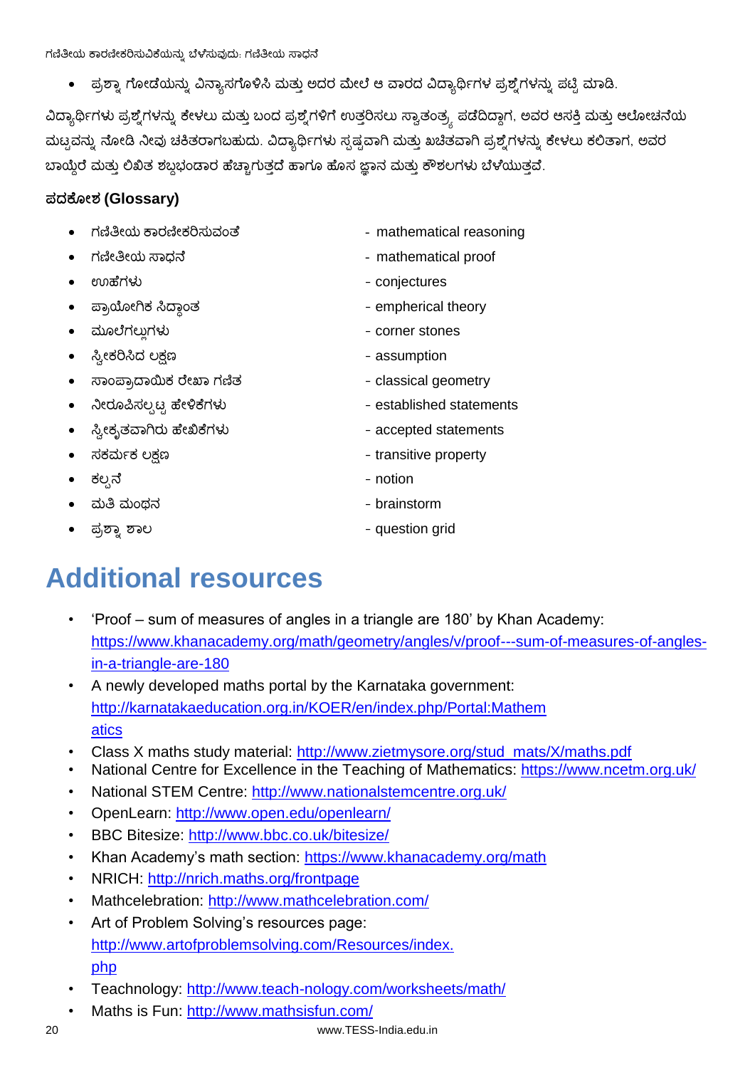- ಪ್ರಶ್ನಾ ಗೋಡೆಯನ್ನು ವಿನ್ಯಾಸಗೊಳಿಸಿ ಮತ್ತು ಅದರ ಮೇಲೆ ಆ ವಾರದ ವಿದ್ಯಾರ್ಥಿಗಳ ಪ್ರಶ್ನೆಗಳನ್ನು ಪಟ್ಟಿ ಮಾಡಿ.

ವಿದ್ಯಾರ್ಥಿಗಳು ಪ್ರಶ್ನೆಗಳನ್ನು ಕೇಳಲು ಮತ್ತು ಬಂದ ಪ್ರಶ್ನೆಗಳಿಗೆ ಉತ್ತರಿಸಲು ಸ್ವಾತಂತ್ರ್ಯ ಪಡೆದಿದ್ದಾಗ, ಅವರ ಆಸಕ್ತಿ ಮತ್ತು ಆಲೋಚನೆಯ ಮಟ್ಟವನ್ನು ನೋಡಿ ನೀವು ಚಕಿತರಾಗಬಹುದು. ವಿದ್ಯಾರ್ಥಿಗಳು ಸ್ಪಷ್ಟವಾಗಿ ಮತ್ತು ಖಚಿತವಾಗಿ ಪ್ರಶ್ನೆಗಳನ್ನು ಕೇಳಲು ಕಲಿತಾಗ, ಅವರ ಬಾಯ್ದೆರೆ ಮತ್ತು ಲಿಖಿತ ಶಬ್ದಭಂಡಾರ ಹೆಚ್ಚಾಗುತ್ತದೆ ಹಾಗೂ ಹೊಸ ಜ್ಞಾನ ಮತ್ತು ಕೌಶಲಗಳು ಬೆಳೆಯುತ್ತವೆ.

### ಪದಕೋಶ (Glossary)

- ಗಣಿತೀಯ ಕಾರಣೀಕರಿಸುವಂತೆ - mathematical reasoning
- ಗಣೀತೀಯ ಸಾಧನೆ - mathematical proof
- ಊಹೆಗಳು - conjectures
- ಪ್ರಾಯೋಗಿಕ ಸಿದ್ಧಾಂತ - empherical theory
- ಮೂಲೆಗಲ್ಲುಗಳು - corner stones
- ಸ್ವೀಕರಿಸಿದ ಲಕ್ಷಣ - assumption
- ಸಾಂಪ್ರಾದಾಯಿಕ ರೇಖಾ ಗಣಿತ - classical geometry
- ನೀರೂಪಿಸಲ್ಪಟ್ಟ ಹೇಳಿಕೆಗಳು - established statements
- ಸ್ವೀಕೃತವಾಗಿರು ಹೇಳಿಕೆಗಳು - accepted statements
- ಸಕರ್ಮಕ ಲಕ್ಷಣ - transitive property
- ಕಲ್ಪನೆ - notion
- ಮತಿ ಮಂಥನ - brainstorm
- ಪ್ರಶ್ನಾ ಶಾಲ - question grid

# Additional resources

- 'Proof – sum of measures of angles in a triangle are 180' by Khan Academy: https://www.khanacademy.org/math/geometry/angles/v/proof---sum-of-measures-of-angles-in-a-triangle-are-180
- A newly developed maths portal by the Karnataka government: http://karnatakaeducation.org.in/KOER/en/index.php/Portal:Mathematics
- Class X maths study material: http://www.zietmysore.org/stud_mats/X/maths.pdf
- National Centre for Excellence in the Teaching of Mathematics: https://www.ncetm.org.uk/
- National STEM Centre: http://www.nationalstemcentre.org.uk/
- OpenLearn: http://www.open.edu/openlearn/
- BBC Bitesize: http://www.bbc.co.uk/bitesize/
- Khan Academy's math section: https://www.khanacademy.org/math
- NRICH: http://nrich.maths.org/frontpage
- Mathcelebration: http://www.mathcelebration.com/
- Art of Problem Solving's resources page: http://www.artofproblemsolving.com/Resources/index.php
- Teachnology: http://www.teach-nology.com/worksheets/math/
- Maths is Fun: http://www.mathsisfun.com/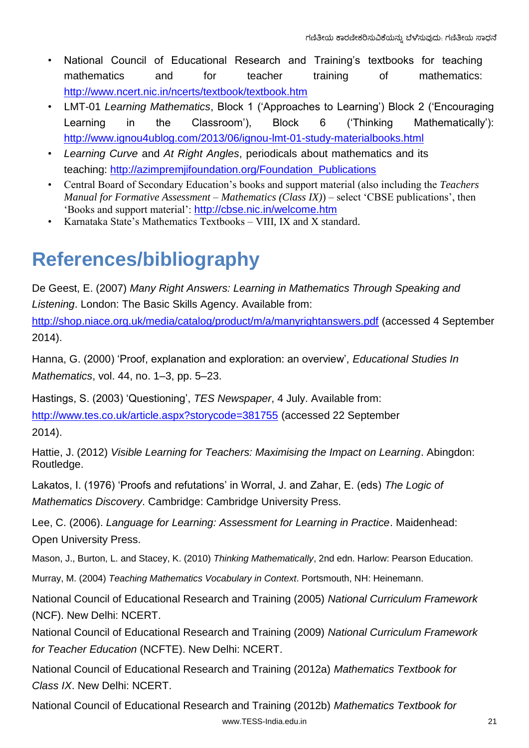- National Council of Educational Research and Training's textbooks for teaching mathematics and for teacher training of mathematics: http://www.ncert.nic.in/ncerts/textbook/textbook.htm
- LMT-01 *Learning Mathematics*, Block 1 ('Approaches to Learning') Block 2 ('Encouraging Learning in the Classroom'), Block 6 ('Thinking Mathematically'): http://www.ignou4ublog.com/2013/06/ignou-lmt-01-study-materialbooks.html
- *Learning Curve* and *At Right Angles*, periodicals about mathematics and its teaching: http://azimpremjifoundation.org/Foundation_Publications
- Central Board of Secondary Education's books and support material (also including the *Teachers Manual for Formative Assessment – Mathematics (Class IX)*) – select 'CBSE publications', then 'Books and support material': http://cbse.nic.in/welcome.htm
- Karnataka State's Mathematics Textbooks – VIII, IX and X standard.

# References/bibliography

De Geest, E. (2007) *Many Right Answers: Learning in Mathematics Through Speaking and Listening*. London: The Basic Skills Agency. Available from: http://shop.niace.org.uk/media/catalog/product/m/a/manyrightanswers.pdf (accessed 4 September 2014).

Hanna, G. (2000) 'Proof, explanation and exploration: an overview', *Educational Studies In Mathematics*, vol. 44, no. 1–3, pp. 5–23.

Hastings, S. (2003) 'Questioning', *TES Newspaper*, 4 July. Available from: http://www.tes.co.uk/article.aspx?storycode=381755 (accessed 22 September 2014).

Hattie, J. (2012) *Visible Learning for Teachers: Maximising the Impact on Learning*. Abingdon: Routledge.

Lakatos, I. (1976) 'Proofs and refutations' in Worral, J. and Zahar, E. (eds) *The Logic of Mathematics Discovery*. Cambridge: Cambridge University Press.

Lee, C. (2006). *Language for Learning: Assessment for Learning in Practice*. Maidenhead: Open University Press.

Mason, J., Burton, L. and Stacey, K. (2010) *Thinking Mathematically*, 2nd edn. Harlow: Pearson Education.

Murray, M. (2004) *Teaching Mathematics Vocabulary in Context*. Portsmouth, NH: Heinemann.

National Council of Educational Research and Training (2005) *National Curriculum Framework* (NCF). New Delhi: NCERT.

National Council of Educational Research and Training (2009) *National Curriculum Framework for Teacher Education* (NCFTE). New Delhi: NCERT.

National Council of Educational Research and Training (2012a) *Mathematics Textbook for Class IX*. New Delhi: NCERT.

National Council of Educational Research and Training (2012b) *Mathematics Textbook for*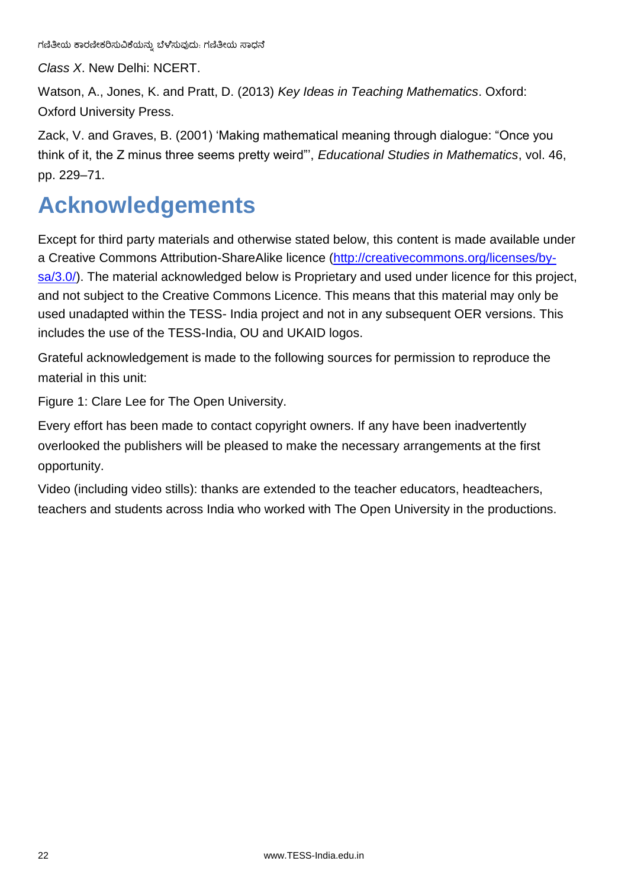*Class X*. New Delhi: NCERT.

Watson, A., Jones, K. and Pratt, D. (2013) *Key Ideas in Teaching Mathematics*. Oxford: Oxford University Press.

Zack, V. and Graves, B. (2001) 'Making mathematical meaning through dialogue: "Once you think of it, the Z minus three seems pretty weird"', *Educational Studies in Mathematics*, vol. 46, pp. 229–71.

# Acknowledgements

Except for third party materials and otherwise stated below, this content is made available under a Creative Commons Attribution-ShareAlike licence (http://creativecommons.org/licenses/by-sa/3.0/). The material acknowledged below is Proprietary and used under licence for this project, and not subject to the Creative Commons Licence. This means that this material may only be used unadapted within the TESS- India project and not in any subsequent OER versions. This includes the use of the TESS-India, OU and UKAID logos.

Grateful acknowledgement is made to the following sources for permission to reproduce the material in this unit:

Figure 1: Clare Lee for The Open University.

Every effort has been made to contact copyright owners. If any have been inadvertently overlooked the publishers will be pleased to make the necessary arrangements at the first opportunity.

Video (including video stills): thanks are extended to the teacher educators, headteachers, teachers and students across India who worked with The Open University in the productions.